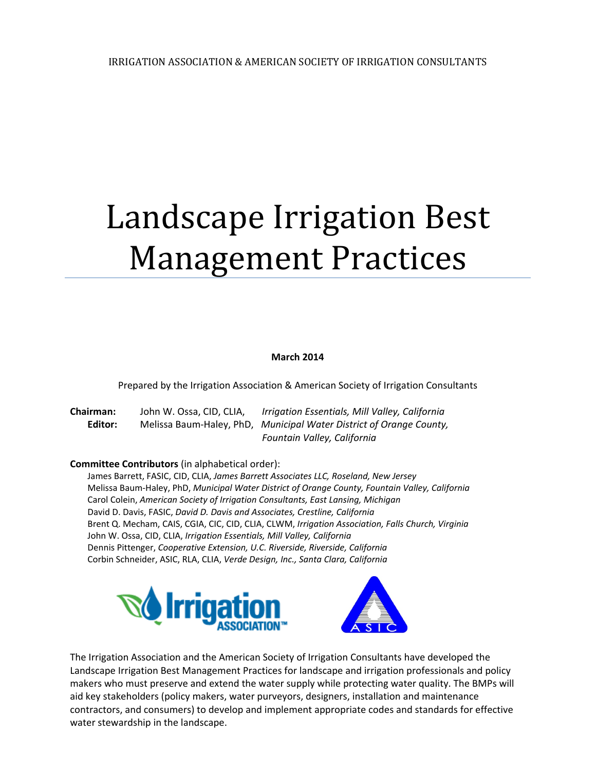IRRIGATION ASSOCIATION & AMERICAN SOCIETY OF IRRIGATION CONSULTANTS

# Landscape Irrigation Best Management Practices

**March 2014**

Prepared by the Irrigation Association & American Society of Irrigation Consultants

**Chairman:** John W. Ossa, CID, CLIA, *Irrigation Essentials, Mill Valley, California*
**Editor:** Melissa Baum-Haley, PhD, *Municipal Water District of Orange County, Fountain Valley, California*

**Committee Contributors** (in alphabetical order):

James Barrett, FASIC, CID, CLIA, *James Barrett Associates LLC, Roseland, New Jersey*
Melissa Baum-Haley, PhD, *Municipal Water District of Orange County, Fountain Valley, California*
Carol Colein, *American Society of Irrigation Consultants, East Lansing, Michigan*
David D. Davis, FASIC, *David D. Davis and Associates, Crestline, California*
Brent Q. Mecham, CAIS, CGIA, CIC, CID, CLIA, CLWM, *Irrigation Association, Falls Church, Virginia*
John W. Ossa, CID, CLIA, *Irrigation Essentials, Mill Valley, California*
Dennis Pittenger, *Cooperative Extension, U.C. Riverside, Riverside, California*
Corbin Schneider, ASIC, RLA, CLIA, *Verde Design, Inc., Santa Clara, California*

The Irrigation Association and the American Society of Irrigation Consultants have developed the Landscape Irrigation Best Management Practices for landscape and irrigation professionals and policy makers who must preserve and extend the water supply while protecting water quality. The BMPs will aid key stakeholders (policy makers, water purveyors, designers, installation and maintenance contractors, and consumers) to develop and implement appropriate codes and standards for effective water stewardship in the landscape.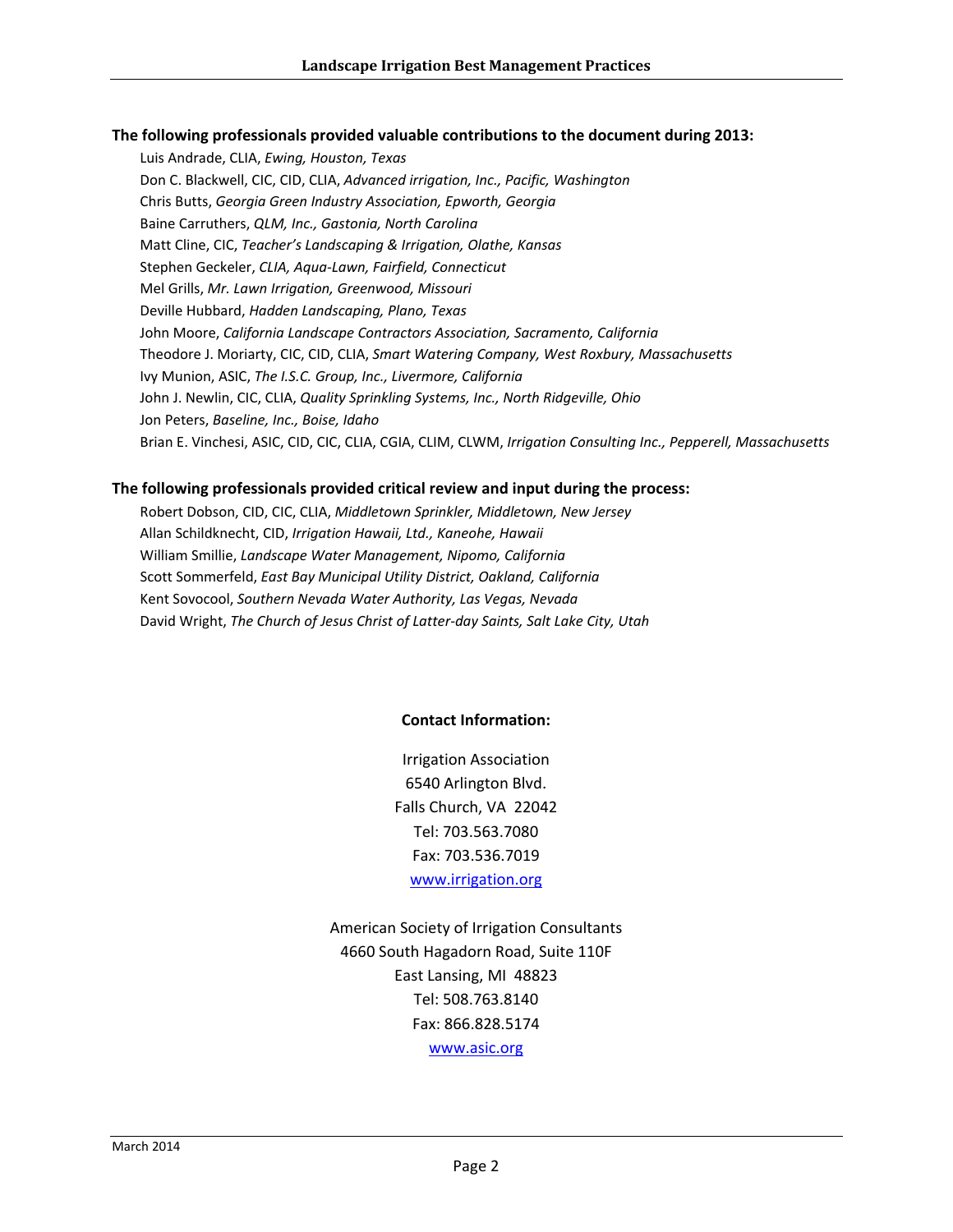**The following professionals provided valuable contributions to the document during 2013:**

Luis Andrade, CLIA, *Ewing, Houston, Texas*
Don C. Blackwell, CIC, CID, CLIA, *Advanced irrigation, Inc., Pacific, Washington*
Chris Butts, *Georgia Green Industry Association, Epworth, Georgia*
Baine Carruthers, *QLM, Inc., Gastonia, North Carolina*
Matt Cline, CIC, *Teacher's Landscaping & Irrigation, Olathe, Kansas*
Stephen Geckeler, *CLIA, Aqua-Lawn, Fairfield, Connecticut*
Mel Grills, *Mr. Lawn Irrigation, Greenwood, Missouri*
Deville Hubbard, *Hadden Landscaping, Plano, Texas*
John Moore, *California Landscape Contractors Association, Sacramento, California*
Theodore J. Moriarty, CIC, CID, CLIA, *Smart Watering Company, West Roxbury, Massachusetts*
Ivy Munion, ASIC, *The I.S.C. Group, Inc., Livermore, California*
John J. Newlin, CIC, CLIA, *Quality Sprinkling Systems, Inc., North Ridgeville, Ohio*
Jon Peters, *Baseline, Inc., Boise, Idaho*
Brian E. Vinchesi, ASIC, CID, CIC, CLIA, CGIA, CLIM, CLWM, *Irrigation Consulting Inc., Pepperell, Massachusetts*

**The following professionals provided critical review and input during the process:**

Robert Dobson, CID, CIC, CLIA, *Middletown Sprinkler, Middletown, New Jersey*
Allan Schildknecht, CID, *Irrigation Hawaii, Ltd., Kaneohe, Hawaii*
William Smillie, *Landscape Water Management, Nipomo, California*
Scott Sommerfeld, *East Bay Municipal Utility District, Oakland, California*
Kent Sovocool, *Southern Nevada Water Authority, Las Vegas, Nevada*
David Wright, *The Church of Jesus Christ of Latter-day Saints, Salt Lake City, Utah*

**Contact Information:**

Irrigation Association
6540 Arlington Blvd.
Falls Church, VA 22042
Tel: 703.563.7080
Fax: 703.536.7019
www.irrigation.org

American Society of Irrigation Consultants
4660 South Hagadorn Road, Suite 110F
East Lansing, MI 48823
Tel: 508.763.8140
Fax: 866.828.5174
www.asic.org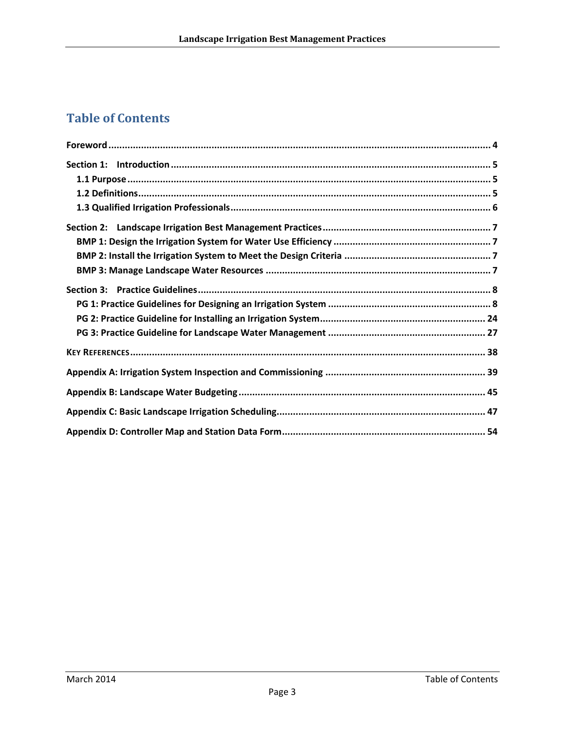# Table of Contents

**Foreword** ..... 4

**Section 1: Introduction** ..... 5

- **1.1 Purpose** ..... 5
- **1.2 Definitions** ..... 5
- **1.3 Qualified Irrigation Professionals** ..... 6

**Section 2: Landscape Irrigation Best Management Practices** ..... 7

- **BMP 1: Design the Irrigation System for Water Use Efficiency** ..... 7
- **BMP 2: Install the Irrigation System to Meet the Design Criteria** ..... 7
- **BMP 3: Manage Landscape Water Resources** ..... 7

**Section 3: Practice Guidelines** ..... 8

- **PG 1: Practice Guidelines for Designing an Irrigation System** ..... 8
- **PG 2: Practice Guideline for Installing an Irrigation System** ..... 24
- **PG 3: Practice Guideline for Landscape Water Management** ..... 27

**Key References** ..... 38

**Appendix A: Irrigation System Inspection and Commissioning** ..... 39

**Appendix B: Landscape Water Budgeting** ..... 45

**Appendix C: Basic Landscape Irrigation Scheduling** ..... 47

**Appendix D: Controller Map and Station Data Form** ..... 54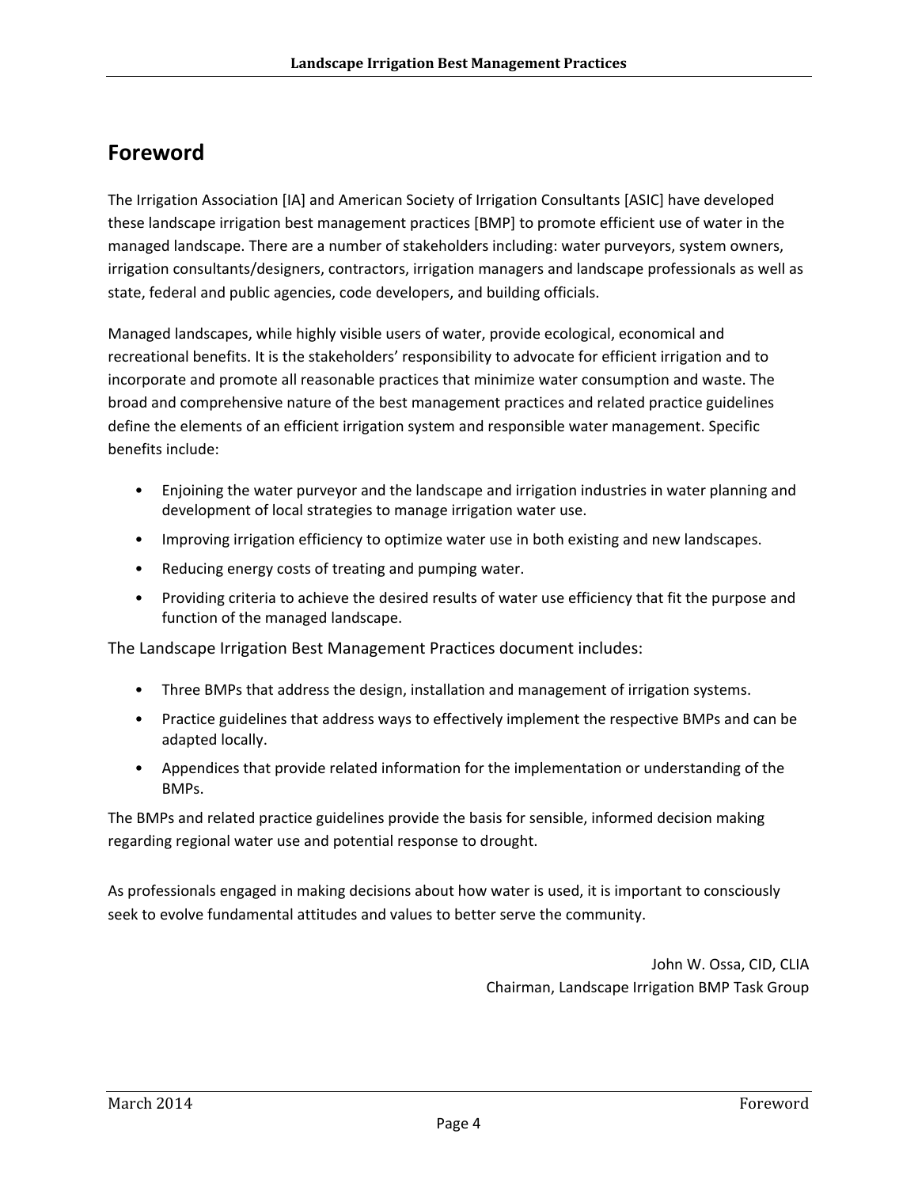## Foreword

The Irrigation Association [IA] and American Society of Irrigation Consultants [ASIC] have developed these landscape irrigation best management practices [BMP] to promote efficient use of water in the managed landscape. There are a number of stakeholders including: water purveyors, system owners, irrigation consultants/designers, contractors, irrigation managers and landscape professionals as well as state, federal and public agencies, code developers, and building officials.

Managed landscapes, while highly visible users of water, provide ecological, economical and recreational benefits. It is the stakeholders' responsibility to advocate for efficient irrigation and to incorporate and promote all reasonable practices that minimize water consumption and waste. The broad and comprehensive nature of the best management practices and related practice guidelines define the elements of an efficient irrigation system and responsible water management. Specific benefits include:

- Enjoining the water purveyor and the landscape and irrigation industries in water planning and development of local strategies to manage irrigation water use.
- Improving irrigation efficiency to optimize water use in both existing and new landscapes.
- Reducing energy costs of treating and pumping water.
- Providing criteria to achieve the desired results of water use efficiency that fit the purpose and function of the managed landscape.

The Landscape Irrigation Best Management Practices document includes:

- Three BMPs that address the design, installation and management of irrigation systems.
- Practice guidelines that address ways to effectively implement the respective BMPs and can be adapted locally.
- Appendices that provide related information for the implementation or understanding of the BMPs.

The BMPs and related practice guidelines provide the basis for sensible, informed decision making regarding regional water use and potential response to drought.

As professionals engaged in making decisions about how water is used, it is important to consciously seek to evolve fundamental attitudes and values to better serve the community.

John W. Ossa, CID, CLIA
Chairman, Landscape Irrigation BMP Task Group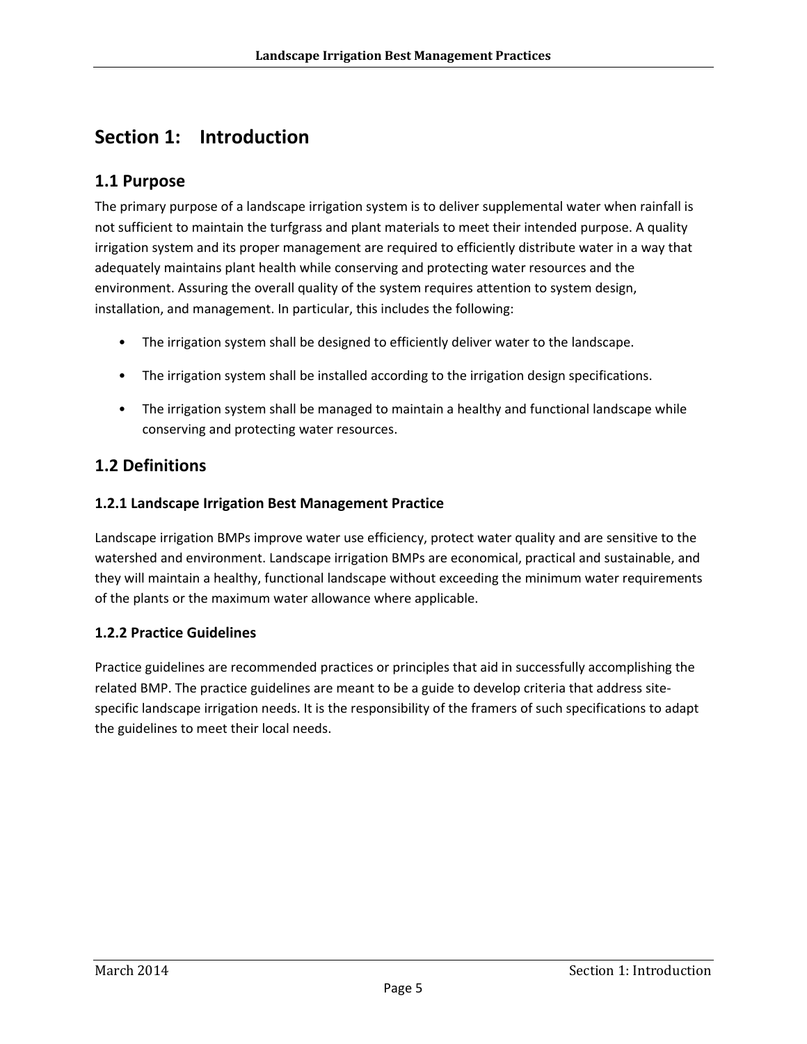# Section 1: Introduction

## 1.1 Purpose

The primary purpose of a landscape irrigation system is to deliver supplemental water when rainfall is not sufficient to maintain the turfgrass and plant materials to meet their intended purpose. A quality irrigation system and its proper management are required to efficiently distribute water in a way that adequately maintains plant health while conserving and protecting water resources and the environment. Assuring the overall quality of the system requires attention to system design, installation, and management. In particular, this includes the following:

- The irrigation system shall be designed to efficiently deliver water to the landscape.
- The irrigation system shall be installed according to the irrigation design specifications.
- The irrigation system shall be managed to maintain a healthy and functional landscape while conserving and protecting water resources.

## 1.2 Definitions

### 1.2.1 Landscape Irrigation Best Management Practice

Landscape irrigation BMPs improve water use efficiency, protect water quality and are sensitive to the watershed and environment. Landscape irrigation BMPs are economical, practical and sustainable, and they will maintain a healthy, functional landscape without exceeding the minimum water requirements of the plants or the maximum water allowance where applicable.

### 1.2.2 Practice Guidelines

Practice guidelines are recommended practices or principles that aid in successfully accomplishing the related BMP. The practice guidelines are meant to be a guide to develop criteria that address site-specific landscape irrigation needs. It is the responsibility of the framers of such specifications to adapt the guidelines to meet their local needs.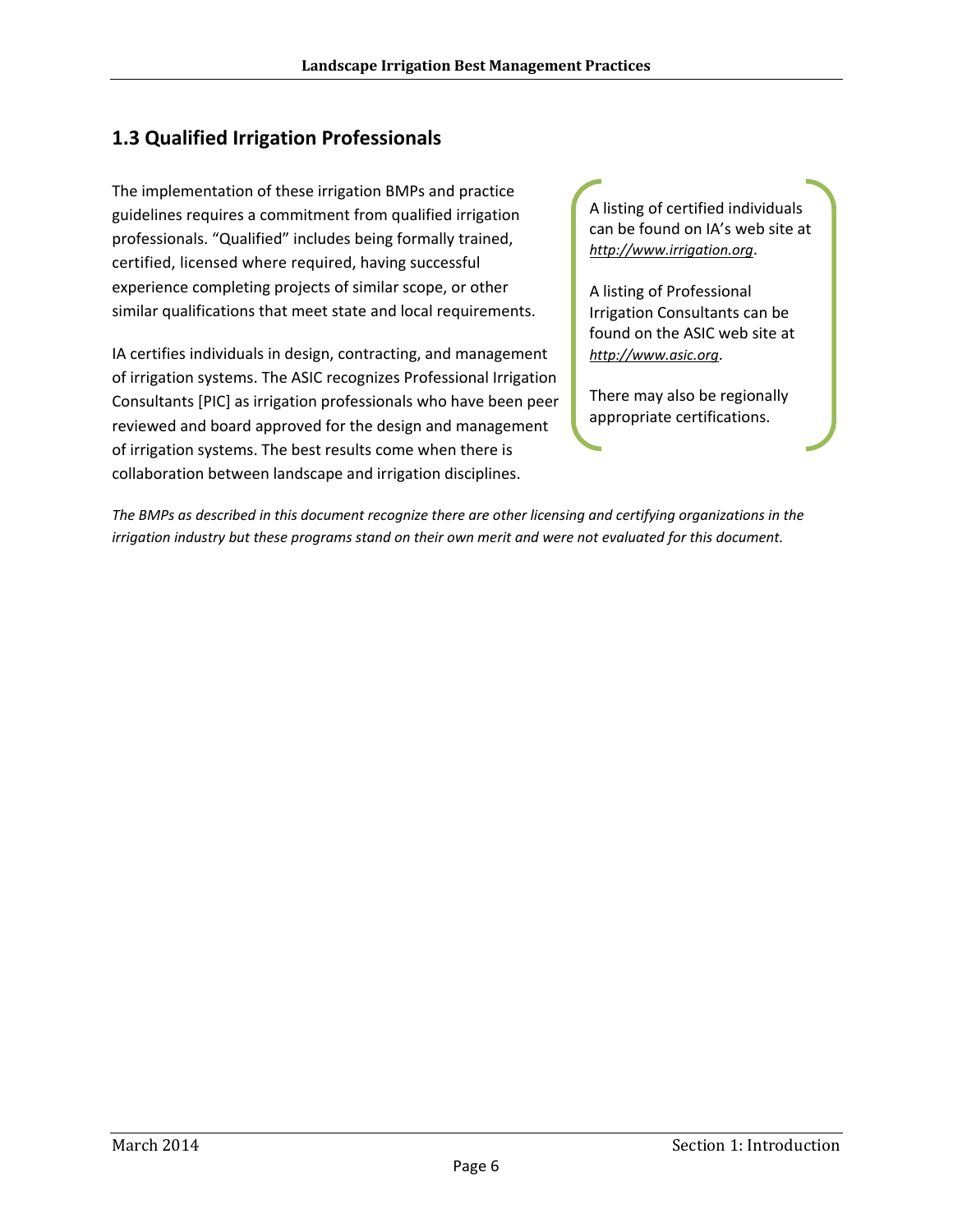## 1.3 Qualified Irrigation Professionals

The implementation of these irrigation BMPs and practice guidelines requires a commitment from qualified irrigation professionals. “Qualified” includes being formally trained, certified, licensed where required, having successful experience completing projects of similar scope, or other similar qualifications that meet state and local requirements.

IA certifies individuals in design, contracting, and management of irrigation systems. The ASIC recognizes Professional Irrigation Consultants [PIC] as irrigation professionals who have been peer reviewed and board approved for the design and management of irrigation systems. The best results come when there is collaboration between landscape and irrigation disciplines.

A listing of certified individuals can be found on IA’s web site at *http://www.irrigation.org*.

A listing of Professional Irrigation Consultants can be found on the ASIC web site at *http://www.asic.org*.

There may also be regionally appropriate certifications.

*The BMPs as described in this document recognize there are other licensing and certifying organizations in the irrigation industry but these programs stand on their own merit and were not evaluated for this document.*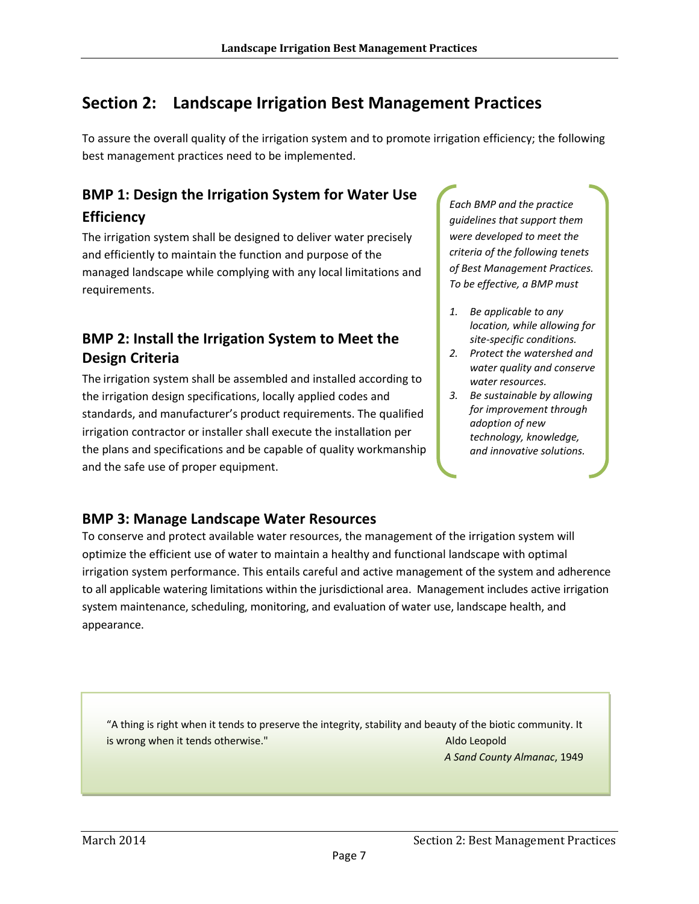## Section 2: Landscape Irrigation Best Management Practices

To assure the overall quality of the irrigation system and to promote irrigation efficiency; the following best management practices need to be implemented.

### BMP 1: Design the Irrigation System for Water Use Efficiency

The irrigation system shall be designed to deliver water precisely and efficiently to maintain the function and purpose of the managed landscape while complying with any local limitations and requirements.

### BMP 2: Install the Irrigation System to Meet the Design Criteria

The irrigation system shall be assembled and installed according to the irrigation design specifications, locally applied codes and standards, and manufacturer's product requirements. The qualified irrigation contractor or installer shall execute the installation per the plans and specifications and be capable of quality workmanship and the safe use of proper equipment.

*Each BMP and the practice guidelines that support them were developed to meet the criteria of the following tenets of Best Management Practices. To be effective, a BMP must*

1. *Be applicable to any location, while allowing for site-specific conditions.*
2. *Protect the watershed and water quality and conserve water resources.*
3. *Be sustainable by allowing for improvement through adoption of new technology, knowledge, and innovative solutions.*

### BMP 3: Manage Landscape Water Resources

To conserve and protect available water resources, the management of the irrigation system will optimize the efficient use of water to maintain a healthy and functional landscape with optimal irrigation system performance. This entails careful and active management of the system and adherence to all applicable watering limitations within the jurisdictional area. Management includes active irrigation system maintenance, scheduling, monitoring, and evaluation of water use, landscape health, and appearance.

"A thing is right when it tends to preserve the integrity, stability and beauty of the biotic community. It is wrong when it tends otherwise."

Aldo Leopold
*A Sand County Almanac*, 1949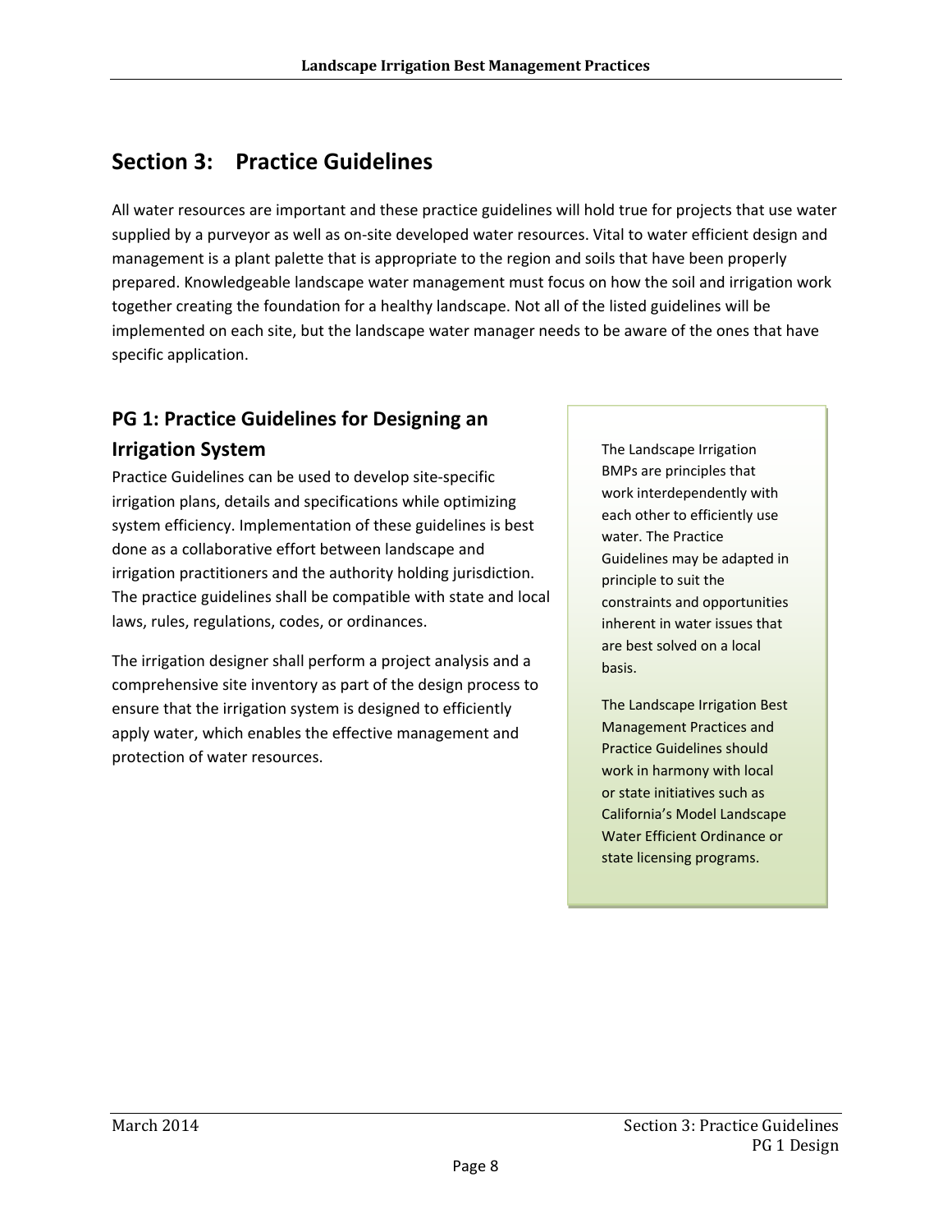## Section 3: Practice Guidelines

All water resources are important and these practice guidelines will hold true for projects that use water supplied by a purveyor as well as on-site developed water resources. Vital to water efficient design and management is a plant palette that is appropriate to the region and soils that have been properly prepared. Knowledgeable landscape water management must focus on how the soil and irrigation work together creating the foundation for a healthy landscape. Not all of the listed guidelines will be implemented on each site, but the landscape water manager needs to be aware of the ones that have specific application.

### PG 1: Practice Guidelines for Designing an Irrigation System

Practice Guidelines can be used to develop site-specific irrigation plans, details and specifications while optimizing system efficiency. Implementation of these guidelines is best done as a collaborative effort between landscape and irrigation practitioners and the authority holding jurisdiction. The practice guidelines shall be compatible with state and local laws, rules, regulations, codes, or ordinances.

The irrigation designer shall perform a project analysis and a comprehensive site inventory as part of the design process to ensure that the irrigation system is designed to efficiently apply water, which enables the effective management and protection of water resources.

> The Landscape Irrigation BMPs are principles that work interdependently with each other to efficiently use water. The Practice Guidelines may be adapted in principle to suit the constraints and opportunities inherent in water issues that are best solved on a local basis.
>
> The Landscape Irrigation Best Management Practices and Practice Guidelines should work in harmony with local or state initiatives such as California's Model Landscape Water Efficient Ordinance or state licensing programs.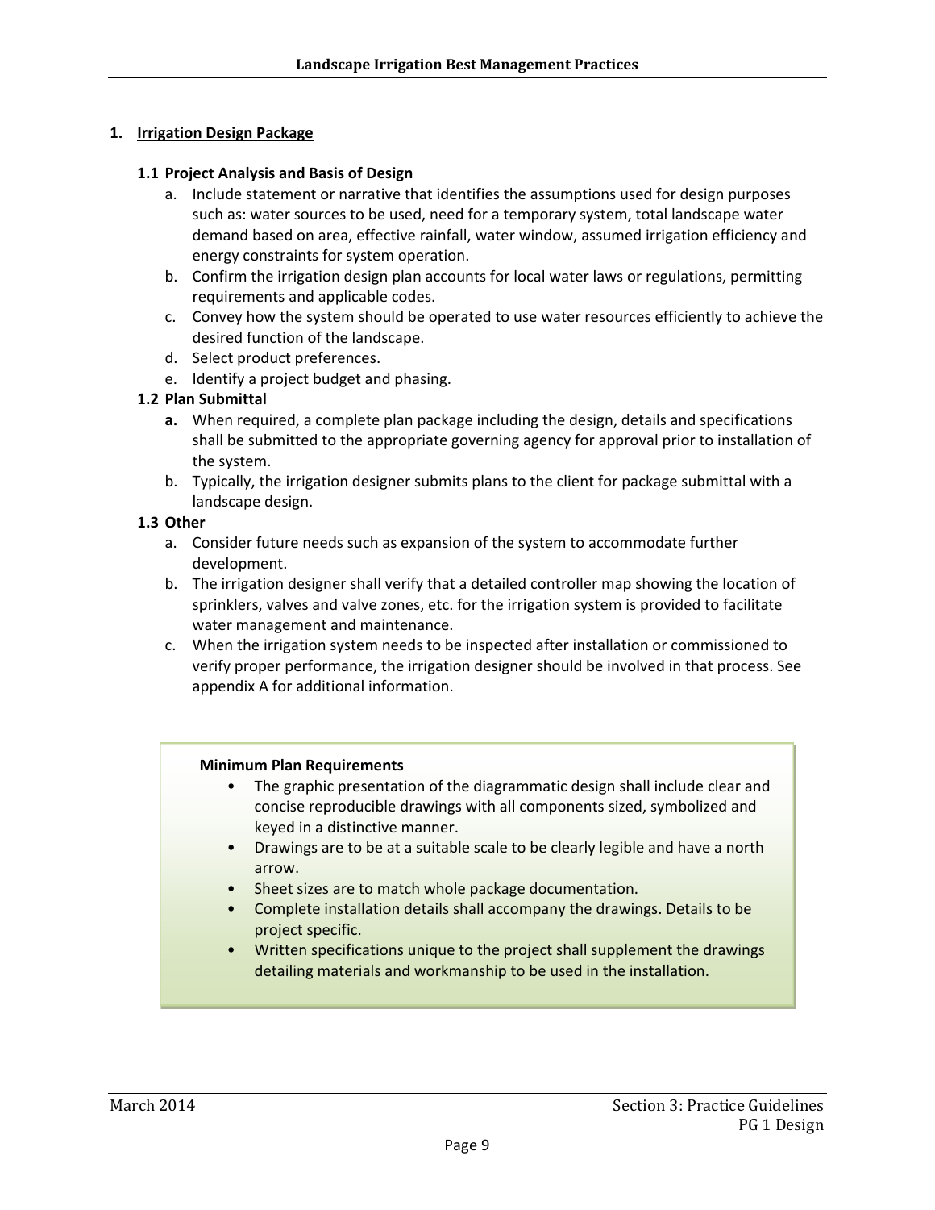## 1. Irrigation Design Package

### 1.1 Project Analysis and Basis of Design

a. Include statement or narrative that identifies the assumptions used for design purposes such as: water sources to be used, need for a temporary system, total landscape water demand based on area, effective rainfall, water window, assumed irrigation efficiency and energy constraints for system operation.
b. Confirm the irrigation design plan accounts for local water laws or regulations, permitting requirements and applicable codes.
c. Convey how the system should be operated to use water resources efficiently to achieve the desired function of the landscape.
d. Select product preferences.
e. Identify a project budget and phasing.

### 1.2 Plan Submittal

**a.** When required, a complete plan package including the design, details and specifications shall be submitted to the appropriate governing agency for approval prior to installation of the system.
b. Typically, the irrigation designer submits plans to the client for package submittal with a landscape design.

### 1.3 Other

a. Consider future needs such as expansion of the system to accommodate further development.
b. The irrigation designer shall verify that a detailed controller map showing the location of sprinklers, valves and valve zones, etc. for the irrigation system is provided to facilitate water management and maintenance.
c. When the irrigation system needs to be inspected after installation or commissioned to verify proper performance, the irrigation designer should be involved in that process. See appendix A for additional information.

**Minimum Plan Requirements**

- The graphic presentation of the diagrammatic design shall include clear and concise reproducible drawings with all components sized, symbolized and keyed in a distinctive manner.
- Drawings are to be at a suitable scale to be clearly legible and have a north arrow.
- Sheet sizes are to match whole package documentation.
- Complete installation details shall accompany the drawings. Details to be project specific.
- Written specifications unique to the project shall supplement the drawings detailing materials and workmanship to be used in the installation.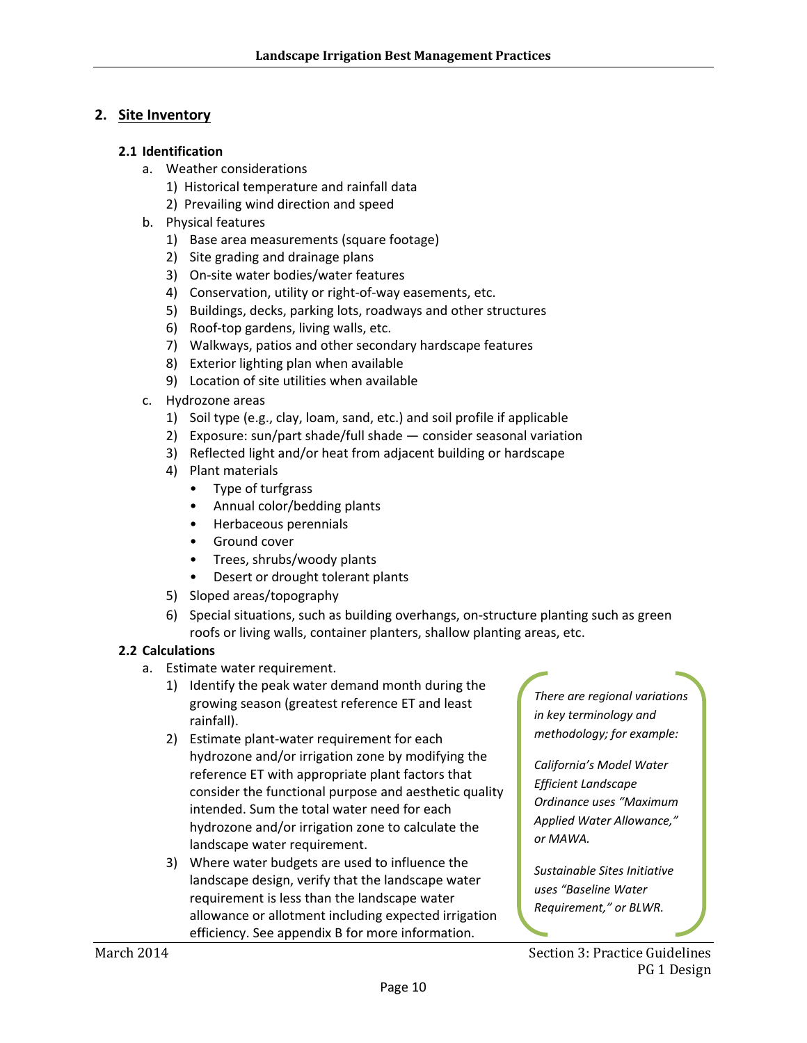## 2. Site Inventory

### 2.1 Identification

a. Weather considerations
   1) Historical temperature and rainfall data
   2) Prevailing wind direction and speed
b. Physical features
   1) Base area measurements (square footage)
   2) Site grading and drainage plans
   3) On-site water bodies/water features
   4) Conservation, utility or right-of-way easements, etc.
   5) Buildings, decks, parking lots, roadways and other structures
   6) Roof-top gardens, living walls, etc.
   7) Walkways, patios and other secondary hardscape features
   8) Exterior lighting plan when available
   9) Location of site utilities when available
c. Hydrozone areas
   1) Soil type (e.g., clay, loam, sand, etc.) and soil profile if applicable
   2) Exposure: sun/part shade/full shade — consider seasonal variation
   3) Reflected light and/or heat from adjacent building or hardscape
   4) Plant materials
      - Type of turfgrass
      - Annual color/bedding plants
      - Herbaceous perennials
      - Ground cover
      - Trees, shrubs/woody plants
      - Desert or drought tolerant plants
   5) Sloped areas/topography
   6) Special situations, such as building overhangs, on-structure planting such as green roofs or living walls, container planters, shallow planting areas, etc.

### 2.2 Calculations

a. Estimate water requirement.
   1) Identify the peak water demand month during the growing season (greatest reference ET and least rainfall).
   2) Estimate plant-water requirement for each hydrozone and/or irrigation zone by modifying the reference ET with appropriate plant factors that consider the functional purpose and aesthetic quality intended. Sum the total water need for each hydrozone and/or irrigation zone to calculate the landscape water requirement.
   3) Where water budgets are used to influence the landscape design, verify that the landscape water requirement is less than the landscape water allowance or allotment including expected irrigation efficiency. See appendix B for more information.

*There are regional variations in key terminology and methodology; for example:*

*California's Model Water Efficient Landscape Ordinance uses "Maximum Applied Water Allowance," or MAWA.*

*Sustainable Sites Initiative uses "Baseline Water Requirement," or BLWR.*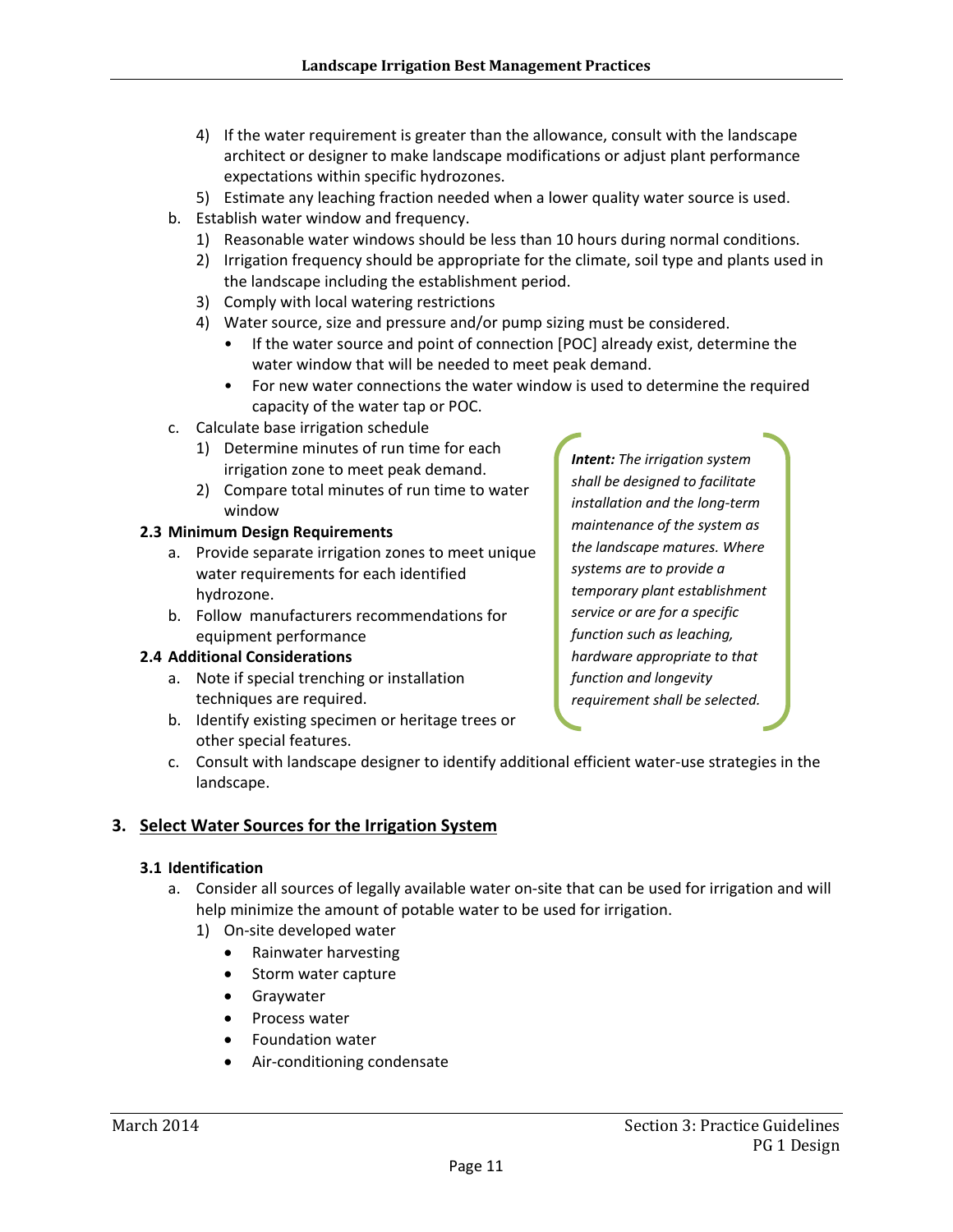4) If the water requirement is greater than the allowance, consult with the landscape architect or designer to make landscape modifications or adjust plant performance expectations within specific hydrozones.
5) Estimate any leaching fraction needed when a lower quality water source is used.

b. Establish water window and frequency.
1) Reasonable water windows should be less than 10 hours during normal conditions.
2) Irrigation frequency should be appropriate for the climate, soil type and plants used in the landscape including the establishment period.
3) Comply with local watering restrictions
4) Water source, size and pressure and/or pump sizing must be considered.
   - If the water source and point of connection [POC] already exist, determine the water window that will be needed to meet peak demand.
   - For new water connections the water window is used to determine the required capacity of the water tap or POC.

c. Calculate base irrigation schedule
1) Determine minutes of run time for each irrigation zone to meet peak demand.
2) Compare total minutes of run time to water window

### 2.3 Minimum Design Requirements

a. Provide separate irrigation zones to meet unique water requirements for each identified hydrozone.

b. Follow manufacturers recommendations for equipment performance

### 2.4 Additional Considerations

a. Note if special trenching or installation techniques are required.

b. Identify existing specimen or heritage trees or other special features.

c. Consult with landscape designer to identify additional efficient water-use strategies in the landscape.

> ***Intent:*** *The irrigation system shall be designed to facilitate installation and the long-term maintenance of the system as the landscape matures. Where systems are to provide a temporary plant establishment service or are for a specific function such as leaching, hardware appropriate to that function and longevity requirement shall be selected.*

## 3. Select Water Sources for the Irrigation System

### 3.1 Identification

a. Consider all sources of legally available water on-site that can be used for irrigation and will help minimize the amount of potable water to be used for irrigation.
1) On-site developed water
   - Rainwater harvesting
   - Storm water capture
   - Graywater
   - Process water
   - Foundation water
   - Air-conditioning condensate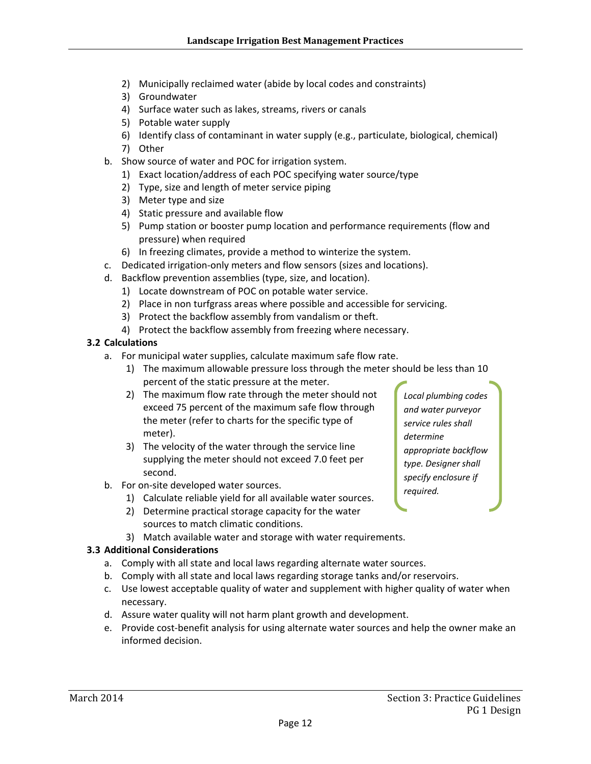2) Municipally reclaimed water (abide by local codes and constraints)
3) Groundwater
4) Surface water such as lakes, streams, rivers or canals
5) Potable water supply
6) Identify class of contaminant in water supply (e.g., particulate, biological, chemical)
7) Other

b. Show source of water and POC for irrigation system.
   1) Exact location/address of each POC specifying water source/type
   2) Type, size and length of meter service piping
   3) Meter type and size
   4) Static pressure and available flow
   5) Pump station or booster pump location and performance requirements (flow and pressure) when required
   6) In freezing climates, provide a method to winterize the system.

c. Dedicated irrigation-only meters and flow sensors (sizes and locations).

d. Backflow prevention assemblies (type, size, and location).
   1) Locate downstream of POC on potable water service.
   2) Place in non turfgrass areas where possible and accessible for servicing.
   3) Protect the backflow assembly from vandalism or theft.
   4) Protect the backflow assembly from freezing where necessary.

> *Local plumbing codes and water purveyor service rules shall determine appropriate backflow type. Designer shall specify enclosure if required.*

### 3.2 Calculations

a. For municipal water supplies, calculate maximum safe flow rate.
   1) The maximum allowable pressure loss through the meter should be less than 10 percent of the static pressure at the meter.
   2) The maximum flow rate through the meter should not exceed 75 percent of the maximum safe flow through the meter (refer to charts for the specific type of meter).
   3) The velocity of the water through the service line supplying the meter should not exceed 7.0 feet per second.

b. For on-site developed water sources.
   1) Calculate reliable yield for all available water sources.
   2) Determine practical storage capacity for the water sources to match climatic conditions.
   3) Match available water and storage with water requirements.

### 3.3 Additional Considerations

a. Comply with all state and local laws regarding alternate water sources.

b. Comply with all state and local laws regarding storage tanks and/or reservoirs.

c. Use lowest acceptable quality of water and supplement with higher quality of water when necessary.

d. Assure water quality will not harm plant growth and development.

e. Provide cost-benefit analysis for using alternate water sources and help the owner make an informed decision.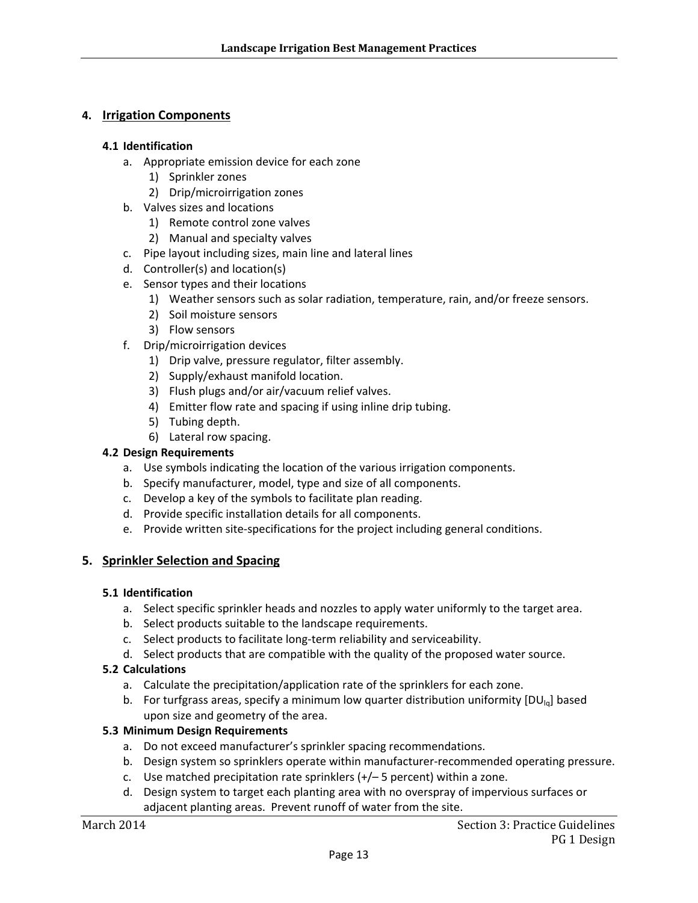## 4. Irrigation Components

### 4.1 Identification

a. Appropriate emission device for each zone
   1) Sprinkler zones
   2) Drip/microirrigation zones
b. Valves sizes and locations
   1) Remote control zone valves
   2) Manual and specialty valves
c. Pipe layout including sizes, main line and lateral lines
d. Controller(s) and location(s)
e. Sensor types and their locations
   1) Weather sensors such as solar radiation, temperature, rain, and/or freeze sensors.
   2) Soil moisture sensors
   3) Flow sensors
f. Drip/microirrigation devices
   1) Drip valve, pressure regulator, filter assembly.
   2) Supply/exhaust manifold location.
   3) Flush plugs and/or air/vacuum relief valves.
   4) Emitter flow rate and spacing if using inline drip tubing.
   5) Tubing depth.
   6) Lateral row spacing.

### 4.2 Design Requirements

a. Use symbols indicating the location of the various irrigation components.
b. Specify manufacturer, model, type and size of all components.
c. Develop a key of the symbols to facilitate plan reading.
d. Provide specific installation details for all components.
e. Provide written site-specifications for the project including general conditions.

## 5. Sprinkler Selection and Spacing

### 5.1 Identification

a. Select specific sprinkler heads and nozzles to apply water uniformly to the target area.
b. Select products suitable to the landscape requirements.
c. Select products to facilitate long-term reliability and serviceability.
d. Select products that are compatible with the quality of the proposed water source.

### 5.2 Calculations

a. Calculate the precipitation/application rate of the sprinklers for each zone.
b. For turfgrass areas, specify a minimum low quarter distribution uniformity [$DU_{lq}$] based upon size and geometry of the area.

### 5.3 Minimum Design Requirements

a. Do not exceed manufacturer's sprinkler spacing recommendations.
b. Design system so sprinklers operate within manufacturer-recommended operating pressure.
c. Use matched precipitation rate sprinklers (+/– 5 percent) within a zone.
d. Design system to target each planting area with no overspray of impervious surfaces or adjacent planting areas. Prevent runoff of water from the site.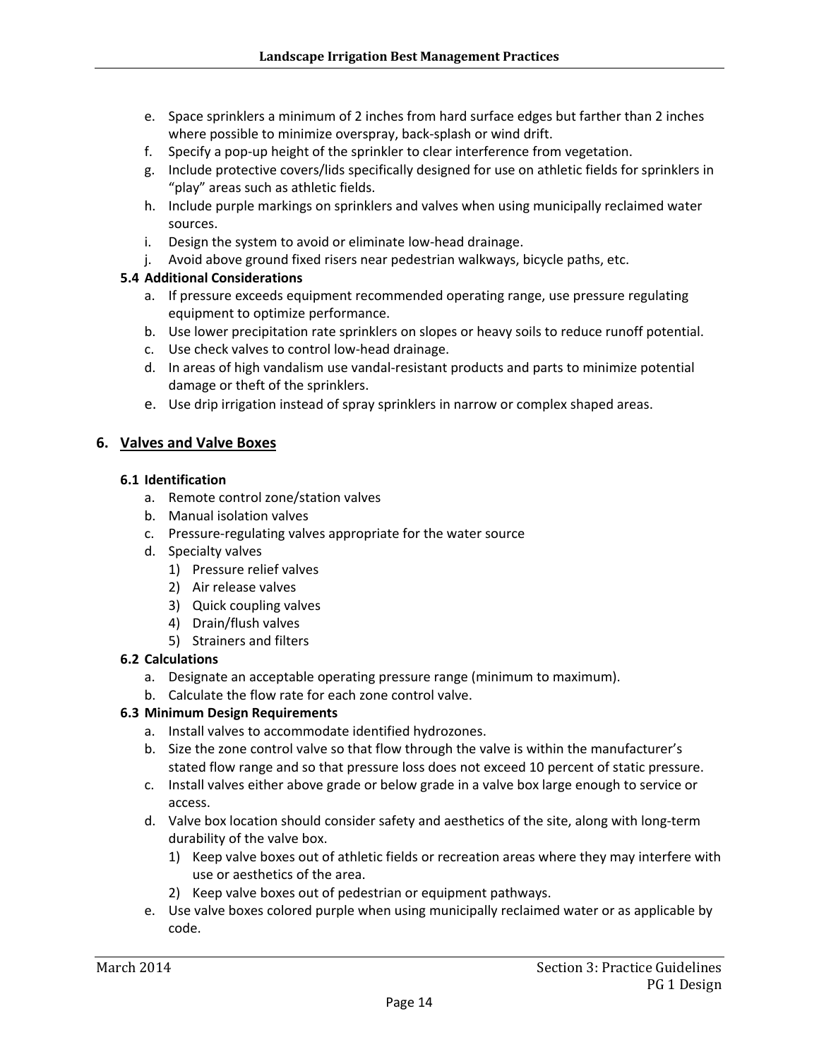e. Space sprinklers a minimum of 2 inches from hard surface edges but farther than 2 inches where possible to minimize overspray, back-splash or wind drift.
f. Specify a pop-up height of the sprinkler to clear interference from vegetation.
g. Include protective covers/lids specifically designed for use on athletic fields for sprinklers in "play" areas such as athletic fields.
h. Include purple markings on sprinklers and valves when using municipally reclaimed water sources.
i. Design the system to avoid or eliminate low-head drainage.
j. Avoid above ground fixed risers near pedestrian walkways, bicycle paths, etc.

**5.4 Additional Considerations**

a. If pressure exceeds equipment recommended operating range, use pressure regulating equipment to optimize performance.
b. Use lower precipitation rate sprinklers on slopes or heavy soils to reduce runoff potential.
c. Use check valves to control low-head drainage.
d. In areas of high vandalism use vandal-resistant products and parts to minimize potential damage or theft of the sprinklers.
e. Use drip irrigation instead of spray sprinklers in narrow or complex shaped areas.

## 6. Valves and Valve Boxes

**6.1 Identification**

a. Remote control zone/station valves
b. Manual isolation valves
c. Pressure-regulating valves appropriate for the water source
d. Specialty valves
   1) Pressure relief valves
   2) Air release valves
   3) Quick coupling valves
   4) Drain/flush valves
   5) Strainers and filters

**6.2 Calculations**

a. Designate an acceptable operating pressure range (minimum to maximum).
b. Calculate the flow rate for each zone control valve.

**6.3 Minimum Design Requirements**

a. Install valves to accommodate identified hydrozones.
b. Size the zone control valve so that flow through the valve is within the manufacturer's stated flow range and so that pressure loss does not exceed 10 percent of static pressure.
c. Install valves either above grade or below grade in a valve box large enough to service or access.
d. Valve box location should consider safety and aesthetics of the site, along with long-term durability of the valve box.
   1) Keep valve boxes out of athletic fields or recreation areas where they may interfere with use or aesthetics of the area.
   2) Keep valve boxes out of pedestrian or equipment pathways.
e. Use valve boxes colored purple when using municipally reclaimed water or as applicable by code.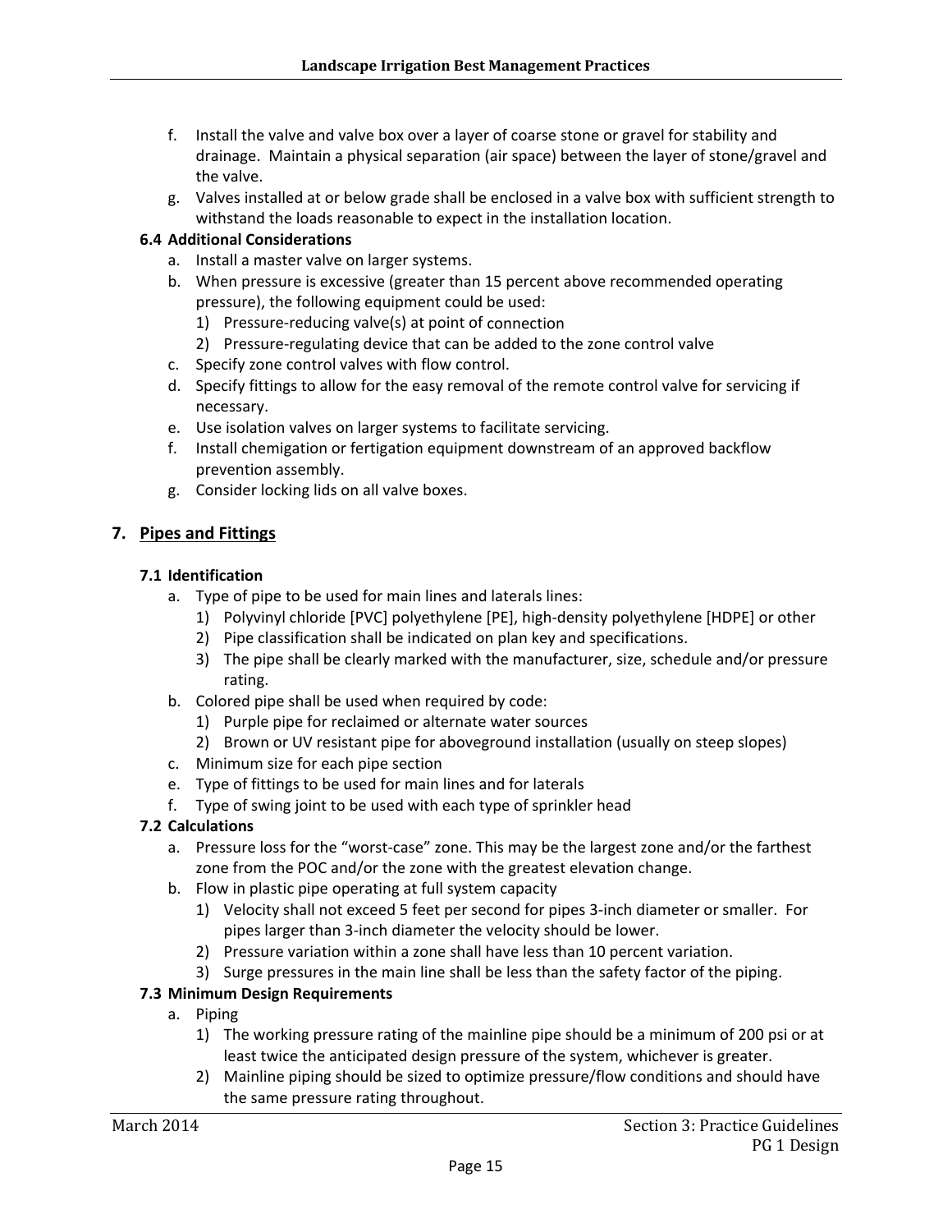f. Install the valve and valve box over a layer of coarse stone or gravel for stability and drainage. Maintain a physical separation (air space) between the layer of stone/gravel and the valve.

g. Valves installed at or below grade shall be enclosed in a valve box with sufficient strength to withstand the loads reasonable to expect in the installation location.

**6.4 Additional Considerations**

a. Install a master valve on larger systems.

b. When pressure is excessive (greater than 15 percent above recommended operating pressure), the following equipment could be used:
   1) Pressure-reducing valve(s) at point of connection
   2) Pressure-regulating device that can be added to the zone control valve

c. Specify zone control valves with flow control.

d. Specify fittings to allow for the easy removal of the remote control valve for servicing if necessary.

e. Use isolation valves on larger systems to facilitate servicing.

f. Install chemigation or fertigation equipment downstream of an approved backflow prevention assembly.

g. Consider locking lids on all valve boxes.

## 7. Pipes and Fittings

**7.1 Identification**

a. Type of pipe to be used for main lines and laterals lines:
   1) Polyvinyl chloride [PVC] polyethylene [PE], high-density polyethylene [HDPE] or other
   2) Pipe classification shall be indicated on plan key and specifications.
   3) The pipe shall be clearly marked with the manufacturer, size, schedule and/or pressure rating.

b. Colored pipe shall be used when required by code:
   1) Purple pipe for reclaimed or alternate water sources
   2) Brown or UV resistant pipe for aboveground installation (usually on steep slopes)

c. Minimum size for each pipe section

e. Type of fittings to be used for main lines and for laterals

f. Type of swing joint to be used with each type of sprinkler head

**7.2 Calculations**

a. Pressure loss for the "worst-case" zone. This may be the largest zone and/or the farthest zone from the POC and/or the zone with the greatest elevation change.

b. Flow in plastic pipe operating at full system capacity
   1) Velocity shall not exceed 5 feet per second for pipes 3-inch diameter or smaller. For pipes larger than 3-inch diameter the velocity should be lower.
   2) Pressure variation within a zone shall have less than 10 percent variation.
   3) Surge pressures in the main line shall be less than the safety factor of the piping.

**7.3 Minimum Design Requirements**

a. Piping
   1) The working pressure rating of the mainline pipe should be a minimum of 200 psi or at least twice the anticipated design pressure of the system, whichever is greater.
   2) Mainline piping should be sized to optimize pressure/flow conditions and should have the same pressure rating throughout.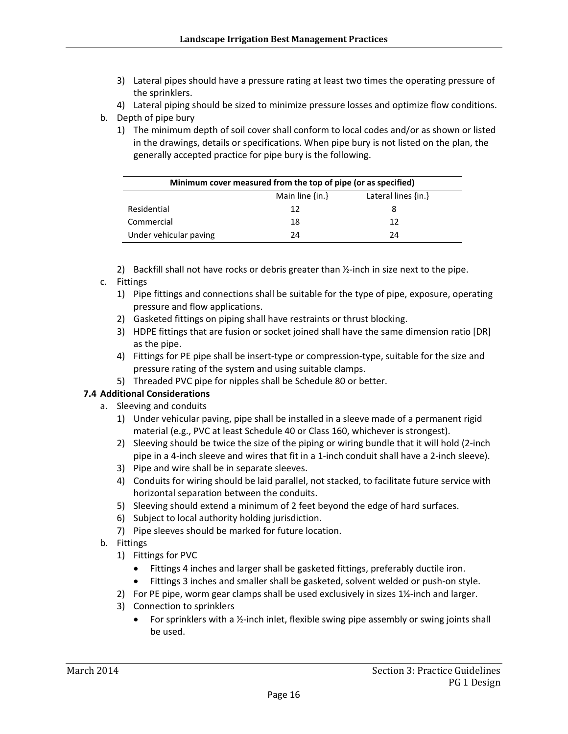3) Lateral pipes should have a pressure rating at least two times the operating pressure of the sprinklers.
4) Lateral piping should be sized to minimize pressure losses and optimize flow conditions.

b. Depth of pipe bury

1) The minimum depth of soil cover shall conform to local codes and/or as shown or listed in the drawings, details or specifications. When pipe bury is not listed on the plan, the generally accepted practice for pipe bury is the following.

| **Minimum cover measured from the top of pipe (or as specified)** | | |
|---|---|---|
| | Main line {in.} | Lateral lines {in.} |
| Residential | 12 | 8 |
| Commercial | 18 | 12 |
| Under vehicular paving | 24 | 24 |

2) Backfill shall not have rocks or debris greater than ½-inch in size next to the pipe.

c. Fittings

1) Pipe fittings and connections shall be suitable for the type of pipe, exposure, operating pressure and flow applications.
2) Gasketed fittings on piping shall have restraints or thrust blocking.
3) HDPE fittings that are fusion or socket joined shall have the same dimension ratio [DR] as the pipe.
4) Fittings for PE pipe shall be insert-type or compression-type, suitable for the size and pressure rating of the system and using suitable clamps.
5) Threaded PVC pipe for nipples shall be Schedule 80 or better.

### 7.4 Additional Considerations

a. Sleeving and conduits

1) Under vehicular paving, pipe shall be installed in a sleeve made of a permanent rigid material (e.g., PVC at least Schedule 40 or Class 160, whichever is strongest).
2) Sleeving should be twice the size of the piping or wiring bundle that it will hold (2-inch pipe in a 4-inch sleeve and wires that fit in a 1-inch conduit shall have a 2-inch sleeve).
3) Pipe and wire shall be in separate sleeves.
4) Conduits for wiring should be laid parallel, not stacked, to facilitate future service with horizontal separation between the conduits.
5) Sleeving should extend a minimum of 2 feet beyond the edge of hard surfaces.
6) Subject to local authority holding jurisdiction.
7) Pipe sleeves should be marked for future location.

b. Fittings

1) Fittings for PVC
   - Fittings 4 inches and larger shall be gasketed fittings, preferably ductile iron.
   - Fittings 3 inches and smaller shall be gasketed, solvent welded or push-on style.
2) For PE pipe, worm gear clamps shall be used exclusively in sizes 1½-inch and larger.
3) Connection to sprinklers
   - For sprinklers with a ½-inch inlet, flexible swing pipe assembly or swing joints shall be used.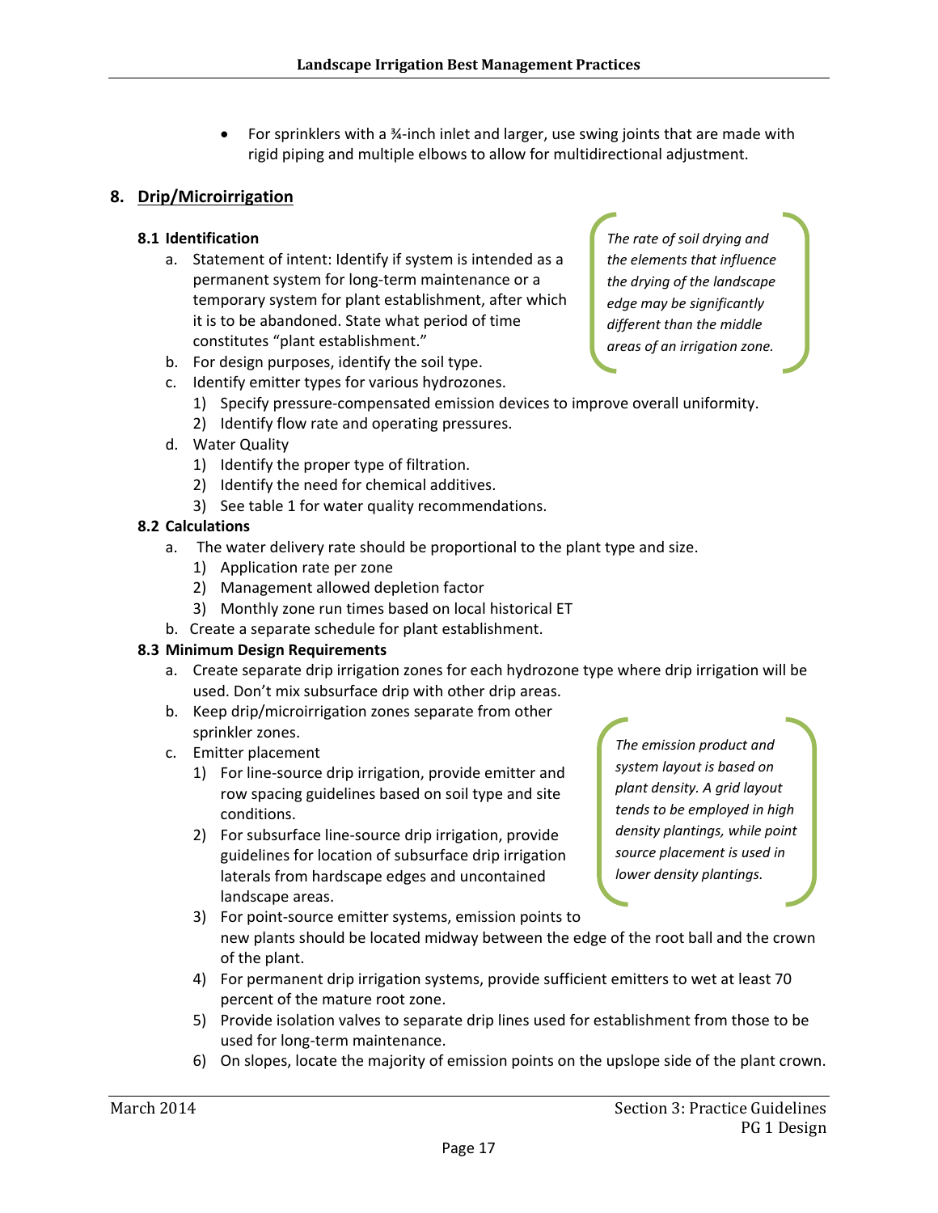- For sprinklers with a ¾-inch inlet and larger, use swing joints that are made with rigid piping and multiple elbows to allow for multidirectional adjustment.

## 8. Drip/Microirrigation

### 8.1 Identification

a. Statement of intent: Identify if system is intended as a permanent system for long-term maintenance or a temporary system for plant establishment, after which it is to be abandoned. State what period of time constitutes "plant establishment."

*The rate of soil drying and the elements that influence the drying of the landscape edge may be significantly different than the middle areas of an irrigation zone.*

b. For design purposes, identify the soil type.

c. Identify emitter types for various hydrozones.
   1) Specify pressure-compensated emission devices to improve overall uniformity.
   2) Identify flow rate and operating pressures.

d. Water Quality
   1) Identify the proper type of filtration.
   2) Identify the need for chemical additives.
   3) See table 1 for water quality recommendations.

### 8.2 Calculations

a. The water delivery rate should be proportional to the plant type and size.
   1) Application rate per zone
   2) Management allowed depletion factor
   3) Monthly zone run times based on local historical ET

b. Create a separate schedule for plant establishment.

### 8.3 Minimum Design Requirements

a. Create separate drip irrigation zones for each hydrozone type where drip irrigation will be used. Don't mix subsurface drip with other drip areas.

b. Keep drip/microirrigation zones separate from other sprinkler zones.

*The emission product and system layout is based on plant density. A grid layout tends to be employed in high density plantings, while point source placement is used in lower density plantings.*

c. Emitter placement
   1) For line-source drip irrigation, provide emitter and row spacing guidelines based on soil type and site conditions.
   2) For subsurface line-source drip irrigation, provide guidelines for location of subsurface drip irrigation laterals from hardscape edges and uncontained landscape areas.
   3) For point-source emitter systems, emission points to new plants should be located midway between the edge of the root ball and the crown of the plant.
   4) For permanent drip irrigation systems, provide sufficient emitters to wet at least 70 percent of the mature root zone.
   5) Provide isolation valves to separate drip lines used for establishment from those to be used for long-term maintenance.
   6) On slopes, locate the majority of emission points on the upslope side of the plant crown.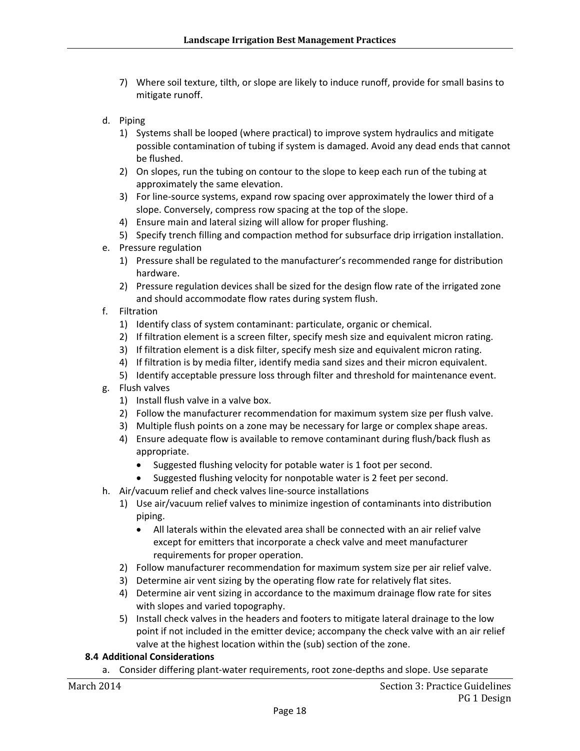7) Where soil texture, tilth, or slope are likely to induce runoff, provide for small basins to mitigate runoff.

d. Piping
   1) Systems shall be looped (where practical) to improve system hydraulics and mitigate possible contamination of tubing if system is damaged. Avoid any dead ends that cannot be flushed.
   2) On slopes, run the tubing on contour to the slope to keep each run of the tubing at approximately the same elevation.
   3) For line-source systems, expand row spacing over approximately the lower third of a slope. Conversely, compress row spacing at the top of the slope.
   4) Ensure main and lateral sizing will allow for proper flushing.
   5) Specify trench filling and compaction method for subsurface drip irrigation installation.

e. Pressure regulation
   1) Pressure shall be regulated to the manufacturer's recommended range for distribution hardware.
   2) Pressure regulation devices shall be sized for the design flow rate of the irrigated zone and should accommodate flow rates during system flush.

f. Filtration
   1) Identify class of system contaminant: particulate, organic or chemical.
   2) If filtration element is a screen filter, specify mesh size and equivalent micron rating.
   3) If filtration element is a disk filter, specify mesh size and equivalent micron rating.
   4) If filtration is by media filter, identify media sand sizes and their micron equivalent.
   5) Identify acceptable pressure loss through filter and threshold for maintenance event.

g. Flush valves
   1) Install flush valve in a valve box.
   2) Follow the manufacturer recommendation for maximum system size per flush valve.
   3) Multiple flush points on a zone may be necessary for large or complex shape areas.
   4) Ensure adequate flow is available to remove contaminant during flush/back flush as appropriate.
      - Suggested flushing velocity for potable water is 1 foot per second.
      - Suggested flushing velocity for nonpotable water is 2 feet per second.

h. Air/vacuum relief and check valves line-source installations
   1) Use air/vacuum relief valves to minimize ingestion of contaminants into distribution piping.
      - All laterals within the elevated area shall be connected with an air relief valve except for emitters that incorporate a check valve and meet manufacturer requirements for proper operation.
   2) Follow manufacturer recommendation for maximum system size per air relief valve.
   3) Determine air vent sizing by the operating flow rate for relatively flat sites.
   4) Determine air vent sizing in accordance to the maximum drainage flow rate for sites with slopes and varied topography.
   5) Install check valves in the headers and footers to mitigate lateral drainage to the low point if not included in the emitter device; accompany the check valve with an air relief valve at the highest location within the (sub) section of the zone.

### 8.4 Additional Considerations

a. Consider differing plant-water requirements, root zone-depths and slope. Use separate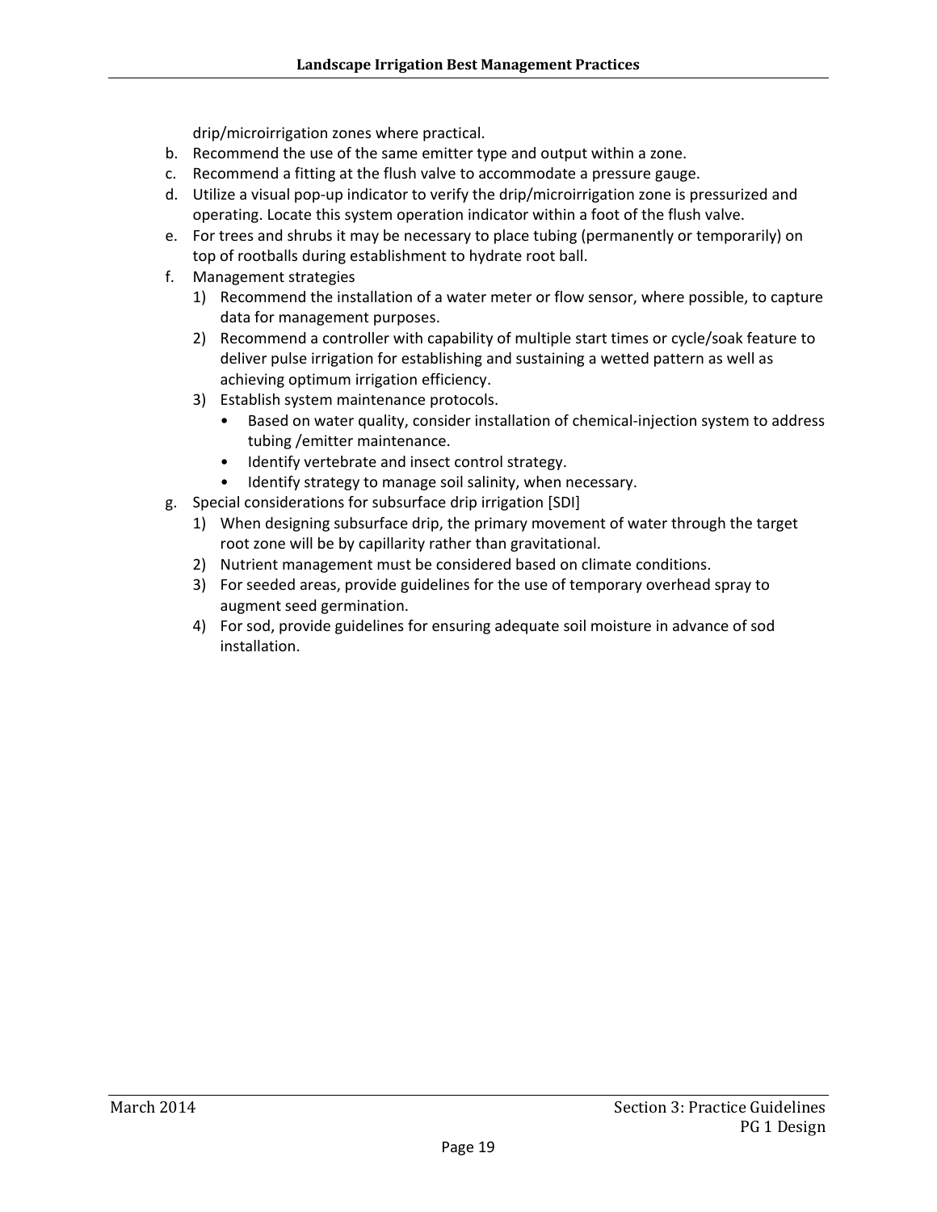drip/microirrigation zones where practical.

b. Recommend the use of the same emitter type and output within a zone.
c. Recommend a fitting at the flush valve to accommodate a pressure gauge.
d. Utilize a visual pop-up indicator to verify the drip/microirrigation zone is pressurized and operating. Locate this system operation indicator within a foot of the flush valve.
e. For trees and shrubs it may be necessary to place tubing (permanently or temporarily) on top of rootballs during establishment to hydrate root ball.
f. Management strategies
   1) Recommend the installation of a water meter or flow sensor, where possible, to capture data for management purposes.
   2) Recommend a controller with capability of multiple start times or cycle/soak feature to deliver pulse irrigation for establishing and sustaining a wetted pattern as well as achieving optimum irrigation efficiency.
   3) Establish system maintenance protocols.
      - Based on water quality, consider installation of chemical-injection system to address tubing /emitter maintenance.
      - Identify vertebrate and insect control strategy.
      - Identify strategy to manage soil salinity, when necessary.
g. Special considerations for subsurface drip irrigation [SDI]
   1) When designing subsurface drip, the primary movement of water through the target root zone will be by capillarity rather than gravitational.
   2) Nutrient management must be considered based on climate conditions.
   3) For seeded areas, provide guidelines for the use of temporary overhead spray to augment seed germination.
   4) For sod, provide guidelines for ensuring adequate soil moisture in advance of sod installation.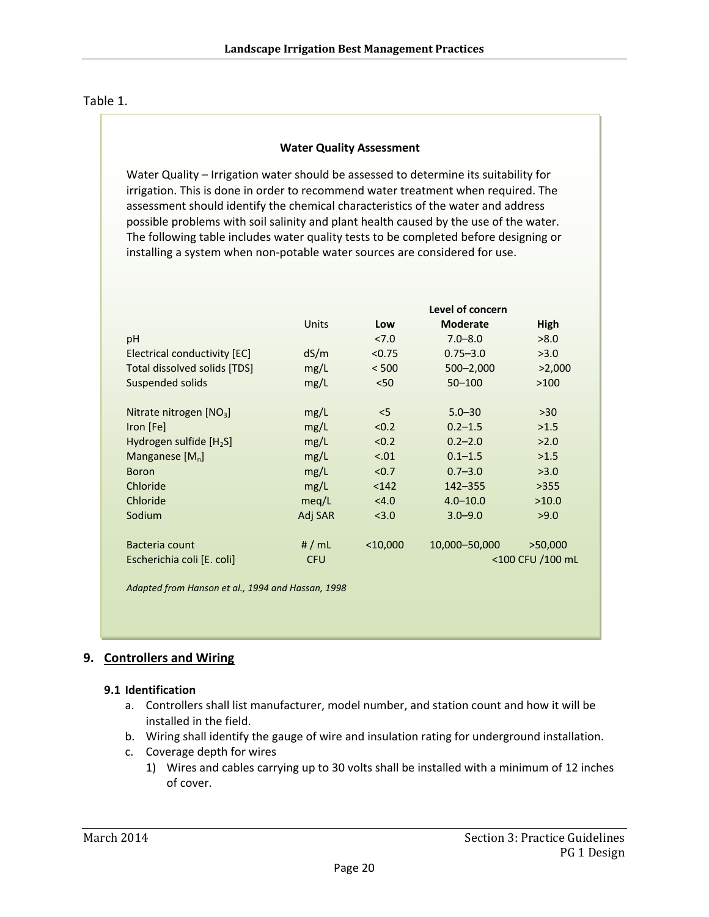Table 1.

**Water Quality Assessment**

Water Quality – Irrigation water should be assessed to determine its suitability for irrigation. This is done in order to recommend water treatment when required. The assessment should identify the chemical characteristics of the water and address possible problems with soil salinity and plant health caused by the use of the water. The following table includes water quality tests to be completed before designing or installing a system when non-potable water sources are considered for use.

| | Units | Level of concern | | |
|---|---|---|---|---|
| | | **Low** | **Moderate** | **High** |
| pH | | <7.0 | 7.0–8.0 | >8.0 |
| Electrical conductivity [EC] | dS/m | <0.75 | 0.75–3.0 | >3.0 |
| Total dissolved solids [TDS] | mg/L | < 500 | 500–2,000 | >2,000 |
| Suspended solids | mg/L | <50 | 50–100 | >100 |
| Nitrate nitrogen [$NO_3$] | mg/L | <5 | 5.0–30 | >30 |
| Iron [Fe] | mg/L | <0.2 | 0.2–1.5 | >1.5 |
| Hydrogen sulfide [$H_2S$] | mg/L | <0.2 | 0.2–2.0 | >2.0 |
| Manganese [$M_n$] | mg/L | <.01 | 0.1–1.5 | >1.5 |
| Boron | mg/L | <0.7 | 0.7–3.0 | >3.0 |
| Chloride | mg/L | <142 | 142–355 | >355 |
| Chloride | meq/L | <4.0 | 4.0–10.0 | >10.0 |
| Sodium | Adj SAR | <3.0 | 3.0–9.0 | >9.0 |
| Bacteria count | # / mL | <10,000 | 10,000–50,000 | >50,000 |
| Escherichia coli [E. coli] | CFU | | | <100 CFU /100 mL |

*Adapted from Hanson et al., 1994 and Hassan, 1998*

## 9. Controllers and Wiring

### 9.1 Identification

a. Controllers shall list manufacturer, model number, and station count and how it will be installed in the field.
b. Wiring shall identify the gauge of wire and insulation rating for underground installation.
c. Coverage depth for wires
   1) Wires and cables carrying up to 30 volts shall be installed with a minimum of 12 inches of cover.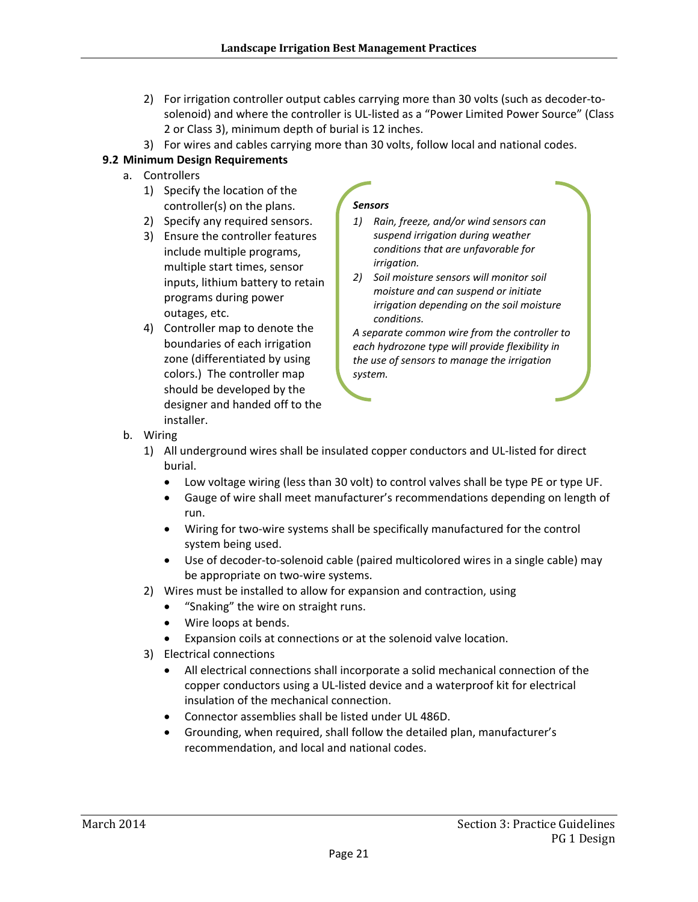2) For irrigation controller output cables carrying more than 30 volts (such as decoder-to-solenoid) and where the controller is UL-listed as a "Power Limited Power Source" (Class 2 or Class 3), minimum depth of burial is 12 inches.
3) For wires and cables carrying more than 30 volts, follow local and national codes.

## 9.2 Minimum Design Requirements

a. Controllers
   1) Specify the location of the controller(s) on the plans.
   2) Specify any required sensors.
   3) Ensure the controller features include multiple programs, multiple start times, sensor inputs, lithium battery to retain programs during power outages, etc.
   4) Controller map to denote the boundaries of each irrigation zone (differentiated by using colors.) The controller map should be developed by the designer and handed off to the installer.

> ***Sensors***
>
> *1) Rain, freeze, and/or wind sensors can suspend irrigation during weather conditions that are unfavorable for irrigation.*
>
> *2) Soil moisture sensors will monitor soil moisture and can suspend or initiate irrigation depending on the soil moisture conditions.*
>
> *A separate common wire from the controller to each hydrozone type will provide flexibility in the use of sensors to manage the irrigation system.*

b. Wiring
   1) All underground wires shall be insulated copper conductors and UL-listed for direct burial.
      - Low voltage wiring (less than 30 volt) to control valves shall be type PE or type UF.
      - Gauge of wire shall meet manufacturer's recommendations depending on length of run.
      - Wiring for two-wire systems shall be specifically manufactured for the control system being used.
      - Use of decoder-to-solenoid cable (paired multicolored wires in a single cable) may be appropriate on two-wire systems.
   2) Wires must be installed to allow for expansion and contraction, using
      - "Snaking" the wire on straight runs.
      - Wire loops at bends.
      - Expansion coils at connections or at the solenoid valve location.
   3) Electrical connections
      - All electrical connections shall incorporate a solid mechanical connection of the copper conductors using a UL-listed device and a waterproof kit for electrical insulation of the mechanical connection.
      - Connector assemblies shall be listed under UL 486D.
      - Grounding, when required, shall follow the detailed plan, manufacturer's recommendation, and local and national codes.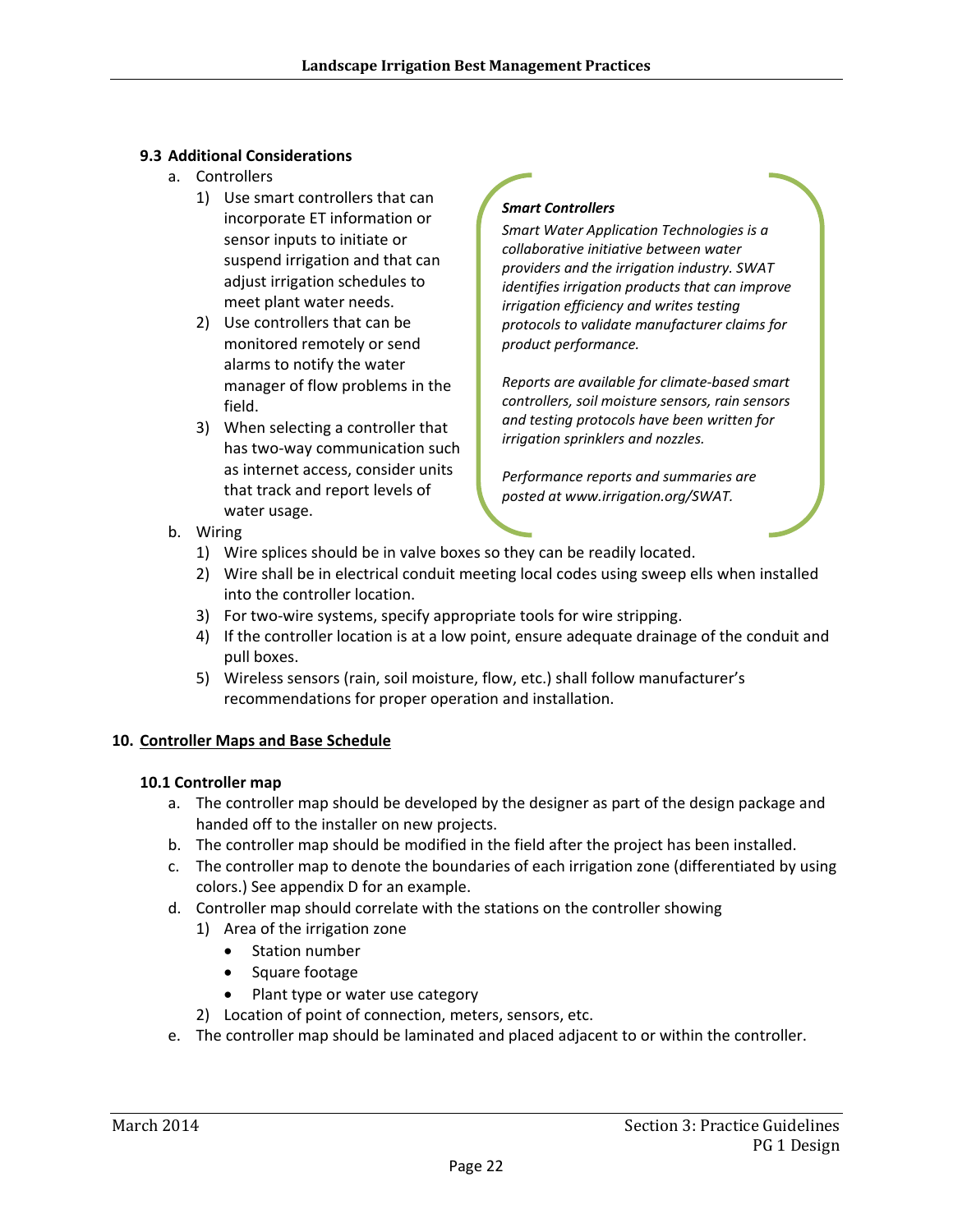### 9.3 Additional Considerations

a. Controllers
   1) Use smart controllers that can incorporate ET information or sensor inputs to initiate or suspend irrigation and that can adjust irrigation schedules to meet plant water needs.
   2) Use controllers that can be monitored remotely or send alarms to notify the water manager of flow problems in the field.
   3) When selecting a controller that has two-way communication such as internet access, consider units that track and report levels of water usage.

> ***Smart Controllers***
>
> *Smart Water Application Technologies is a collaborative initiative between water providers and the irrigation industry. SWAT identifies irrigation products that can improve irrigation efficiency and writes testing protocols to validate manufacturer claims for product performance.*
>
> *Reports are available for climate-based smart controllers, soil moisture sensors, rain sensors and testing protocols have been written for irrigation sprinklers and nozzles.*
>
> *Performance reports and summaries are posted at www.irrigation.org/SWAT.*

b. Wiring
   1) Wire splices should be in valve boxes so they can be readily located.
   2) Wire shall be in electrical conduit meeting local codes using sweep ells when installed into the controller location.
   3) For two-wire systems, specify appropriate tools for wire stripping.
   4) If the controller location is at a low point, ensure adequate drainage of the conduit and pull boxes.
   5) Wireless sensors (rain, soil moisture, flow, etc.) shall follow manufacturer's recommendations for proper operation and installation.

## 10. Controller Maps and Base Schedule

### 10.1 Controller map

a. The controller map should be developed by the designer as part of the design package and handed off to the installer on new projects.

b. The controller map should be modified in the field after the project has been installed.

c. The controller map to denote the boundaries of each irrigation zone (differentiated by using colors.) See appendix D for an example.

d. Controller map should correlate with the stations on the controller showing
   1) Area of the irrigation zone
      - Station number
      - Square footage
      - Plant type or water use category
   2) Location of point of connection, meters, sensors, etc.

e. The controller map should be laminated and placed adjacent to or within the controller.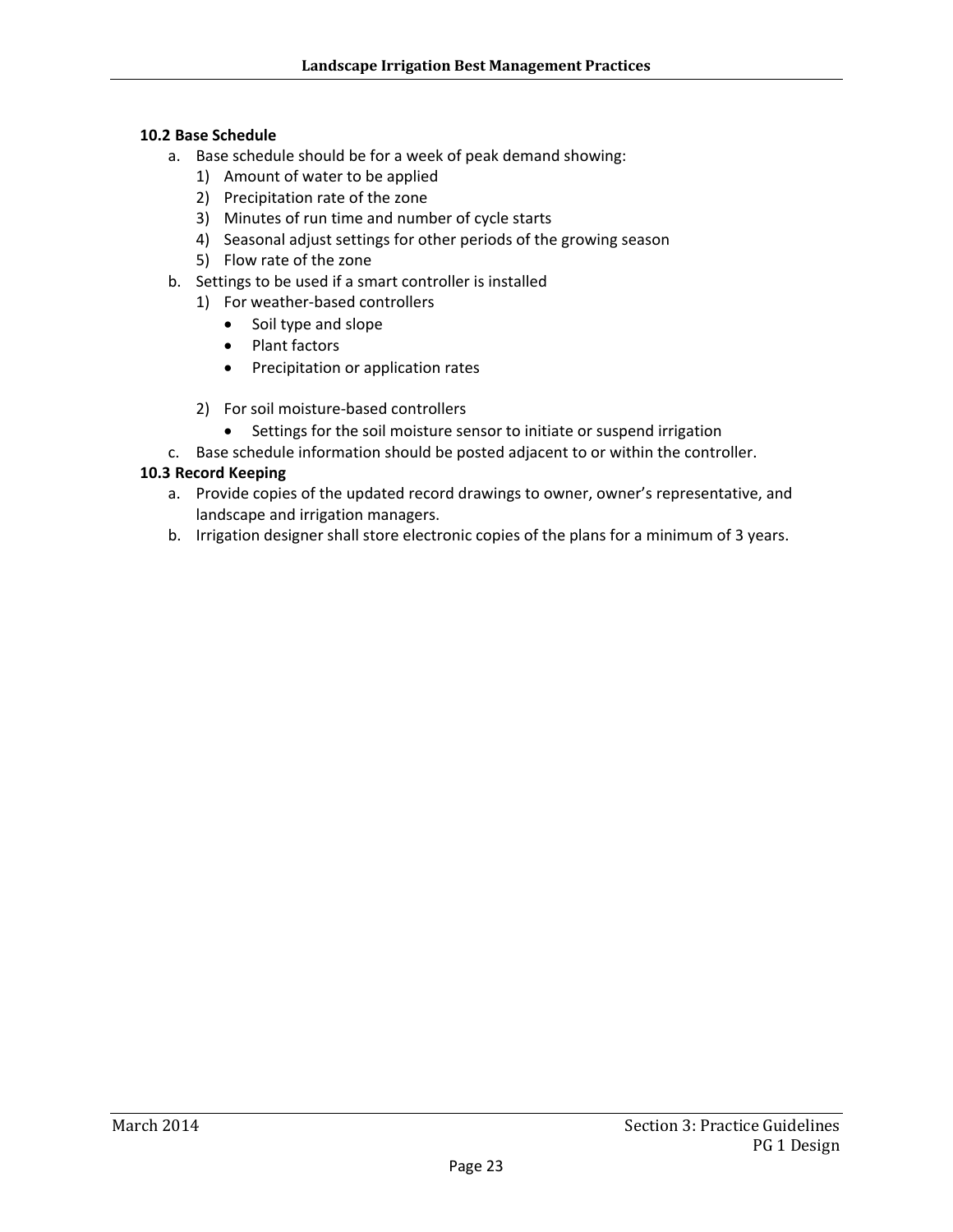### 10.2 Base Schedule

a. Base schedule should be for a week of peak demand showing:
    1) Amount of water to be applied
    2) Precipitation rate of the zone
    3) Minutes of run time and number of cycle starts
    4) Seasonal adjust settings for other periods of the growing season
    5) Flow rate of the zone
b. Settings to be used if a smart controller is installed
    1) For weather-based controllers
        - Soil type and slope
        - Plant factors
        - Precipitation or application rates
    2) For soil moisture-based controllers
        - Settings for the soil moisture sensor to initiate or suspend irrigation
c. Base schedule information should be posted adjacent to or within the controller.

### 10.3 Record Keeping

a. Provide copies of the updated record drawings to owner, owner's representative, and landscape and irrigation managers.
b. Irrigation designer shall store electronic copies of the plans for a minimum of 3 years.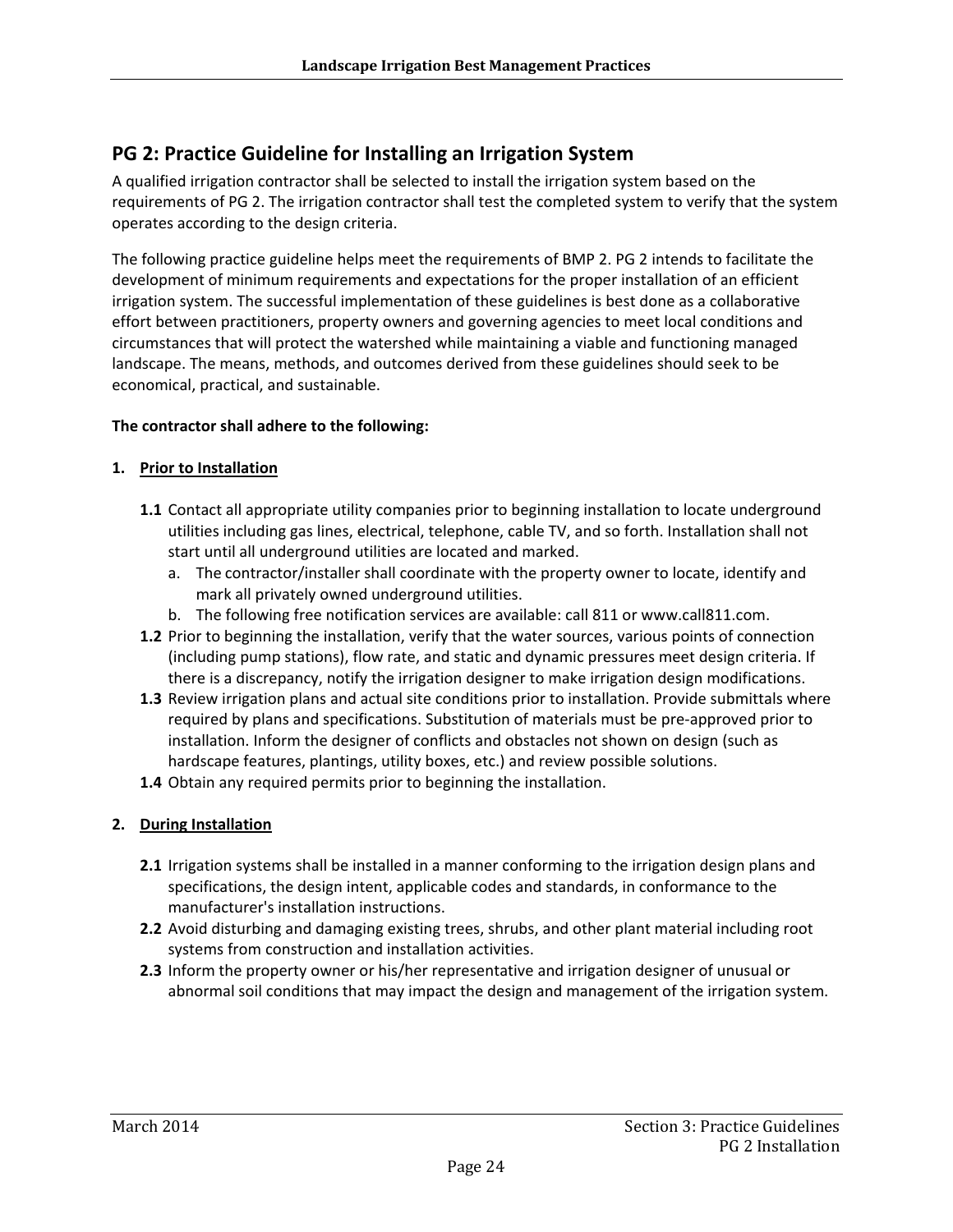## PG 2: Practice Guideline for Installing an Irrigation System

A qualified irrigation contractor shall be selected to install the irrigation system based on the requirements of PG 2. The irrigation contractor shall test the completed system to verify that the system operates according to the design criteria.

The following practice guideline helps meet the requirements of BMP 2. PG 2 intends to facilitate the development of minimum requirements and expectations for the proper installation of an efficient irrigation system. The successful implementation of these guidelines is best done as a collaborative effort between practitioners, property owners and governing agencies to meet local conditions and circumstances that will protect the watershed while maintaining a viable and functioning managed landscape. The means, methods, and outcomes derived from these guidelines should seek to be economical, practical, and sustainable.

**The contractor shall adhere to the following:**

**1. <u>Prior to Installation</u>**

- **1.1** Contact all appropriate utility companies prior to beginning installation to locate underground utilities including gas lines, electrical, telephone, cable TV, and so forth. Installation shall not start until all underground utilities are located and marked.
  - a. The contractor/installer shall coordinate with the property owner to locate, identify and mark all privately owned underground utilities.
  - b. The following free notification services are available: call 811 or www.call811.com.
- **1.2** Prior to beginning the installation, verify that the water sources, various points of connection (including pump stations), flow rate, and static and dynamic pressures meet design criteria. If there is a discrepancy, notify the irrigation designer to make irrigation design modifications.
- **1.3** Review irrigation plans and actual site conditions prior to installation. Provide submittals where required by plans and specifications. Substitution of materials must be pre-approved prior to installation. Inform the designer of conflicts and obstacles not shown on design (such as hardscape features, plantings, utility boxes, etc.) and review possible solutions.
- **1.4** Obtain any required permits prior to beginning the installation.

**2. <u>During Installation</u>**

- **2.1** Irrigation systems shall be installed in a manner conforming to the irrigation design plans and specifications, the design intent, applicable codes and standards, in conformance to the manufacturer's installation instructions.
- **2.2** Avoid disturbing and damaging existing trees, shrubs, and other plant material including root systems from construction and installation activities.
- **2.3** Inform the property owner or his/her representative and irrigation designer of unusual or abnormal soil conditions that may impact the design and management of the irrigation system.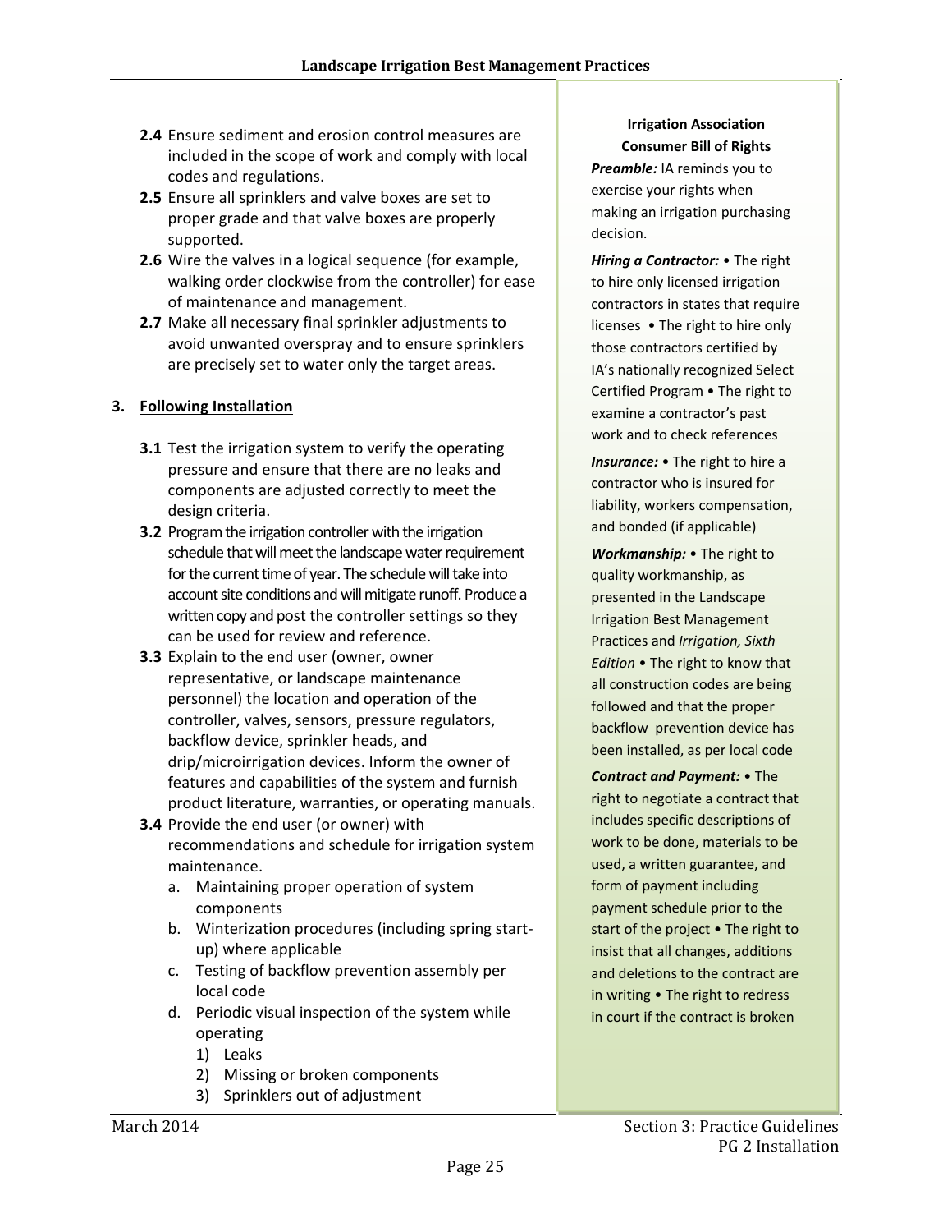**2.4** Ensure sediment and erosion control measures are included in the scope of work and comply with local codes and regulations.

**2.5** Ensure all sprinklers and valve boxes are set to proper grade and that valve boxes are properly supported.

**2.6** Wire the valves in a logical sequence (for example, walking order clockwise from the controller) for ease of maintenance and management.

**2.7** Make all necessary final sprinkler adjustments to avoid unwanted overspray and to ensure sprinklers are precisely set to water only the target areas.

## 3. Following Installation

**3.1** Test the irrigation system to verify the operating pressure and ensure that there are no leaks and components are adjusted correctly to meet the design criteria.

**3.2** Program the irrigation controller with the irrigation schedule that will meet the landscape water requirement for the current time of year. The schedule will take into account site conditions and will mitigate runoff. Produce a written copy and post the controller settings so they can be used for review and reference.

**3.3** Explain to the end user (owner, owner representative, or landscape maintenance personnel) the location and operation of the controller, valves, sensors, pressure regulators, backflow device, sprinkler heads, and drip/microirrigation devices. Inform the owner of features and capabilities of the system and furnish product literature, warranties, or operating manuals.

**3.4** Provide the end user (or owner) with recommendations and schedule for irrigation system maintenance.

a. Maintaining proper operation of system components
b. Winterization procedures (including spring start-up) where applicable
c. Testing of backflow prevention assembly per local code
d. Periodic visual inspection of the system while operating
   1) Leaks
   2) Missing or broken components
   3) Sprinklers out of adjustment

**Irrigation Association Consumer Bill of Rights**

***Preamble:*** IA reminds you to exercise your rights when making an irrigation purchasing decision.

***Hiring a Contractor:*** • The right to hire only licensed irrigation contractors in states that require licenses • The right to hire only those contractors certified by IA's nationally recognized Select Certified Program • The right to examine a contractor's past work and to check references

***Insurance:*** • The right to hire a contractor who is insured for liability, workers compensation, and bonded (if applicable)

***Workmanship:*** • The right to quality workmanship, as presented in the Landscape Irrigation Best Management Practices and *Irrigation, Sixth Edition* • The right to know that all construction codes are being followed and that the proper backflow prevention device has been installed, as per local code

***Contract and Payment:*** • The right to negotiate a contract that includes specific descriptions of work to be done, materials to be used, a written guarantee, and form of payment including payment schedule prior to the start of the project • The right to insist that all changes, additions and deletions to the contract are in writing • The right to redress in court if the contract is broken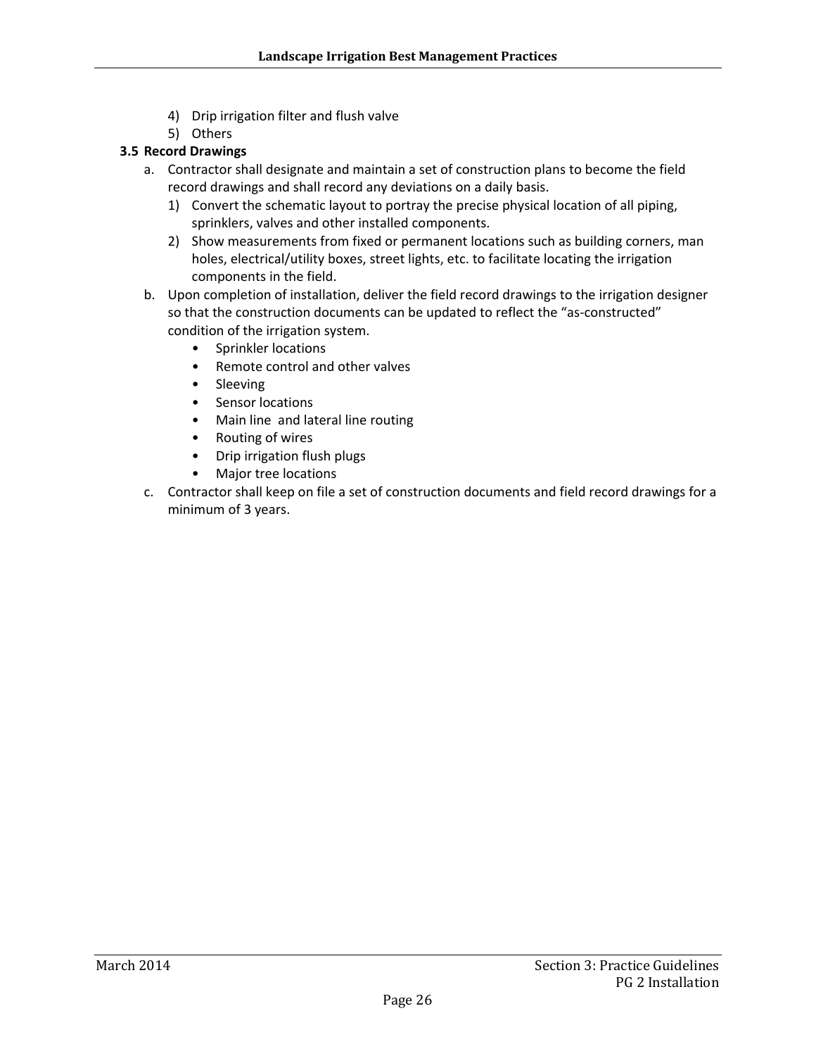4) Drip irrigation filter and flush valve
5) Others

### 3.5 Record Drawings

a. Contractor shall designate and maintain a set of construction plans to become the field record drawings and shall record any deviations on a daily basis.
   1) Convert the schematic layout to portray the precise physical location of all piping, sprinklers, valves and other installed components.
   2) Show measurements from fixed or permanent locations such as building corners, man holes, electrical/utility boxes, street lights, etc. to facilitate locating the irrigation components in the field.
b. Upon completion of installation, deliver the field record drawings to the irrigation designer so that the construction documents can be updated to reflect the "as-constructed" condition of the irrigation system.
   - Sprinkler locations
   - Remote control and other valves
   - Sleeving
   - Sensor locations
   - Main line and lateral line routing
   - Routing of wires
   - Drip irrigation flush plugs
   - Major tree locations
c. Contractor shall keep on file a set of construction documents and field record drawings for a minimum of 3 years.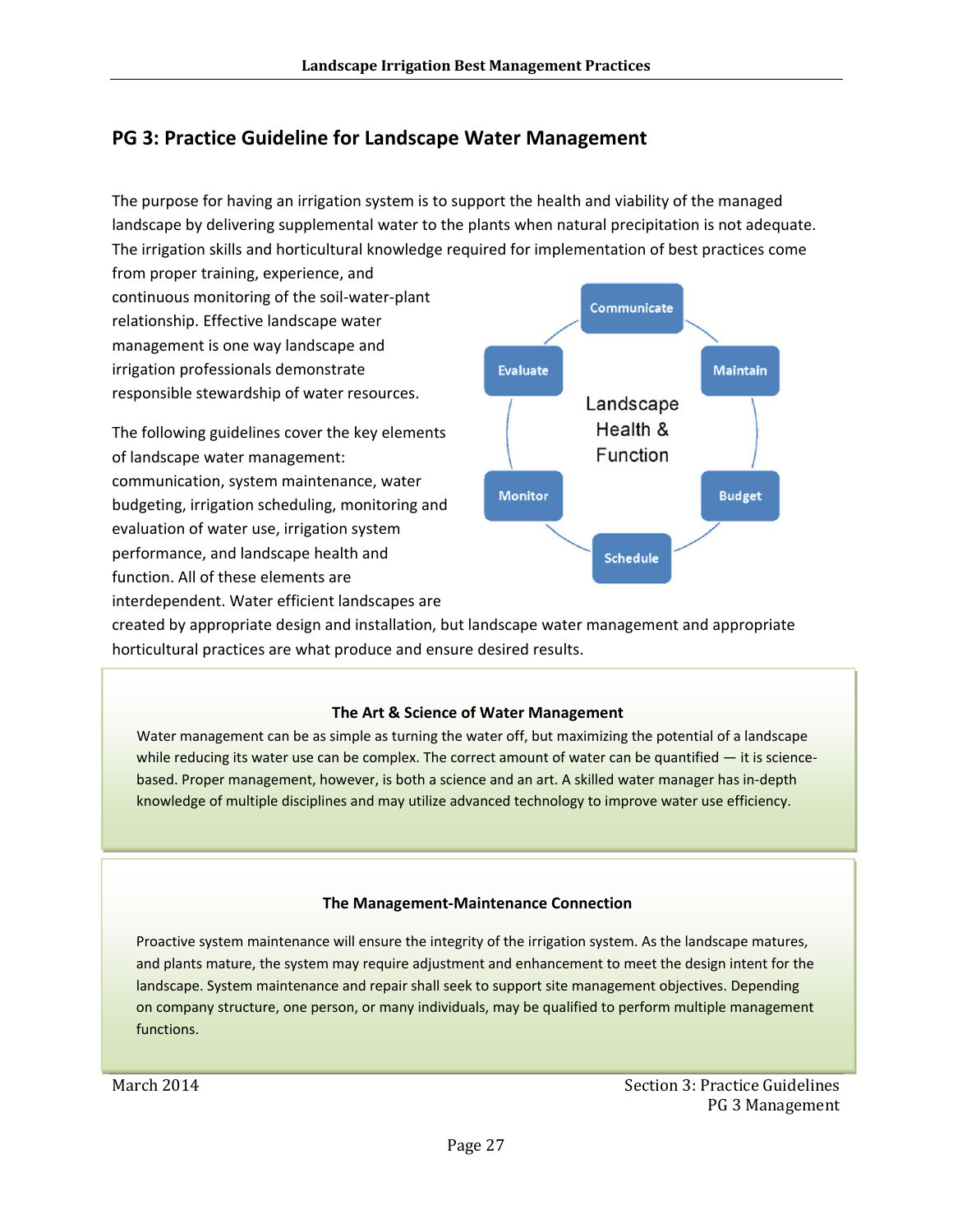## PG 3: Practice Guideline for Landscape Water Management

The purpose for having an irrigation system is to support the health and viability of the managed landscape by delivering supplemental water to the plants when natural precipitation is not adequate. The irrigation skills and horticultural knowledge required for implementation of best practices come from proper training, experience, and continuous monitoring of the soil-water-plant relationship. Effective landscape water management is one way landscape and irrigation professionals demonstrate responsible stewardship of water resources.

The following guidelines cover the key elements of landscape water management: communication, system maintenance, water budgeting, irrigation scheduling, monitoring and evaluation of water use, irrigation system performance, and landscape health and function. All of these elements are interdependent. Water efficient landscapes are created by appropriate design and installation, but landscape water management and appropriate horticultural practices are what produce and ensure desired results.

Communicate → Maintain → Budget → Schedule → Monitor → Evaluate (around: Landscape Health & Function)

### The Art & Science of Water Management

Water management can be as simple as turning the water off, but maximizing the potential of a landscape while reducing its water use can be complex. The correct amount of water can be quantified — it is science-based. Proper management, however, is both a science and an art. A skilled water manager has in-depth knowledge of multiple disciplines and may utilize advanced technology to improve water use efficiency.

### The Management-Maintenance Connection

Proactive system maintenance will ensure the integrity of the irrigation system. As the landscape matures, and plants mature, the system may require adjustment and enhancement to meet the design intent for the landscape. System maintenance and repair shall seek to support site management objectives. Depending on company structure, one person, or many individuals, may be qualified to perform multiple management functions.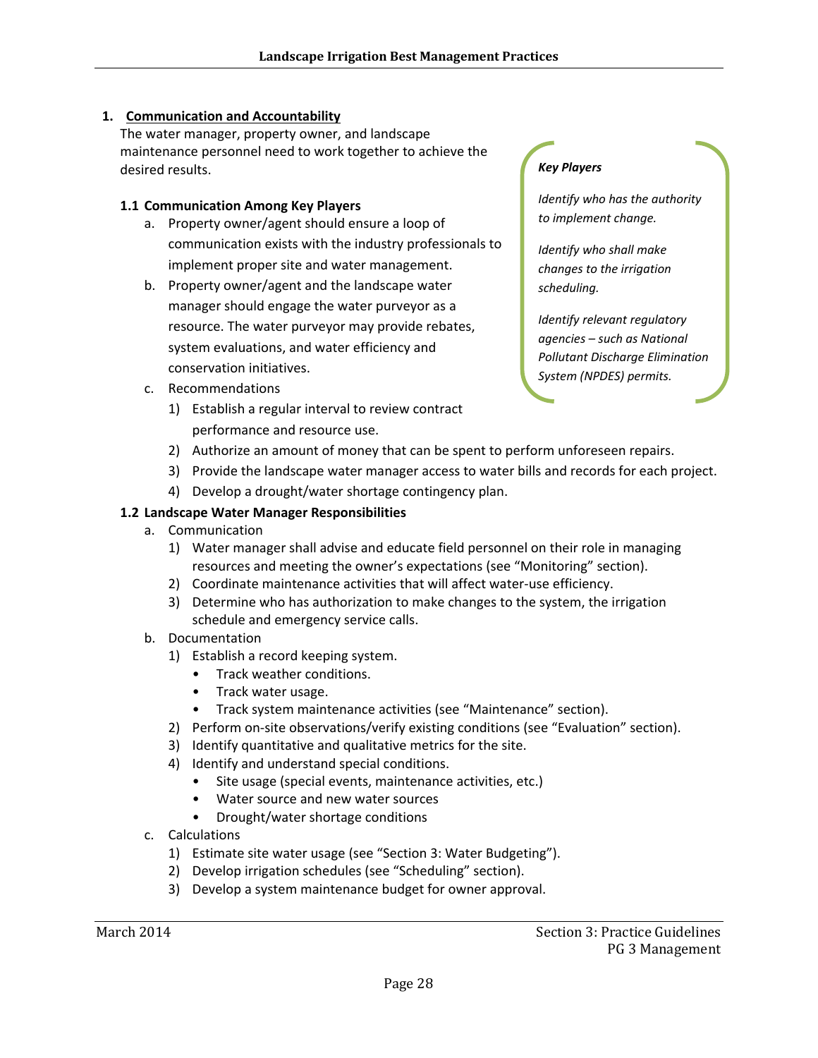## 1. Communication and Accountability

The water manager, property owner, and landscape maintenance personnel need to work together to achieve the desired results.

> ***Key Players***
>
> *Identify who has the authority to implement change.*
>
> *Identify who shall make changes to the irrigation scheduling.*
>
> *Identify relevant regulatory agencies – such as National Pollutant Discharge Elimination System (NPDES) permits.*

### 1.1 Communication Among Key Players

a. Property owner/agent should ensure a loop of communication exists with the industry professionals to implement proper site and water management.

b. Property owner/agent and the landscape water manager should engage the water purveyor as a resource. The water purveyor may provide rebates, system evaluations, and water efficiency and conservation initiatives.

c. Recommendations
   1) Establish a regular interval to review contract performance and resource use.
   2) Authorize an amount of money that can be spent to perform unforeseen repairs.
   3) Provide the landscape water manager access to water bills and records for each project.
   4) Develop a drought/water shortage contingency plan.

### 1.2 Landscape Water Manager Responsibilities

a. Communication
   1) Water manager shall advise and educate field personnel on their role in managing resources and meeting the owner's expectations (see "Monitoring" section).
   2) Coordinate maintenance activities that will affect water-use efficiency.
   3) Determine who has authorization to make changes to the system, the irrigation schedule and emergency service calls.

b. Documentation
   1) Establish a record keeping system.
      - Track weather conditions.
      - Track water usage.
      - Track system maintenance activities (see "Maintenance" section).
   2) Perform on-site observations/verify existing conditions (see "Evaluation" section).
   3) Identify quantitative and qualitative metrics for the site.
   4) Identify and understand special conditions.
      - Site usage (special events, maintenance activities, etc.)
      - Water source and new water sources
      - Drought/water shortage conditions

c. Calculations
   1) Estimate site water usage (see "Section 3: Water Budgeting").
   2) Develop irrigation schedules (see "Scheduling" section).
   3) Develop a system maintenance budget for owner approval.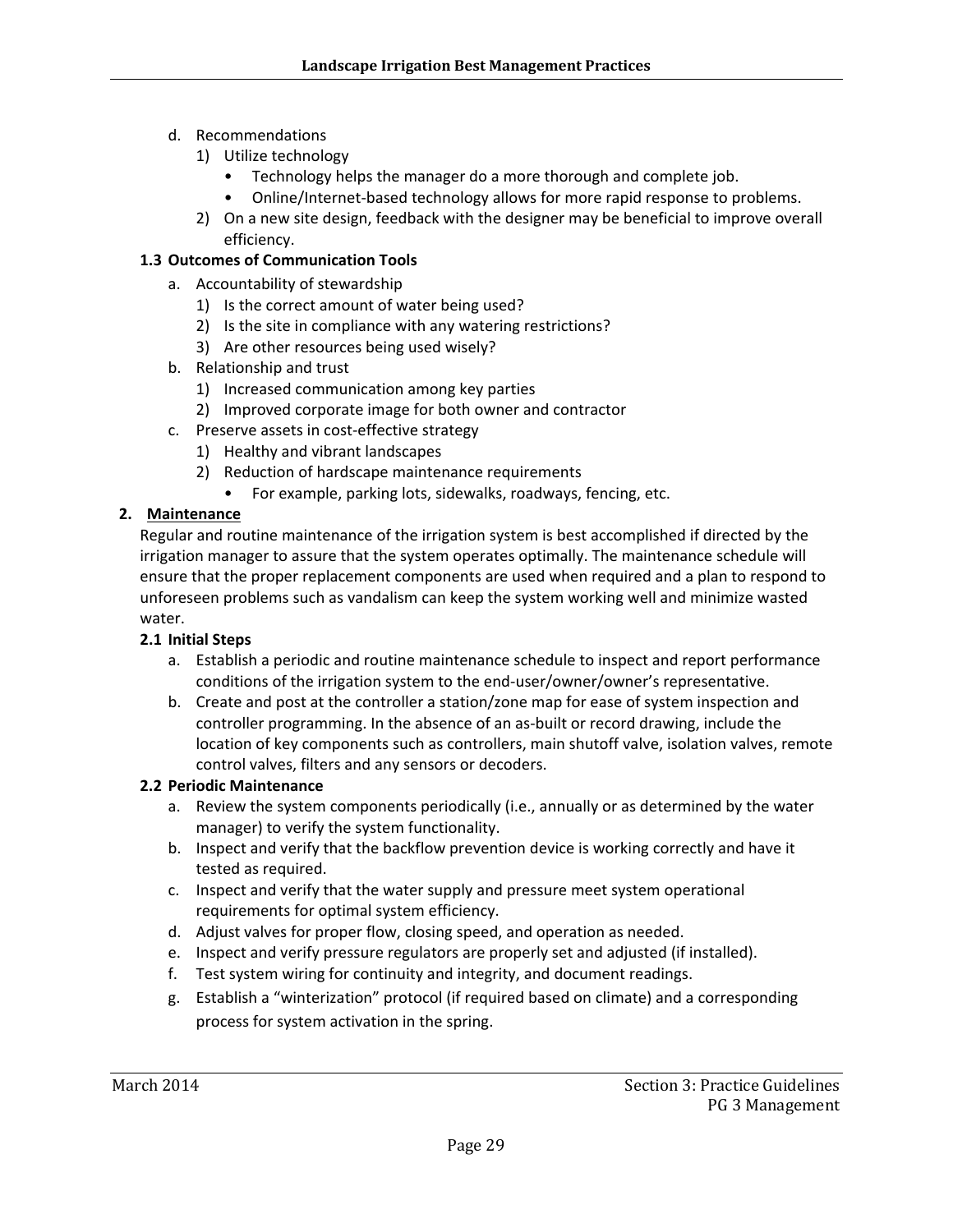d. Recommendations
    1) Utilize technology
        - Technology helps the manager do a more thorough and complete job.
        - Online/Internet-based technology allows for more rapid response to problems.
    2) On a new site design, feedback with the designer may be beneficial to improve overall efficiency.

### 1.3 Outcomes of Communication Tools

a. Accountability of stewardship
    1) Is the correct amount of water being used?
    2) Is the site in compliance with any watering restrictions?
    3) Are other resources being used wisely?

b. Relationship and trust
    1) Increased communication among key parties
    2) Improved corporate image for both owner and contractor

c. Preserve assets in cost-effective strategy
    1) Healthy and vibrant landscapes
    2) Reduction of hardscape maintenance requirements
        - For example, parking lots, sidewalks, roadways, fencing, etc.

## 2. Maintenance

Regular and routine maintenance of the irrigation system is best accomplished if directed by the irrigation manager to assure that the system operates optimally. The maintenance schedule will ensure that the proper replacement components are used when required and a plan to respond to unforeseen problems such as vandalism can keep the system working well and minimize wasted water.

### 2.1 Initial Steps

a. Establish a periodic and routine maintenance schedule to inspect and report performance conditions of the irrigation system to the end-user/owner/owner's representative.

b. Create and post at the controller a station/zone map for ease of system inspection and controller programming. In the absence of an as-built or record drawing, include the location of key components such as controllers, main shutoff valve, isolation valves, remote control valves, filters and any sensors or decoders.

### 2.2 Periodic Maintenance

a. Review the system components periodically (i.e., annually or as determined by the water manager) to verify the system functionality.

b. Inspect and verify that the backflow prevention device is working correctly and have it tested as required.

c. Inspect and verify that the water supply and pressure meet system operational requirements for optimal system efficiency.

d. Adjust valves for proper flow, closing speed, and operation as needed.

e. Inspect and verify pressure regulators are properly set and adjusted (if installed).

f. Test system wiring for continuity and integrity, and document readings.

g. Establish a "winterization" protocol (if required based on climate) and a corresponding process for system activation in the spring.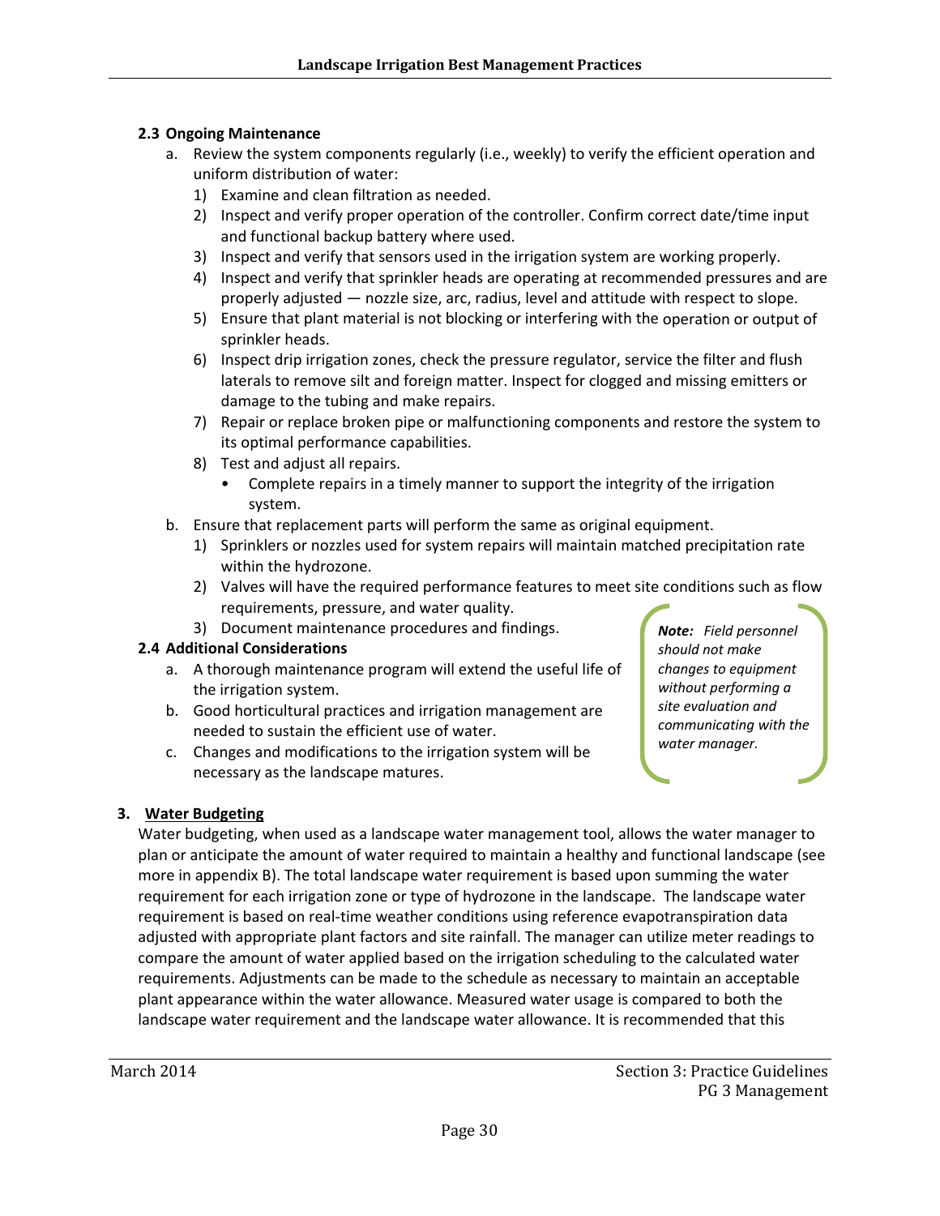### 2.3 Ongoing Maintenance

a. Review the system components regularly (i.e., weekly) to verify the efficient operation and uniform distribution of water:
   1) Examine and clean filtration as needed.
   2) Inspect and verify proper operation of the controller. Confirm correct date/time input and functional backup battery where used.
   3) Inspect and verify that sensors used in the irrigation system are working properly.
   4) Inspect and verify that sprinkler heads are operating at recommended pressures and are properly adjusted — nozzle size, arc, radius, level and attitude with respect to slope.
   5) Ensure that plant material is not blocking or interfering with the operation or output of sprinkler heads.
   6) Inspect drip irrigation zones, check the pressure regulator, service the filter and flush laterals to remove silt and foreign matter. Inspect for clogged and missing emitters or damage to the tubing and make repairs.
   7) Repair or replace broken pipe or malfunctioning components and restore the system to its optimal performance capabilities.
   8) Test and adjust all repairs.
      - Complete repairs in a timely manner to support the integrity of the irrigation system.
b. Ensure that replacement parts will perform the same as original equipment.
   1) Sprinklers or nozzles used for system repairs will maintain matched precipitation rate within the hydrozone.
   2) Valves will have the required performance features to meet site conditions such as flow requirements, pressure, and water quality.
   3) Document maintenance procedures and findings.

### 2.4 Additional Considerations

a. A thorough maintenance program will extend the useful life of the irrigation system.
b. Good horticultural practices and irrigation management are needed to sustain the efficient use of water.
c. Changes and modifications to the irrigation system will be necessary as the landscape matures.

> ***Note:*** *Field personnel should not make changes to equipment without performing a site evaluation and communicating with the water manager.*

## 3. Water Budgeting

Water budgeting, when used as a landscape water management tool, allows the water manager to plan or anticipate the amount of water required to maintain a healthy and functional landscape (see more in appendix B). The total landscape water requirement is based upon summing the water requirement for each irrigation zone or type of hydrozone in the landscape. The landscape water requirement is based on real-time weather conditions using reference evapotranspiration data adjusted with appropriate plant factors and site rainfall. The manager can utilize meter readings to compare the amount of water applied based on the irrigation scheduling to the calculated water requirements. Adjustments can be made to the schedule as necessary to maintain an acceptable plant appearance within the water allowance. Measured water usage is compared to both the landscape water requirement and the landscape water allowance. It is recommended that this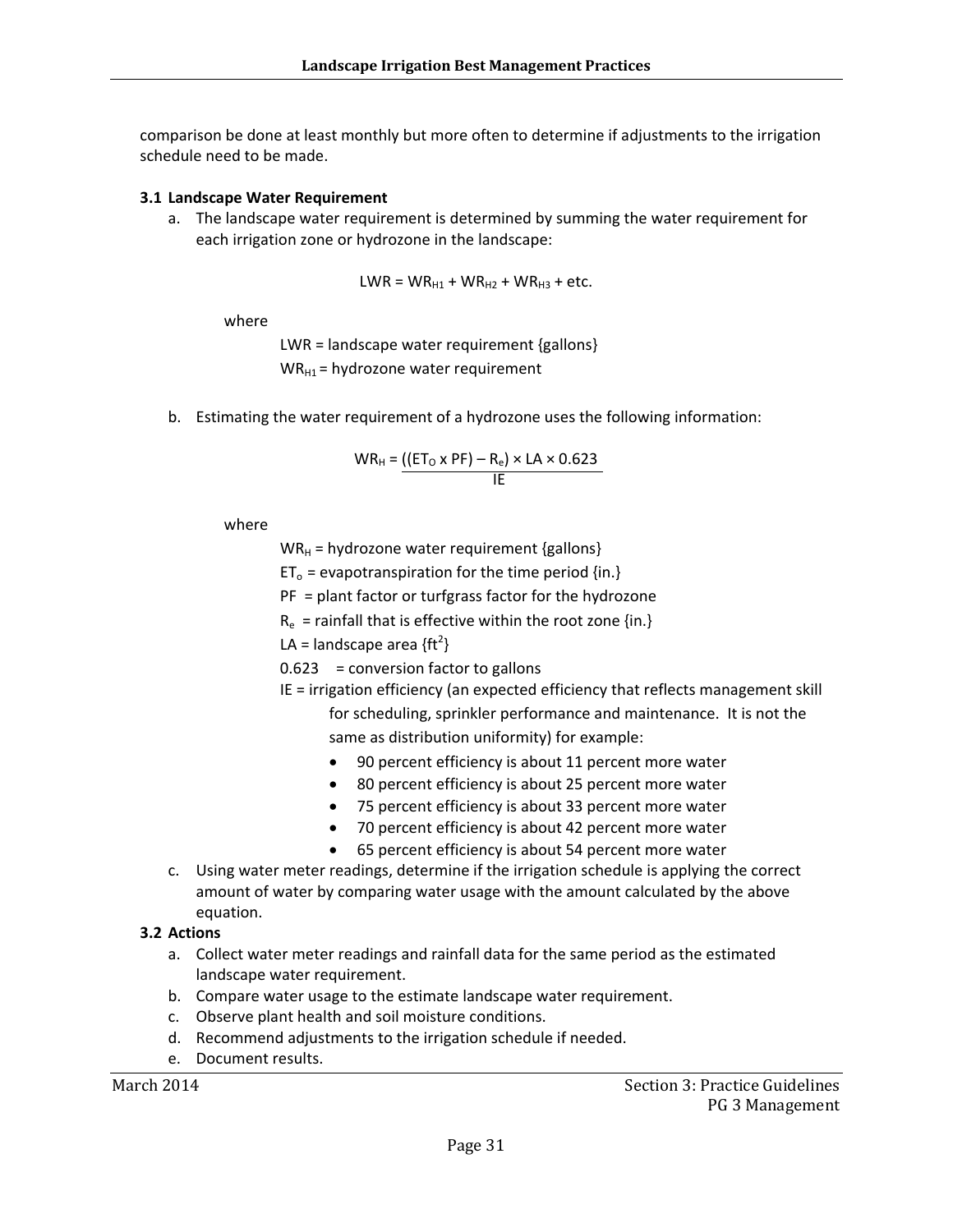comparison be done at least monthly but more often to determine if adjustments to the irrigation schedule need to be made.

### 3.1 Landscape Water Requirement

a. The landscape water requirement is determined by summing the water requirement for each irrigation zone or hydrozone in the landscape:

$$LWR = WR_{H1} + WR_{H2} + WR_{H3} + \text{etc.}$$

where

LWR = landscape water requirement {gallons}

$WR_{H1}$ = hydrozone water requirement

b. Estimating the water requirement of a hydrozone uses the following information:

$$WR_H = \frac{((ET_O \times PF) - R_e) \times LA \times 0.623}{IE}$$

where

$WR_H$ = hydrozone water requirement {gallons}

$ET_o$ = evapotranspiration for the time period {in.}

PF = plant factor or turfgrass factor for the hydrozone

$R_e$ = rainfall that is effective within the root zone {in.}

LA = landscape area {$ft^2$}

0.623 = conversion factor to gallons

IE = irrigation efficiency (an expected efficiency that reflects management skill for scheduling, sprinkler performance and maintenance. It is not the same as distribution uniformity) for example:

- 90 percent efficiency is about 11 percent more water
- 80 percent efficiency is about 25 percent more water
- 75 percent efficiency is about 33 percent more water
- 70 percent efficiency is about 42 percent more water
- 65 percent efficiency is about 54 percent more water

c. Using water meter readings, determine if the irrigation schedule is applying the correct amount of water by comparing water usage with the amount calculated by the above equation.

### 3.2 Actions

a. Collect water meter readings and rainfall data for the same period as the estimated landscape water requirement.

b. Compare water usage to the estimate landscape water requirement.

c. Observe plant health and soil moisture conditions.

d. Recommend adjustments to the irrigation schedule if needed.

e. Document results.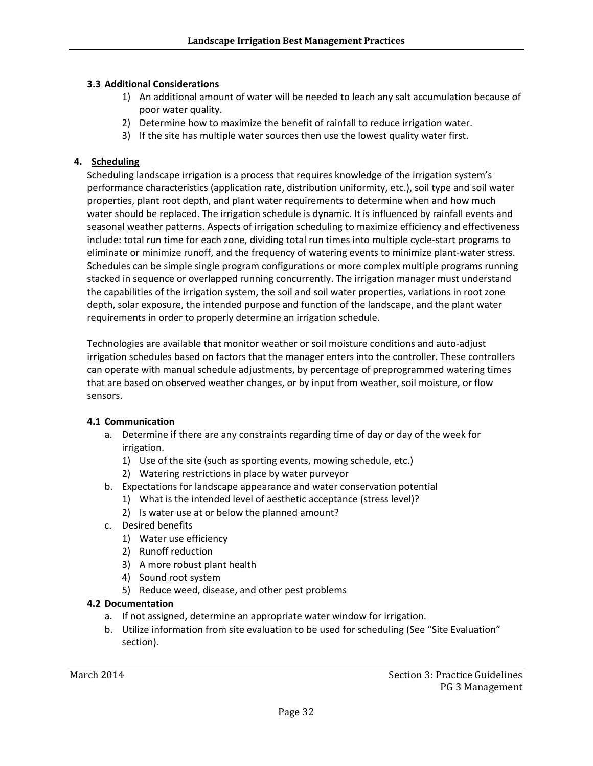### 3.3 Additional Considerations

1) An additional amount of water will be needed to leach any salt accumulation because of poor water quality.
2) Determine how to maximize the benefit of rainfall to reduce irrigation water.
3) If the site has multiple water sources then use the lowest quality water first.

## 4. Scheduling

Scheduling landscape irrigation is a process that requires knowledge of the irrigation system's performance characteristics (application rate, distribution uniformity, etc.), soil type and soil water properties, plant root depth, and plant water requirements to determine when and how much water should be replaced. The irrigation schedule is dynamic. It is influenced by rainfall events and seasonal weather patterns. Aspects of irrigation scheduling to maximize efficiency and effectiveness include: total run time for each zone, dividing total run times into multiple cycle-start programs to eliminate or minimize runoff, and the frequency of watering events to minimize plant-water stress. Schedules can be simple single program configurations or more complex multiple programs running stacked in sequence or overlapped running concurrently. The irrigation manager must understand the capabilities of the irrigation system, the soil and soil water properties, variations in root zone depth, solar exposure, the intended purpose and function of the landscape, and the plant water requirements in order to properly determine an irrigation schedule.

Technologies are available that monitor weather or soil moisture conditions and auto-adjust irrigation schedules based on factors that the manager enters into the controller. These controllers can operate with manual schedule adjustments, by percentage of preprogrammed watering times that are based on observed weather changes, or by input from weather, soil moisture, or flow sensors.

### 4.1 Communication

a. Determine if there are any constraints regarding time of day or day of the week for irrigation.
   1) Use of the site (such as sporting events, mowing schedule, etc.)
   2) Watering restrictions in place by water purveyor
b. Expectations for landscape appearance and water conservation potential
   1) What is the intended level of aesthetic acceptance (stress level)?
   2) Is water use at or below the planned amount?
c. Desired benefits
   1) Water use efficiency
   2) Runoff reduction
   3) A more robust plant health
   4) Sound root system
   5) Reduce weed, disease, and other pest problems

### 4.2 Documentation

a. If not assigned, determine an appropriate water window for irrigation.
b. Utilize information from site evaluation to be used for scheduling (See "Site Evaluation" section).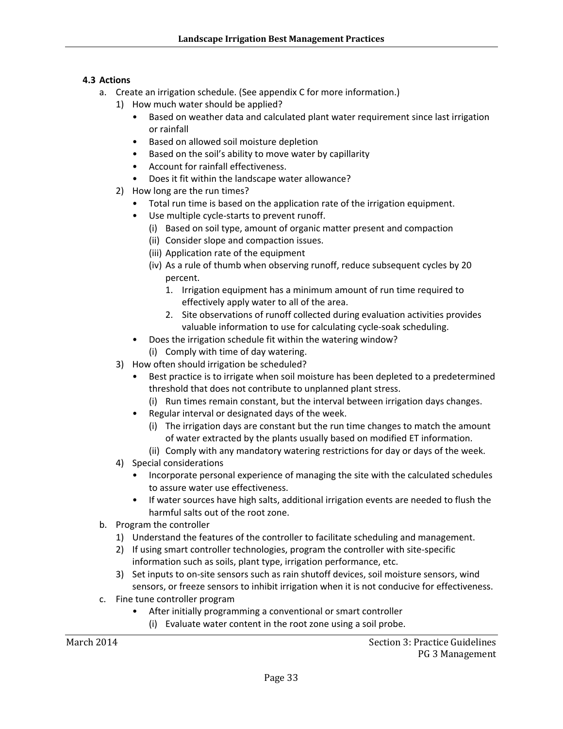### 4.3 Actions

a. Create an irrigation schedule. (See appendix C for more information.)
   1) How much water should be applied?
      - Based on weather data and calculated plant water requirement since last irrigation or rainfall
      - Based on allowed soil moisture depletion
      - Based on the soil's ability to move water by capillarity
      - Account for rainfall effectiveness.
      - Does it fit within the landscape water allowance?
   2) How long are the run times?
      - Total run time is based on the application rate of the irrigation equipment.
      - Use multiple cycle-starts to prevent runoff.
         (i) Based on soil type, amount of organic matter present and compaction
         (ii) Consider slope and compaction issues.
         (iii) Application rate of the equipment
         (iv) As a rule of thumb when observing runoff, reduce subsequent cycles by 20 percent.
            1. Irrigation equipment has a minimum amount of run time required to effectively apply water to all of the area.
            2. Site observations of runoff collected during evaluation activities provides valuable information to use for calculating cycle-soak scheduling.
      - Does the irrigation schedule fit within the watering window?
         (i) Comply with time of day watering.
   3) How often should irrigation be scheduled?
      - Best practice is to irrigate when soil moisture has been depleted to a predetermined threshold that does not contribute to unplanned plant stress.
         (i) Run times remain constant, but the interval between irrigation days changes.
      - Regular interval or designated days of the week.
         (i) The irrigation days are constant but the run time changes to match the amount of water extracted by the plants usually based on modified ET information.
         (ii) Comply with any mandatory watering restrictions for day or days of the week.
   4) Special considerations
      - Incorporate personal experience of managing the site with the calculated schedules to assure water use effectiveness.
      - If water sources have high salts, additional irrigation events are needed to flush the harmful salts out of the root zone.

b. Program the controller
   1) Understand the features of the controller to facilitate scheduling and management.
   2) If using smart controller technologies, program the controller with site-specific information such as soils, plant type, irrigation performance, etc.
   3) Set inputs to on-site sensors such as rain shutoff devices, soil moisture sensors, wind sensors, or freeze sensors to inhibit irrigation when it is not conducive for effectiveness.

c. Fine tune controller program
   - After initially programming a conventional or smart controller
      (i) Evaluate water content in the root zone using a soil probe.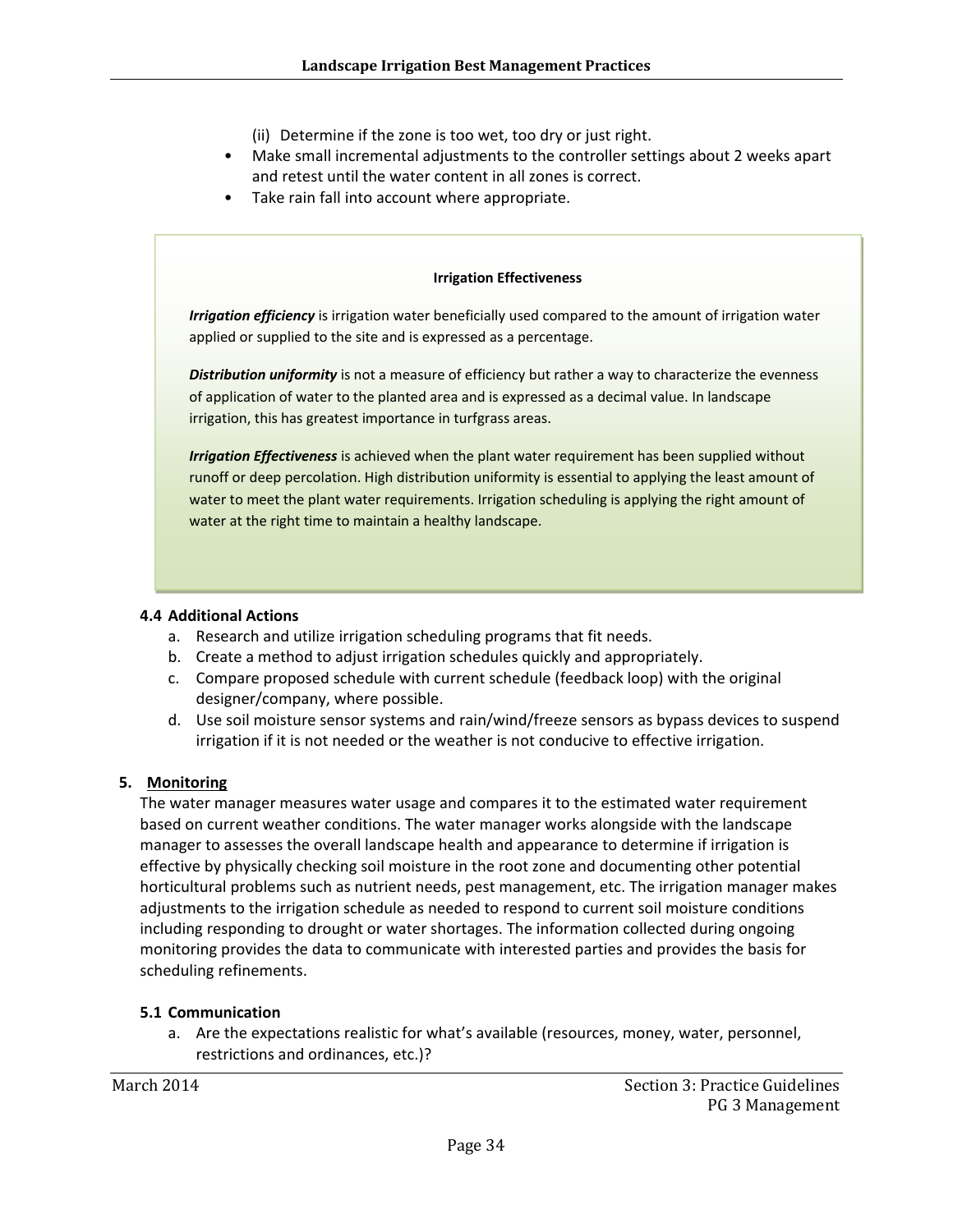(ii) Determine if the zone is too wet, too dry or just right.

- Make small incremental adjustments to the controller settings about 2 weeks apart and retest until the water content in all zones is correct.
- Take rain fall into account where appropriate.

**Irrigation Effectiveness**

***Irrigation efficiency*** is irrigation water beneficially used compared to the amount of irrigation water applied or supplied to the site and is expressed as a percentage.

***Distribution uniformity*** is not a measure of efficiency but rather a way to characterize the evenness of application of water to the planted area and is expressed as a decimal value. In landscape irrigation, this has greatest importance in turfgrass areas.

***Irrigation Effectiveness*** is achieved when the plant water requirement has been supplied without runoff or deep percolation. High distribution uniformity is essential to applying the least amount of water to meet the plant water requirements. Irrigation scheduling is applying the right amount of water at the right time to maintain a healthy landscape.

### 4.4 Additional Actions

a. Research and utilize irrigation scheduling programs that fit needs.
b. Create a method to adjust irrigation schedules quickly and appropriately.
c. Compare proposed schedule with current schedule (feedback loop) with the original designer/company, where possible.
d. Use soil moisture sensor systems and rain/wind/freeze sensors as bypass devices to suspend irrigation if it is not needed or the weather is not conducive to effective irrigation.

## 5. Monitoring

The water manager measures water usage and compares it to the estimated water requirement based on current weather conditions. The water manager works alongside with the landscape manager to assesses the overall landscape health and appearance to determine if irrigation is effective by physically checking soil moisture in the root zone and documenting other potential horticultural problems such as nutrient needs, pest management, etc. The irrigation manager makes adjustments to the irrigation schedule as needed to respond to current soil moisture conditions including responding to drought or water shortages. The information collected during ongoing monitoring provides the data to communicate with interested parties and provides the basis for scheduling refinements.

### 5.1 Communication

a. Are the expectations realistic for what's available (resources, money, water, personnel, restrictions and ordinances, etc.)?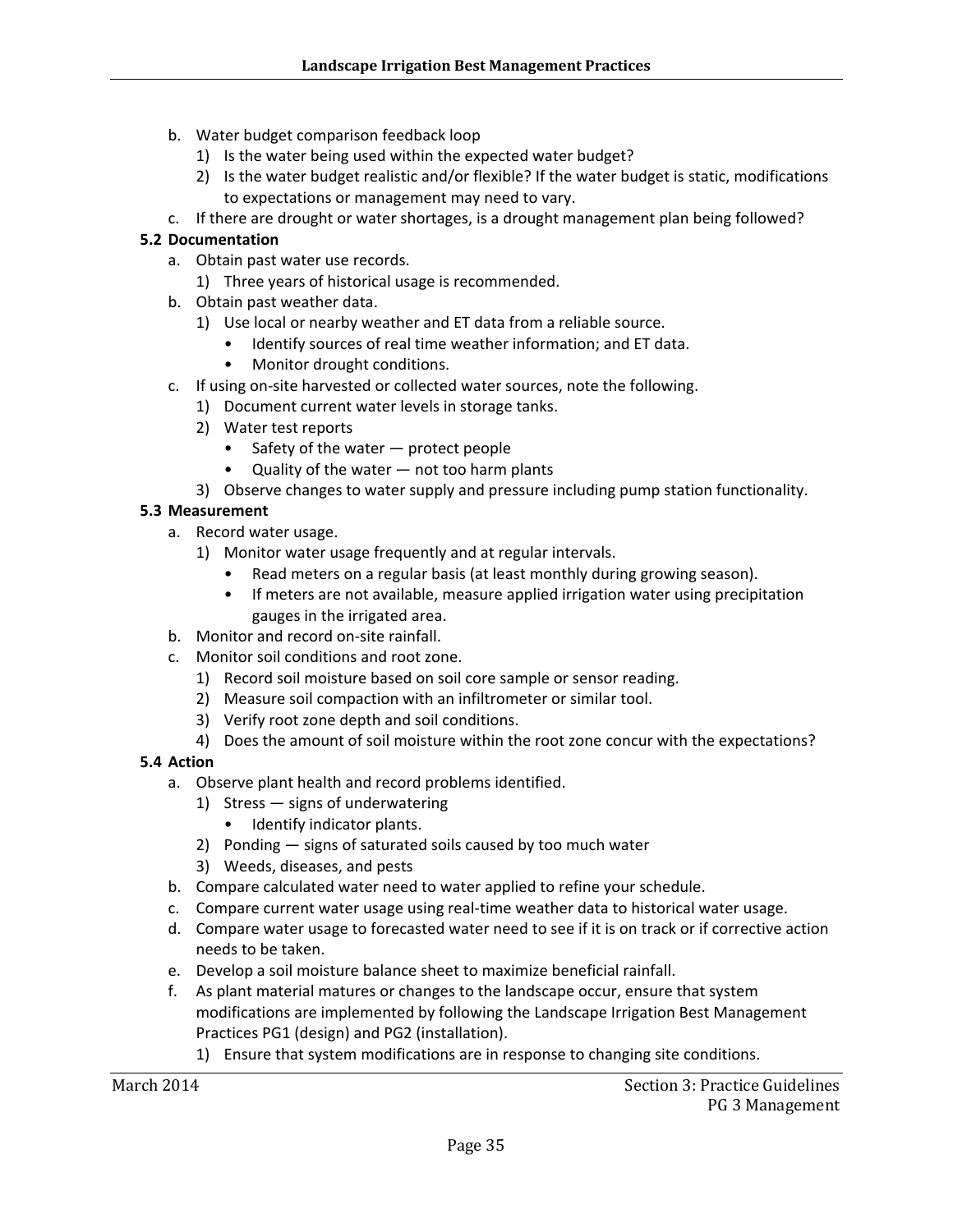b. Water budget comparison feedback loop
    1) Is the water being used within the expected water budget?
    2) Is the water budget realistic and/or flexible? If the water budget is static, modifications to expectations or management may need to vary.
c. If there are drought or water shortages, is a drought management plan being followed?

**5.2 Documentation**

a. Obtain past water use records.
    1) Three years of historical usage is recommended.
b. Obtain past weather data.
    1) Use local or nearby weather and ET data from a reliable source.
        - Identify sources of real time weather information; and ET data.
        - Monitor drought conditions.
c. If using on-site harvested or collected water sources, note the following.
    1) Document current water levels in storage tanks.
    2) Water test reports
        - Safety of the water — protect people
        - Quality of the water — not too harm plants
    3) Observe changes to water supply and pressure including pump station functionality.

**5.3 Measurement**

a. Record water usage.
    1) Monitor water usage frequently and at regular intervals.
        - Read meters on a regular basis (at least monthly during growing season).
        - If meters are not available, measure applied irrigation water using precipitation gauges in the irrigated area.
b. Monitor and record on-site rainfall.
c. Monitor soil conditions and root zone.
    1) Record soil moisture based on soil core sample or sensor reading.
    2) Measure soil compaction with an infiltrometer or similar tool.
    3) Verify root zone depth and soil conditions.
    4) Does the amount of soil moisture within the root zone concur with the expectations?

**5.4 Action**

a. Observe plant health and record problems identified.
    1) Stress — signs of underwatering
        - Identify indicator plants.
    2) Ponding — signs of saturated soils caused by too much water
    3) Weeds, diseases, and pests
b. Compare calculated water need to water applied to refine your schedule.
c. Compare current water usage using real-time weather data to historical water usage.
d. Compare water usage to forecasted water need to see if it is on track or if corrective action needs to be taken.
e. Develop a soil moisture balance sheet to maximize beneficial rainfall.
f. As plant material matures or changes to the landscape occur, ensure that system modifications are implemented by following the Landscape Irrigation Best Management Practices PG1 (design) and PG2 (installation).
    1) Ensure that system modifications are in response to changing site conditions.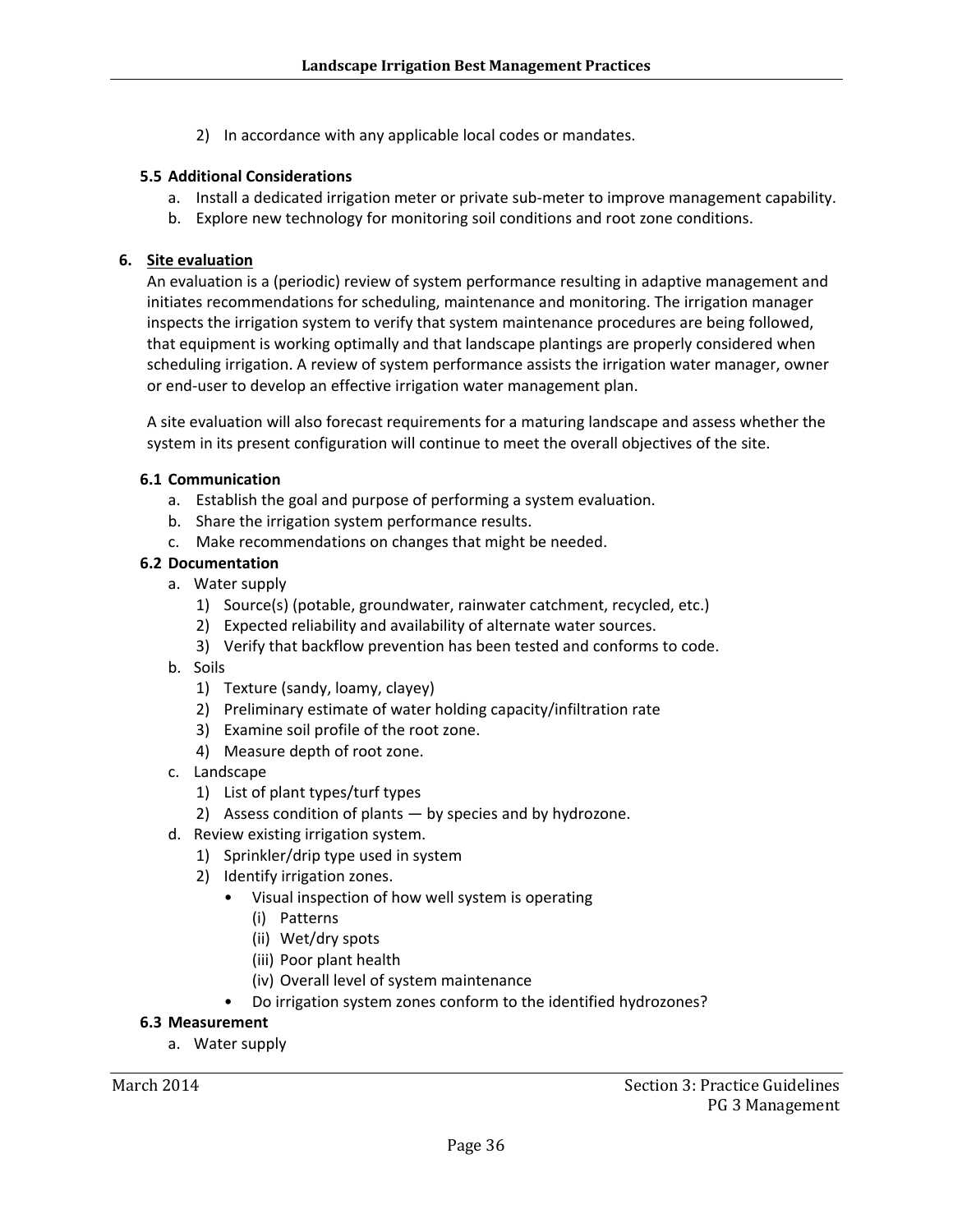2) In accordance with any applicable local codes or mandates.

### 5.5 Additional Considerations

a. Install a dedicated irrigation meter or private sub-meter to improve management capability.
b. Explore new technology for monitoring soil conditions and root zone conditions.

## 6. Site evaluation

An evaluation is a (periodic) review of system performance resulting in adaptive management and initiates recommendations for scheduling, maintenance and monitoring. The irrigation manager inspects the irrigation system to verify that system maintenance procedures are being followed, that equipment is working optimally and that landscape plantings are properly considered when scheduling irrigation. A review of system performance assists the irrigation water manager, owner or end-user to develop an effective irrigation water management plan.

A site evaluation will also forecast requirements for a maturing landscape and assess whether the system in its present configuration will continue to meet the overall objectives of the site.

### 6.1 Communication

a. Establish the goal and purpose of performing a system evaluation.
b. Share the irrigation system performance results.
c. Make recommendations on changes that might be needed.

### 6.2 Documentation

a. Water supply
   1) Source(s) (potable, groundwater, rainwater catchment, recycled, etc.)
   2) Expected reliability and availability of alternate water sources.
   3) Verify that backflow prevention has been tested and conforms to code.
b. Soils
   1) Texture (sandy, loamy, clayey)
   2) Preliminary estimate of water holding capacity/infiltration rate
   3) Examine soil profile of the root zone.
   4) Measure depth of root zone.
c. Landscape
   1) List of plant types/turf types
   2) Assess condition of plants — by species and by hydrozone.
d. Review existing irrigation system.
   1) Sprinkler/drip type used in system
   2) Identify irrigation zones.
      - Visual inspection of how well system is operating
        (i) Patterns
        (ii) Wet/dry spots
        (iii) Poor plant health
        (iv) Overall level of system maintenance
      - Do irrigation system zones conform to the identified hydrozones?

### 6.3 Measurement

a. Water supply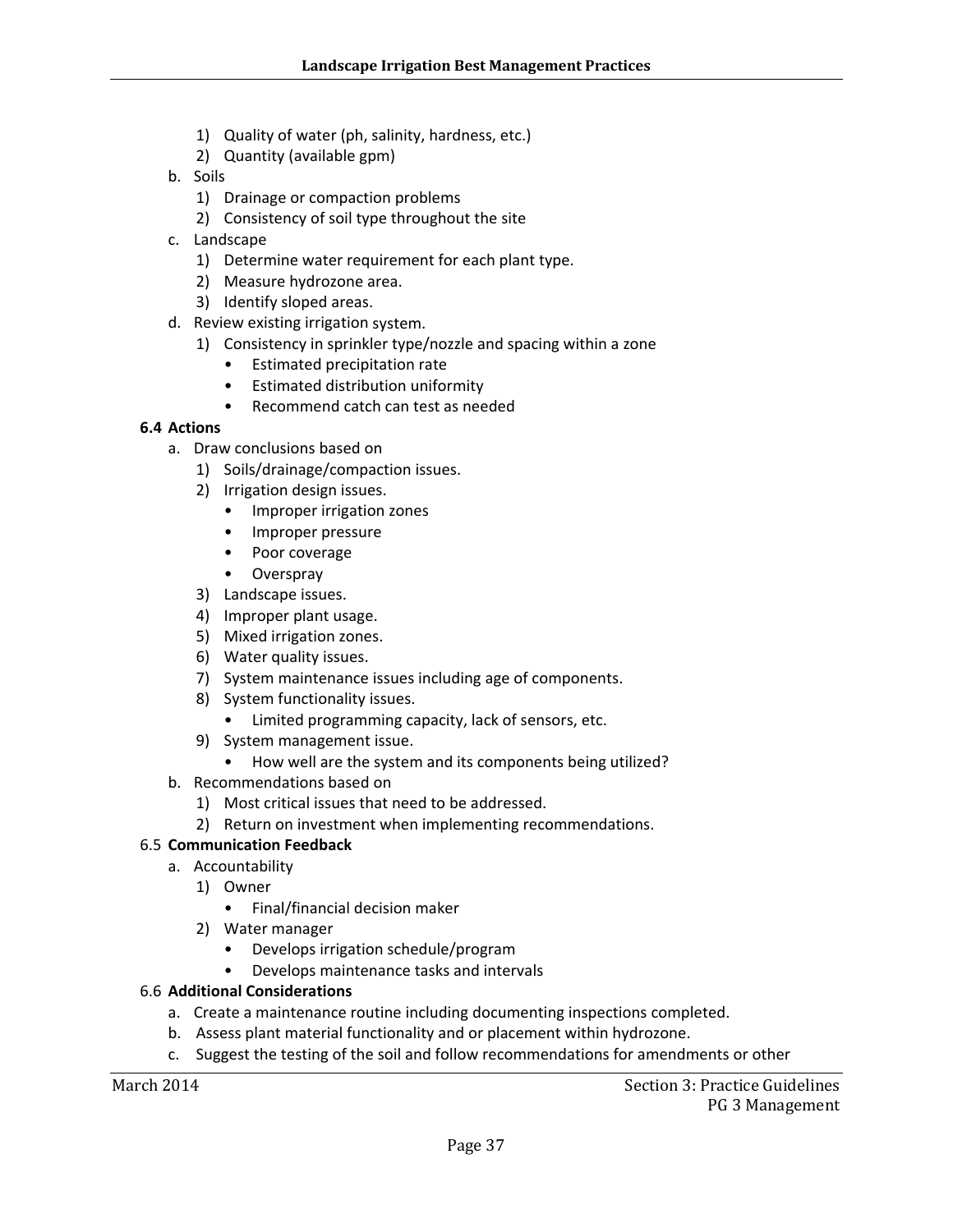1) Quality of water (ph, salinity, hardness, etc.)
2) Quantity (available gpm)

b. Soils

1) Drainage or compaction problems
2) Consistency of soil type throughout the site

c. Landscape

1) Determine water requirement for each plant type.
2) Measure hydrozone area.
3) Identify sloped areas.

d. Review existing irrigation system.

1) Consistency in sprinkler type/nozzle and spacing within a zone
   - Estimated precipitation rate
   - Estimated distribution uniformity
   - Recommend catch can test as needed

**6.4 Actions**

a. Draw conclusions based on

1) Soils/drainage/compaction issues.
2) Irrigation design issues.
   - Improper irrigation zones
   - Improper pressure
   - Poor coverage
   - Overspray
3) Landscape issues.
4) Improper plant usage.
5) Mixed irrigation zones.
6) Water quality issues.
7) System maintenance issues including age of components.
8) System functionality issues.
   - Limited programming capacity, lack of sensors, etc.
9) System management issue.
   - How well are the system and its components being utilized?

b. Recommendations based on

1) Most critical issues that need to be addressed.
2) Return on investment when implementing recommendations.

6.5 **Communication Feedback**

a. Accountability

1) Owner
   - Final/financial decision maker
2) Water manager
   - Develops irrigation schedule/program
   - Develops maintenance tasks and intervals

6.6 **Additional Considerations**

a. Create a maintenance routine including documenting inspections completed.

b. Assess plant material functionality and or placement within hydrozone.

c. Suggest the testing of the soil and follow recommendations for amendments or other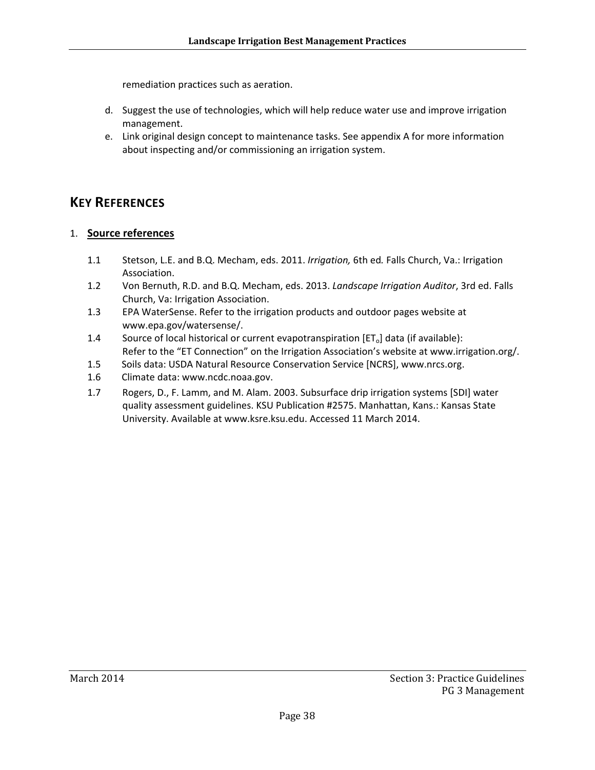remediation practices such as aeration.

d. Suggest the use of technologies, which will help reduce water use and improve irrigation management.
e. Link original design concept to maintenance tasks. See appendix A for more information about inspecting and/or commissioning an irrigation system.

## KEY REFERENCES

1. **Source references**

1.1 Stetson, L.E. and B.Q. Mecham, eds. 2011. *Irrigation,* 6th ed. Falls Church, Va.: Irrigation Association.

1.2 Von Bernuth, R.D. and B.Q. Mecham, eds. 2013. *Landscape Irrigation Auditor*, 3rd ed. Falls Church, Va: Irrigation Association.

1.3 EPA WaterSense. Refer to the irrigation products and outdoor pages website at www.epa.gov/watersense/.

1.4 Source of local historical or current evapotranspiration [$ET_o$] data (if available): Refer to the "ET Connection" on the Irrigation Association's website at www.irrigation.org/.

1.5 Soils data: USDA Natural Resource Conservation Service [NCRS], www.nrcs.org.

1.6 Climate data: www.ncdc.noaa.gov.

1.7 Rogers, D., F. Lamm, and M. Alam. 2003. Subsurface drip irrigation systems [SDI] water quality assessment guidelines. KSU Publication #2575. Manhattan, Kans.: Kansas State University. Available at www.ksre.ksu.edu. Accessed 11 March 2014.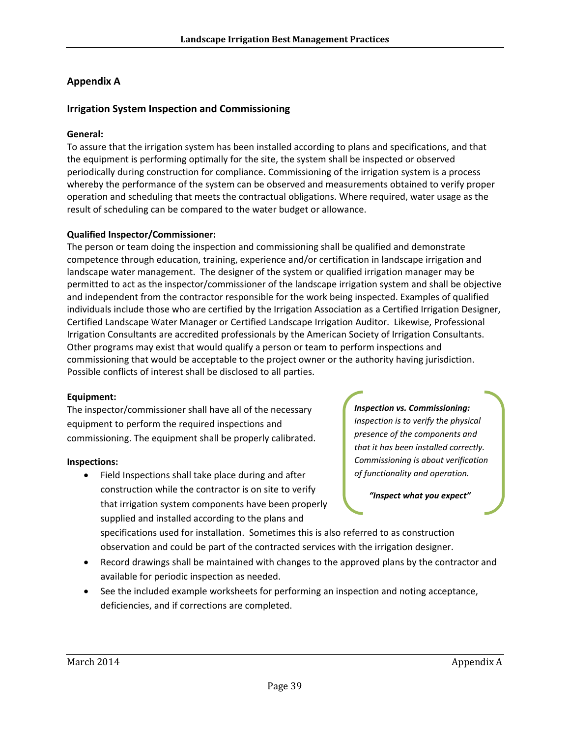## Appendix A

### Irrigation System Inspection and Commissioning

**General:**
To assure that the irrigation system has been installed according to plans and specifications, and that the equipment is performing optimally for the site, the system shall be inspected or observed periodically during construction for compliance. Commissioning of the irrigation system is a process whereby the performance of the system can be observed and measurements obtained to verify proper operation and scheduling that meets the contractual obligations. Where required, water usage as the result of scheduling can be compared to the water budget or allowance.

**Qualified Inspector/Commissioner:**
The person or team doing the inspection and commissioning shall be qualified and demonstrate competence through education, training, experience and/or certification in landscape irrigation and landscape water management. The designer of the system or qualified irrigation manager may be permitted to act as the inspector/commissioner of the landscape irrigation system and shall be objective and independent from the contractor responsible for the work being inspected. Examples of qualified individuals include those who are certified by the Irrigation Association as a Certified Irrigation Designer, Certified Landscape Water Manager or Certified Landscape Irrigation Auditor. Likewise, Professional Irrigation Consultants are accredited professionals by the American Society of Irrigation Consultants. Other programs may exist that would qualify a person or team to perform inspections and commissioning that would be acceptable to the project owner or the authority having jurisdiction. Possible conflicts of interest shall be disclosed to all parties.

**Equipment:**
The inspector/commissioner shall have all of the necessary equipment to perform the required inspections and commissioning. The equipment shall be properly calibrated.

> ***Inspection vs. Commissioning:***
> *Inspection is to verify the physical presence of the components and that it has been installed correctly. Commissioning is about verification of functionality and operation.*
>
> ***"Inspect what you expect"***

**Inspections:**

- Field Inspections shall take place during and after construction while the contractor is on site to verify that irrigation system components have been properly supplied and installed according to the plans and specifications used for installation. Sometimes this is also referred to as construction observation and could be part of the contracted services with the irrigation designer.
- Record drawings shall be maintained with changes to the approved plans by the contractor and available for periodic inspection as needed.
- See the included example worksheets for performing an inspection and noting acceptance, deficiencies, and if corrections are completed.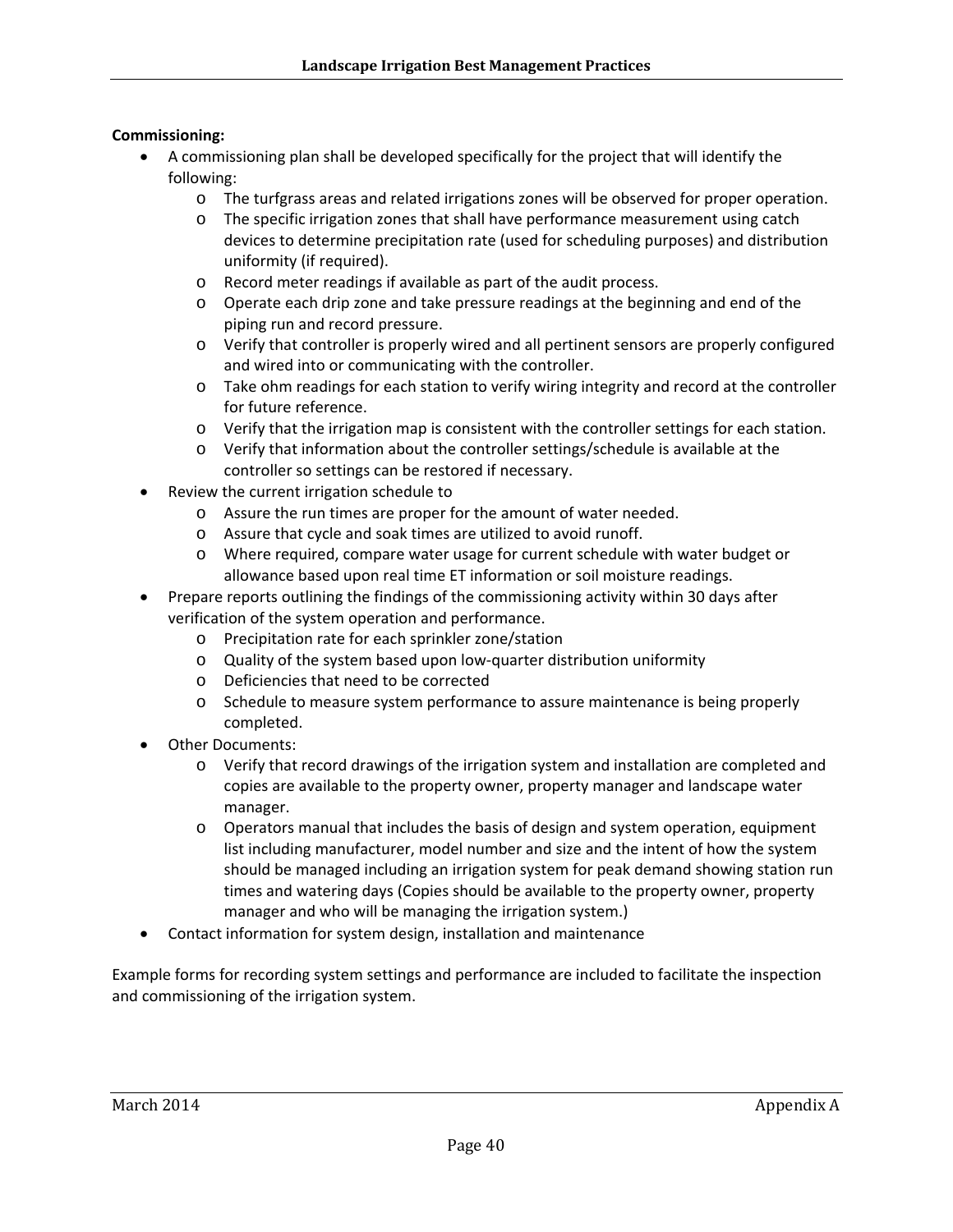**Commissioning:**

- A commissioning plan shall be developed specifically for the project that will identify the following:
  - The turfgrass areas and related irrigations zones will be observed for proper operation.
  - The specific irrigation zones that shall have performance measurement using catch devices to determine precipitation rate (used for scheduling purposes) and distribution uniformity (if required).
  - Record meter readings if available as part of the audit process.
  - Operate each drip zone and take pressure readings at the beginning and end of the piping run and record pressure.
  - Verify that controller is properly wired and all pertinent sensors are properly configured and wired into or communicating with the controller.
  - Take ohm readings for each station to verify wiring integrity and record at the controller for future reference.
  - Verify that the irrigation map is consistent with the controller settings for each station.
  - Verify that information about the controller settings/schedule is available at the controller so settings can be restored if necessary.
- Review the current irrigation schedule to
  - Assure the run times are proper for the amount of water needed.
  - Assure that cycle and soak times are utilized to avoid runoff.
  - Where required, compare water usage for current schedule with water budget or allowance based upon real time ET information or soil moisture readings.
- Prepare reports outlining the findings of the commissioning activity within 30 days after verification of the system operation and performance.
  - Precipitation rate for each sprinkler zone/station
  - Quality of the system based upon low-quarter distribution uniformity
  - Deficiencies that need to be corrected
  - Schedule to measure system performance to assure maintenance is being properly completed.
- Other Documents:
  - Verify that record drawings of the irrigation system and installation are completed and copies are available to the property owner, property manager and landscape water manager.
  - Operators manual that includes the basis of design and system operation, equipment list including manufacturer, model number and size and the intent of how the system should be managed including an irrigation system for peak demand showing station run times and watering days (Copies should be available to the property owner, property manager and who will be managing the irrigation system.)
- Contact information for system design, installation and maintenance

Example forms for recording system settings and performance are included to facilitate the inspection and commissioning of the irrigation system.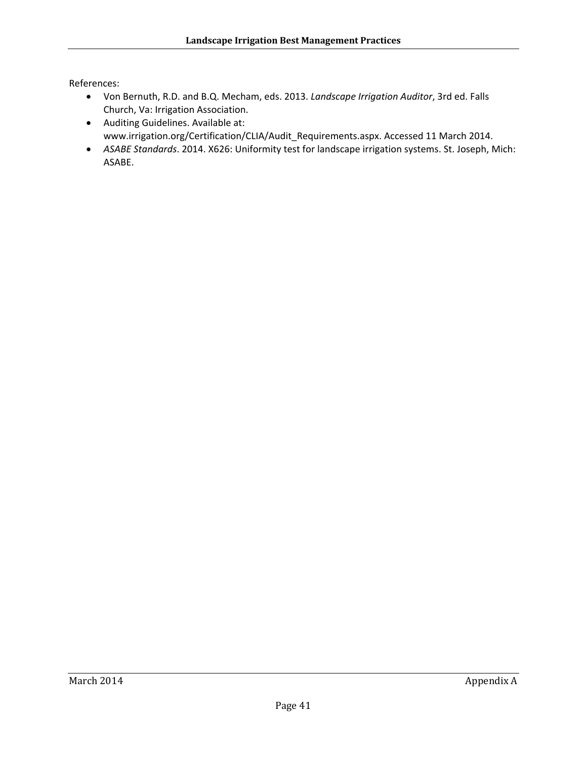References:

- Von Bernuth, R.D. and B.Q. Mecham, eds. 2013. *Landscape Irrigation Auditor*, 3rd ed. Falls Church, Va: Irrigation Association.
- Auditing Guidelines. Available at: www.irrigation.org/Certification/CLIA/Audit_Requirements.aspx. Accessed 11 March 2014.
- *ASABE Standards*. 2014. X626: Uniformity test for landscape irrigation systems. St. Joseph, Mich: ASABE.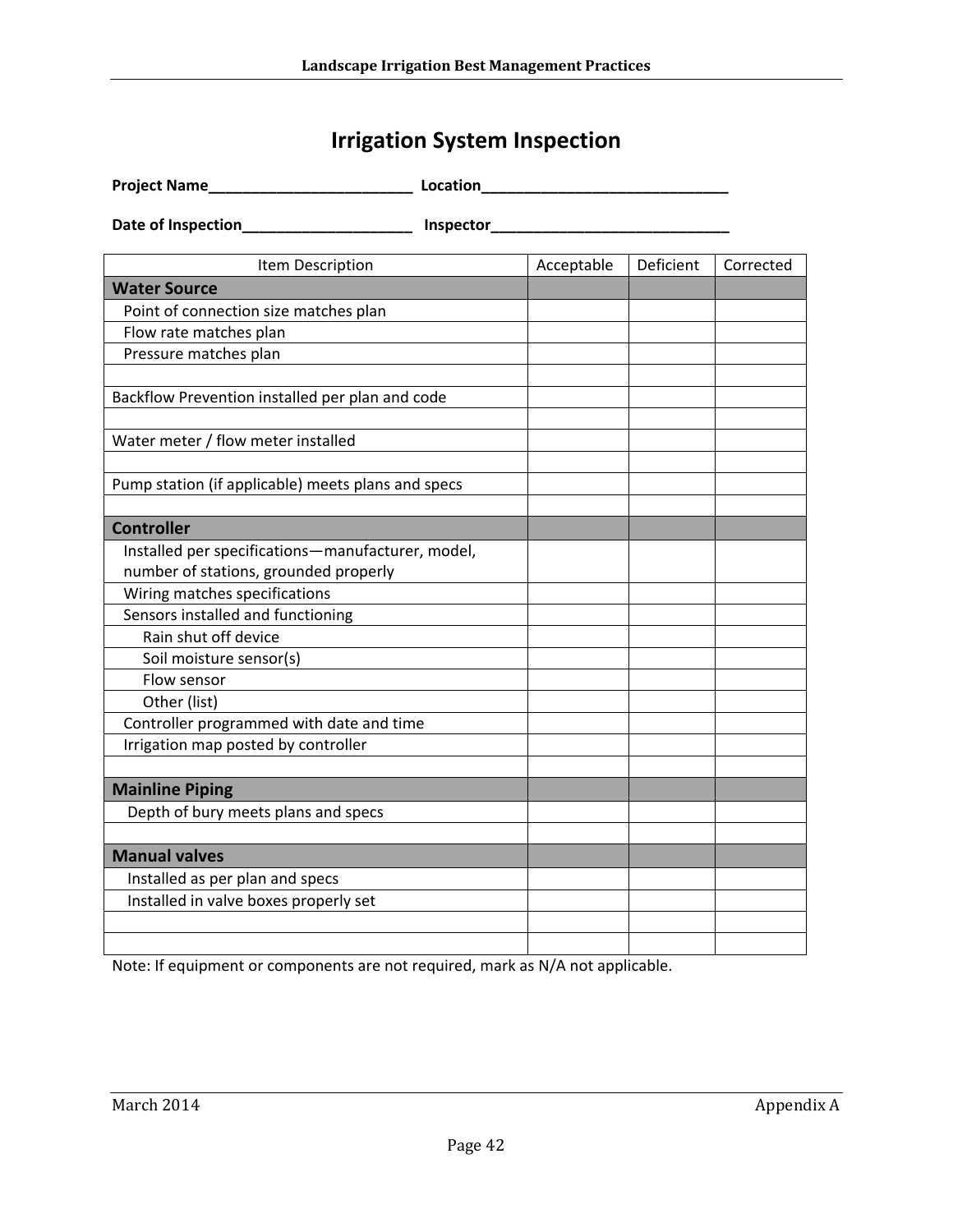# Irrigation System Inspection

**Project Name**_________________________ **Location**______________________________

**Date of Inspection**____________________ **Inspector**_____________________________

| Item Description | Acceptable | Deficient | Corrected |
|---|---|---|---|
| **Water Source** | | | |
| Point of connection size matches plan | | | |
| Flow rate matches plan | | | |
| Pressure matches plan | | | |
| | | | |
| Backflow Prevention installed per plan and code | | | |
| | | | |
| Water meter / flow meter installed | | | |
| | | | |
| Pump station (if applicable) meets plans and specs | | | |
| | | | |
| **Controller** | | | |
| Installed per specifications—manufacturer, model, number of stations, grounded properly | | | |
| Wiring matches specifications | | | |
| Sensors installed and functioning | | | |
| Rain shut off device | | | |
| Soil moisture sensor(s) | | | |
| Flow sensor | | | |
| Other (list) | | | |
| Controller programmed with date and time | | | |
| Irrigation map posted by controller | | | |
| | | | |
| **Mainline Piping** | | | |
| Depth of bury meets plans and specs | | | |
| | | | |
| **Manual valves** | | | |
| Installed as per plan and specs | | | |
| Installed in valve boxes properly set | | | |
| | | | |
| | | | |

Note: If equipment or components are not required, mark as N/A not applicable.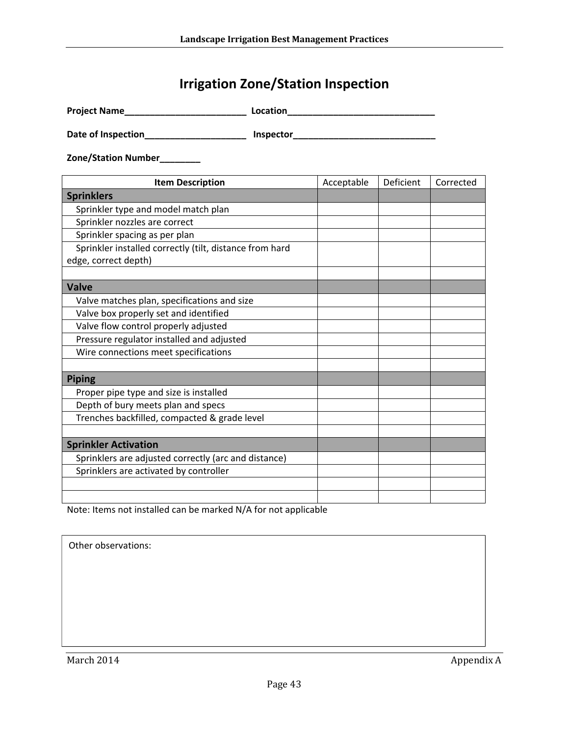# Irrigation Zone/Station Inspection

**Project Name**_________________________ **Location**______________________________

**Date of Inspection**____________________ **Inspector**_____________________________

**Zone/Station Number**________

| Item Description | Acceptable | Deficient | Corrected |
|---|---|---|---|
| **Sprinklers** | | | |
| Sprinkler type and model match plan | | | |
| Sprinkler nozzles are correct | | | |
| Sprinkler spacing as per plan | | | |
| Sprinkler installed correctly (tilt, distance from hard edge, correct depth) | | | |
| | | | |
| **Valve** | | | |
| Valve matches plan, specifications and size | | | |
| Valve box properly set and identified | | | |
| Valve flow control properly adjusted | | | |
| Pressure regulator installed and adjusted | | | |
| Wire connections meet specifications | | | |
| | | | |
| **Piping** | | | |
| Proper pipe type and size is installed | | | |
| Depth of bury meets plan and specs | | | |
| Trenches backfilled, compacted & grade level | | | |
| | | | |
| **Sprinkler Activation** | | | |
| Sprinklers are adjusted correctly (arc and distance) | | | |
| Sprinklers are activated by controller | | | |
| | | | |
| | | | |

Note: Items not installed can be marked N/A for not applicable

Other observations: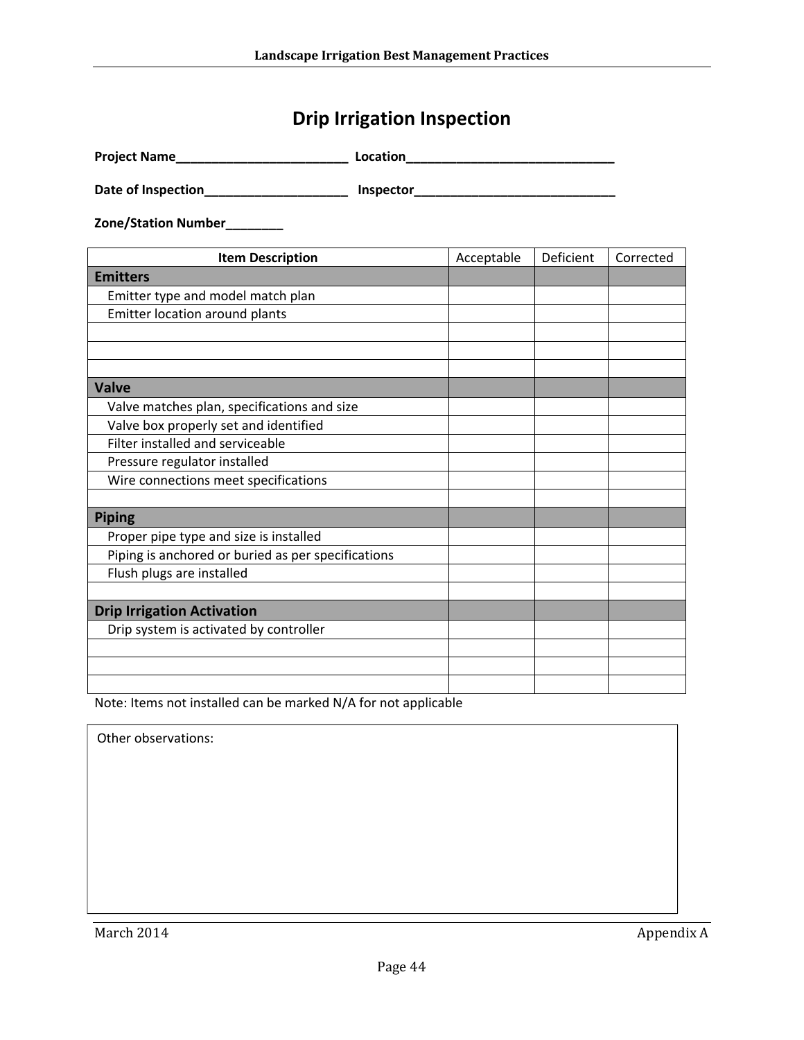# Drip Irrigation Inspection

**Project Name**_________________________ **Location**______________________________

**Date of Inspection**____________________ **Inspector**_____________________________

**Zone/Station Number**________

| Item Description | Acceptable | Deficient | Corrected |
|---|---|---|---|
| **Emitters** | | | |
| Emitter type and model match plan | | | |
| Emitter location around plants | | | |
| | | | |
| | | | |
| | | | |
| **Valve** | | | |
| Valve matches plan, specifications and size | | | |
| Valve box properly set and identified | | | |
| Filter installed and serviceable | | | |
| Pressure regulator installed | | | |
| Wire connections meet specifications | | | |
| | | | |
| **Piping** | | | |
| Proper pipe type and size is installed | | | |
| Piping is anchored or buried as per specifications | | | |
| Flush plugs are installed | | | |
| | | | |
| **Drip Irrigation Activation** | | | |
| Drip system is activated by controller | | | |
| | | | |
| | | | |
| | | | |

Note: Items not installed can be marked N/A for not applicable

Other observations: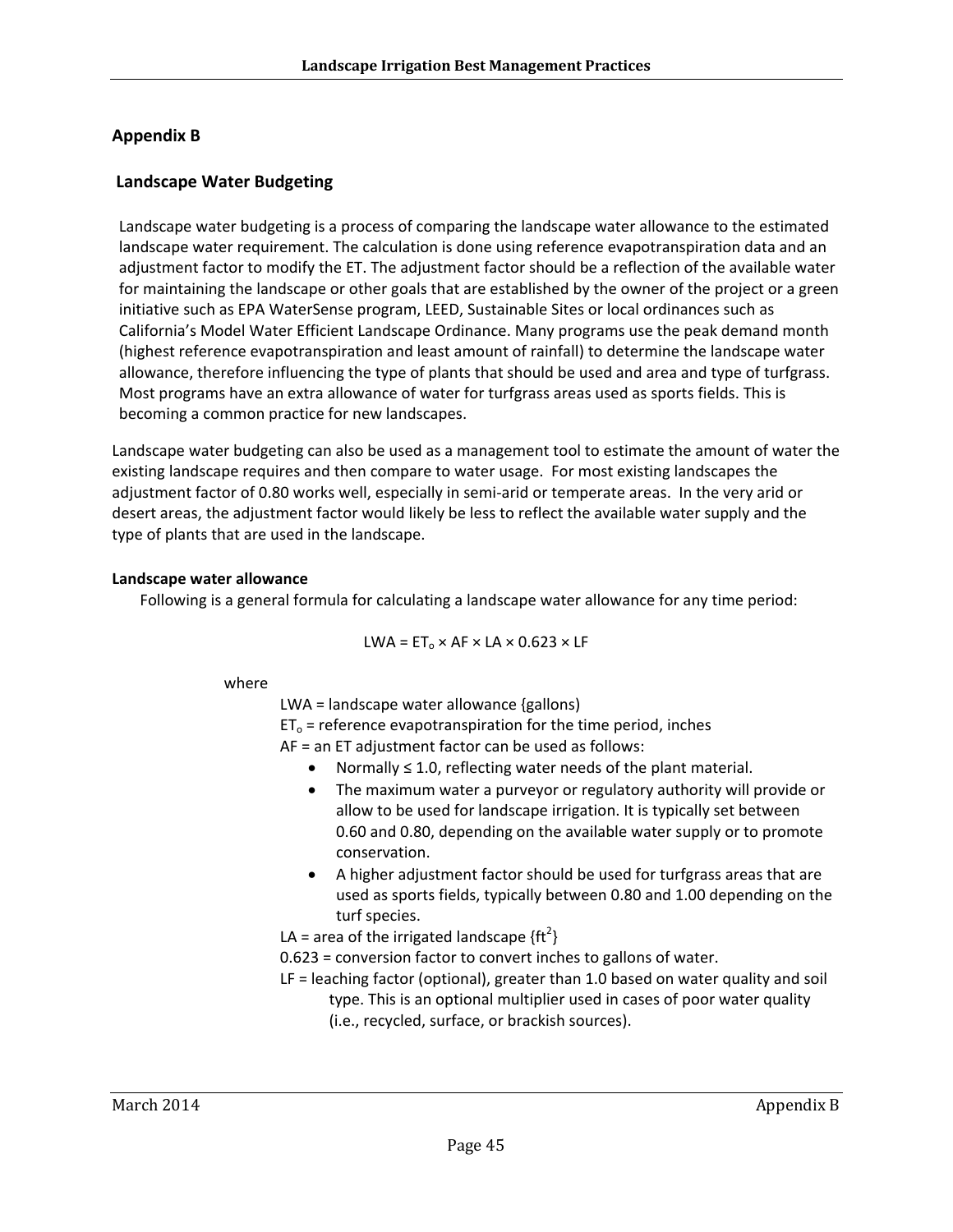## Appendix B

### Landscape Water Budgeting

Landscape water budgeting is a process of comparing the landscape water allowance to the estimated landscape water requirement. The calculation is done using reference evapotranspiration data and an adjustment factor to modify the ET. The adjustment factor should be a reflection of the available water for maintaining the landscape or other goals that are established by the owner of the project or a green initiative such as EPA WaterSense program, LEED, Sustainable Sites or local ordinances such as California's Model Water Efficient Landscape Ordinance. Many programs use the peak demand month (highest reference evapotranspiration and least amount of rainfall) to determine the landscape water allowance, therefore influencing the type of plants that should be used and area and type of turfgrass. Most programs have an extra allowance of water for turfgrass areas used as sports fields. This is becoming a common practice for new landscapes.

Landscape water budgeting can also be used as a management tool to estimate the amount of water the existing landscape requires and then compare to water usage. For most existing landscapes the adjustment factor of 0.80 works well, especially in semi-arid or temperate areas. In the very arid or desert areas, the adjustment factor would likely be less to reflect the available water supply and the type of plants that are used in the landscape.

**Landscape water allowance**

Following is a general formula for calculating a landscape water allowance for any time period:

$$LWA = ET_o \times AF \times LA \times 0.623 \times LF$$

where

LWA = landscape water allowance {gallons)

$ET_o$ = reference evapotranspiration for the time period, inches

AF = an ET adjustment factor can be used as follows:

- Normally ≤ 1.0, reflecting water needs of the plant material.
- The maximum water a purveyor or regulatory authority will provide or allow to be used for landscape irrigation. It is typically set between 0.60 and 0.80, depending on the available water supply or to promote conservation.
- A higher adjustment factor should be used for turfgrass areas that are used as sports fields, typically between 0.80 and 1.00 depending on the turf species.

LA = area of the irrigated landscape {$ft^2$}

0.623 = conversion factor to convert inches to gallons of water.

LF = leaching factor (optional), greater than 1.0 based on water quality and soil type. This is an optional multiplier used in cases of poor water quality (i.e., recycled, surface, or brackish sources).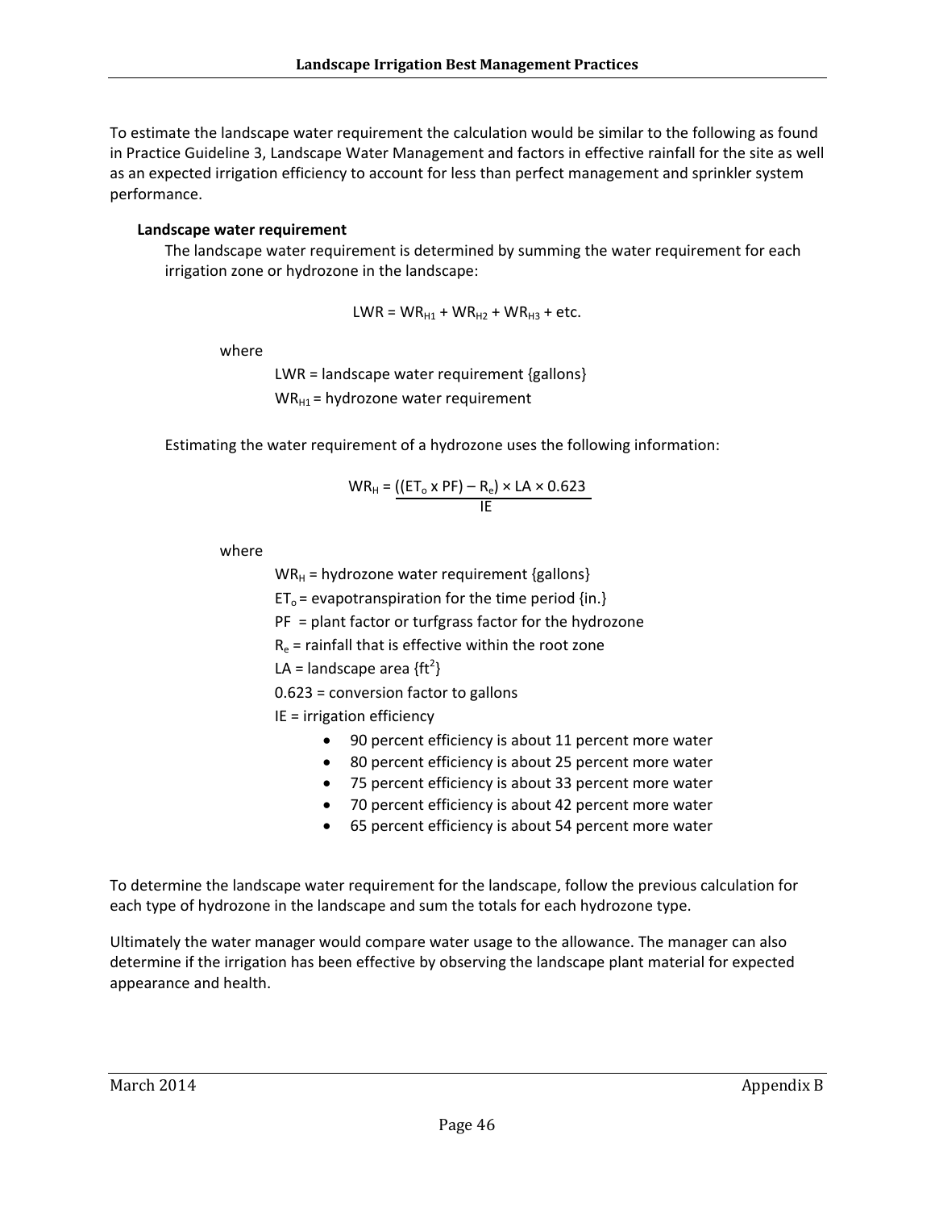To estimate the landscape water requirement the calculation would be similar to the following as found in Practice Guideline 3, Landscape Water Management and factors in effective rainfall for the site as well as an expected irrigation efficiency to account for less than perfect management and sprinkler system performance.

**Landscape water requirement**

The landscape water requirement is determined by summing the water requirement for each irrigation zone or hydrozone in the landscape:

$$LWR = WR_{H1} + WR_{H2} + WR_{H3} + \text{etc.}$$

where

$LWR$ = landscape water requirement {gallons}

$WR_{H1}$ = hydrozone water requirement

Estimating the water requirement of a hydrozone uses the following information:

$$WR_H = \frac{((ET_o \times PF) - R_e) \times LA \times 0.623}{IE}$$

where

$WR_H$ = hydrozone water requirement {gallons}

$ET_o$ = evapotranspiration for the time period {in.}

$PF$ = plant factor or turfgrass factor for the hydrozone

$R_e$ = rainfall that is effective within the root zone

$LA$ = landscape area {$ft^2$}

0.623 = conversion factor to gallons

$IE$ = irrigation efficiency

- 90 percent efficiency is about 11 percent more water
- 80 percent efficiency is about 25 percent more water
- 75 percent efficiency is about 33 percent more water
- 70 percent efficiency is about 42 percent more water
- 65 percent efficiency is about 54 percent more water

To determine the landscape water requirement for the landscape, follow the previous calculation for each type of hydrozone in the landscape and sum the totals for each hydrozone type.

Ultimately the water manager would compare water usage to the allowance. The manager can also determine if the irrigation has been effective by observing the landscape plant material for expected appearance and health.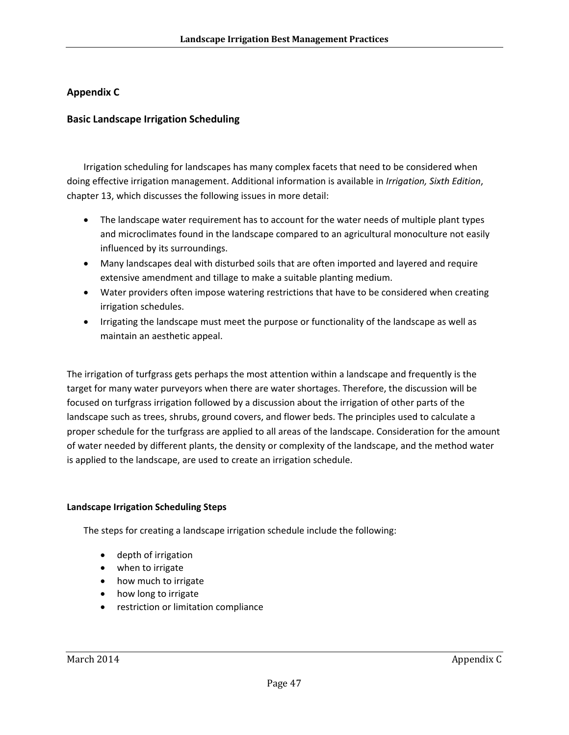## Appendix C

## Basic Landscape Irrigation Scheduling

Irrigation scheduling for landscapes has many complex facets that need to be considered when doing effective irrigation management. Additional information is available in *Irrigation, Sixth Edition*, chapter 13, which discusses the following issues in more detail:

- The landscape water requirement has to account for the water needs of multiple plant types and microclimates found in the landscape compared to an agricultural monoculture not easily influenced by its surroundings.
- Many landscapes deal with disturbed soils that are often imported and layered and require extensive amendment and tillage to make a suitable planting medium.
- Water providers often impose watering restrictions that have to be considered when creating irrigation schedules.
- Irrigating the landscape must meet the purpose or functionality of the landscape as well as maintain an aesthetic appeal.

The irrigation of turfgrass gets perhaps the most attention within a landscape and frequently is the target for many water purveyors when there are water shortages. Therefore, the discussion will be focused on turfgrass irrigation followed by a discussion about the irrigation of other parts of the landscape such as trees, shrubs, ground covers, and flower beds. The principles used to calculate a proper schedule for the turfgrass are applied to all areas of the landscape. Consideration for the amount of water needed by different plants, the density or complexity of the landscape, and the method water is applied to the landscape, are used to create an irrigation schedule.

### Landscape Irrigation Scheduling Steps

The steps for creating a landscape irrigation schedule include the following:

- depth of irrigation
- when to irrigate
- how much to irrigate
- how long to irrigate
- restriction or limitation compliance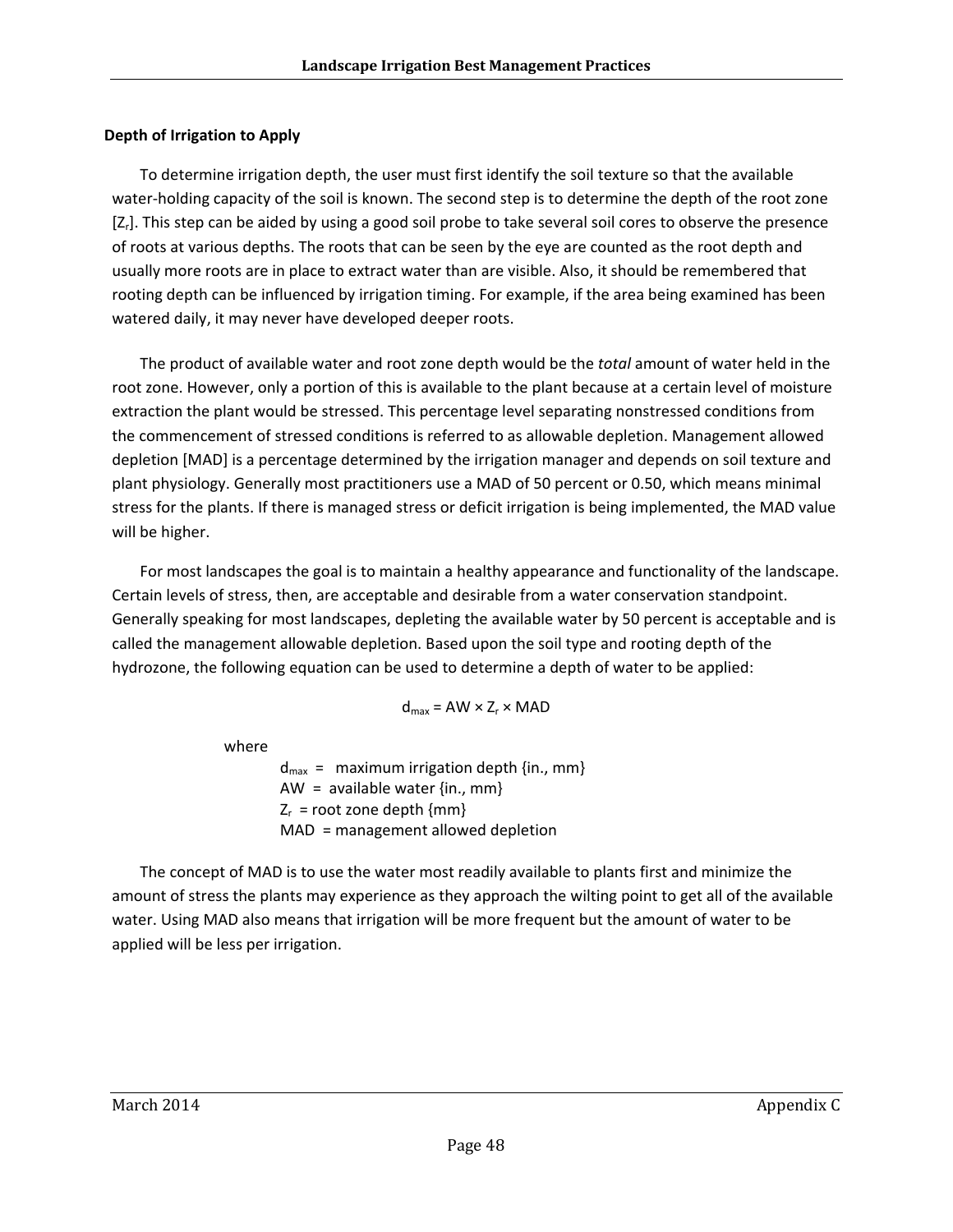### Depth of Irrigation to Apply

To determine irrigation depth, the user must first identify the soil texture so that the available water-holding capacity of the soil is known. The second step is to determine the depth of the root zone [$Z_r$]. This step can be aided by using a good soil probe to take several soil cores to observe the presence of roots at various depths. The roots that can be seen by the eye are counted as the root depth and usually more roots are in place to extract water than are visible. Also, it should be remembered that rooting depth can be influenced by irrigation timing. For example, if the area being examined has been watered daily, it may never have developed deeper roots.

The product of available water and root zone depth would be the *total* amount of water held in the root zone. However, only a portion of this is available to the plant because at a certain level of moisture extraction the plant would be stressed. This percentage level separating nonstressed conditions from the commencement of stressed conditions is referred to as allowable depletion. Management allowed depletion [MAD] is a percentage determined by the irrigation manager and depends on soil texture and plant physiology. Generally most practitioners use a MAD of 50 percent or 0.50, which means minimal stress for the plants. If there is managed stress or deficit irrigation is being implemented, the MAD value will be higher.

For most landscapes the goal is to maintain a healthy appearance and functionality of the landscape. Certain levels of stress, then, are acceptable and desirable from a water conservation standpoint. Generally speaking for most landscapes, depleting the available water by 50 percent is acceptable and is called the management allowable depletion. Based upon the soil type and rooting depth of the hydrozone, the following equation can be used to determine a depth of water to be applied:

$$d_{max} = AW \times Z_r \times MAD$$

where

$d_{max}$ = maximum irrigation depth {in., mm}
AW = available water {in., mm}
$Z_r$ = root zone depth {mm}
MAD = management allowed depletion

The concept of MAD is to use the water most readily available to plants first and minimize the amount of stress the plants may experience as they approach the wilting point to get all of the available water. Using MAD also means that irrigation will be more frequent but the amount of water to be applied will be less per irrigation.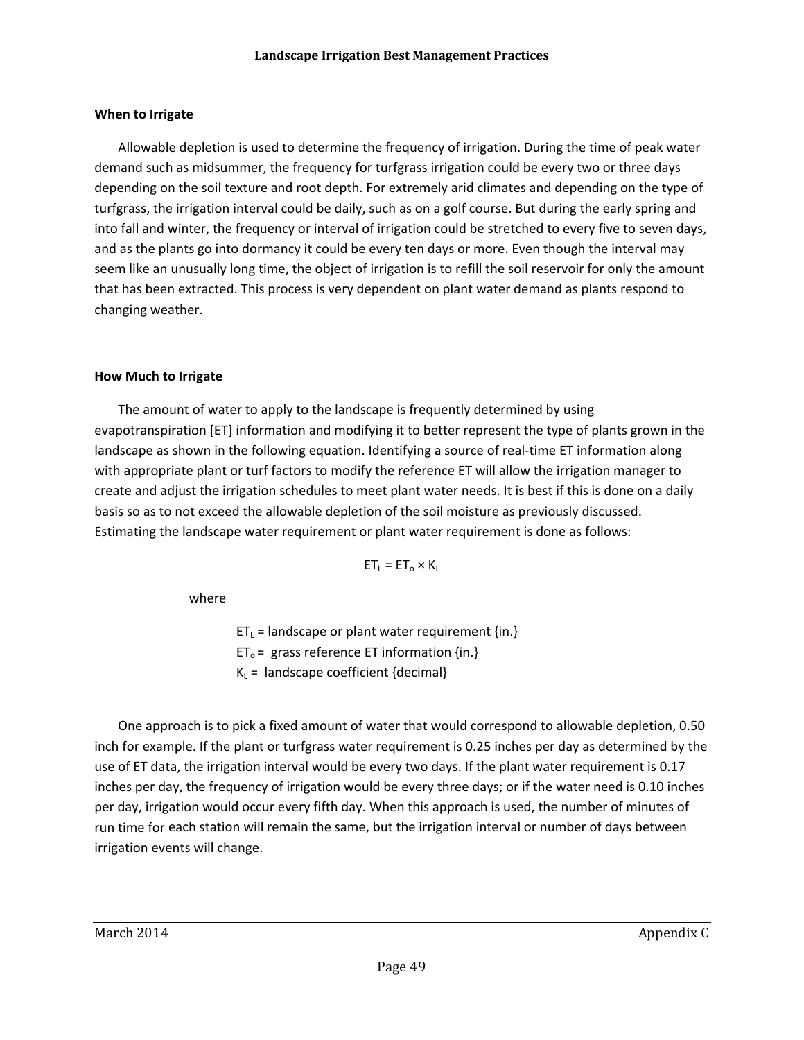### When to Irrigate

Allowable depletion is used to determine the frequency of irrigation. During the time of peak water demand such as midsummer, the frequency for turfgrass irrigation could be every two or three days depending on the soil texture and root depth. For extremely arid climates and depending on the type of turfgrass, the irrigation interval could be daily, such as on a golf course. But during the early spring and into fall and winter, the frequency or interval of irrigation could be stretched to every five to seven days, and as the plants go into dormancy it could be every ten days or more. Even though the interval may seem like an unusually long time, the object of irrigation is to refill the soil reservoir for only the amount that has been extracted. This process is very dependent on plant water demand as plants respond to changing weather.

### How Much to Irrigate

The amount of water to apply to the landscape is frequently determined by using evapotranspiration [ET] information and modifying it to better represent the type of plants grown in the landscape as shown in the following equation. Identifying a source of real-time ET information along with appropriate plant or turf factors to modify the reference ET will allow the irrigation manager to create and adjust the irrigation schedules to meet plant water needs. It is best if this is done on a daily basis so as to not exceed the allowable depletion of the soil moisture as previously discussed. Estimating the landscape water requirement or plant water requirement is done as follows:

$$ET_L = ET_o \times K_L$$

where

$ET_L$ = landscape or plant water requirement {in.}
$ET_o$ = grass reference ET information {in.}
$K_L$ = landscape coefficient {decimal}

One approach is to pick a fixed amount of water that would correspond to allowable depletion, 0.50 inch for example. If the plant or turfgrass water requirement is 0.25 inches per day as determined by the use of ET data, the irrigation interval would be every two days. If the plant water requirement is 0.17 inches per day, the frequency of irrigation would be every three days; or if the water need is 0.10 inches per day, irrigation would occur every fifth day. When this approach is used, the number of minutes of run time for each station will remain the same, but the irrigation interval or number of days between irrigation events will change.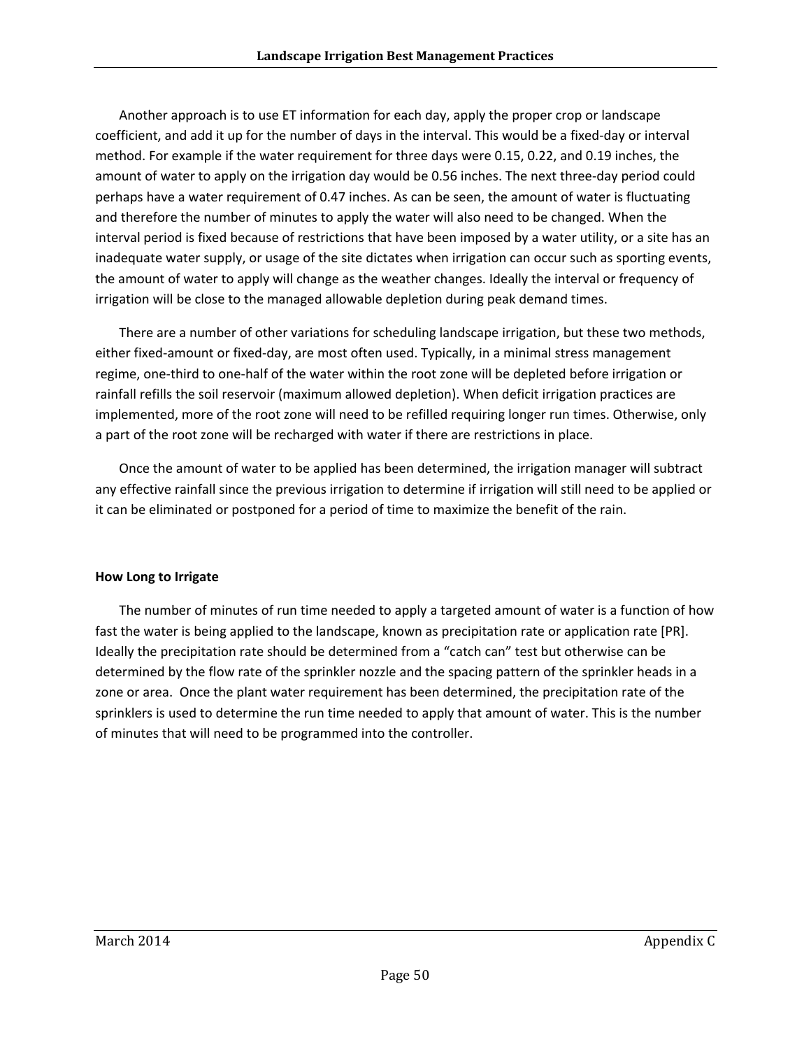Another approach is to use ET information for each day, apply the proper crop or landscape coefficient, and add it up for the number of days in the interval. This would be a fixed-day or interval method. For example if the water requirement for three days were 0.15, 0.22, and 0.19 inches, the amount of water to apply on the irrigation day would be 0.56 inches. The next three-day period could perhaps have a water requirement of 0.47 inches. As can be seen, the amount of water is fluctuating and therefore the number of minutes to apply the water will also need to be changed. When the interval period is fixed because of restrictions that have been imposed by a water utility, or a site has an inadequate water supply, or usage of the site dictates when irrigation can occur such as sporting events, the amount of water to apply will change as the weather changes. Ideally the interval or frequency of irrigation will be close to the managed allowable depletion during peak demand times.

There are a number of other variations for scheduling landscape irrigation, but these two methods, either fixed-amount or fixed-day, are most often used. Typically, in a minimal stress management regime, one-third to one-half of the water within the root zone will be depleted before irrigation or rainfall refills the soil reservoir (maximum allowed depletion). When deficit irrigation practices are implemented, more of the root zone will need to be refilled requiring longer run times. Otherwise, only a part of the root zone will be recharged with water if there are restrictions in place.

Once the amount of water to be applied has been determined, the irrigation manager will subtract any effective rainfall since the previous irrigation to determine if irrigation will still need to be applied or it can be eliminated or postponed for a period of time to maximize the benefit of the rain.

**How Long to Irrigate**

The number of minutes of run time needed to apply a targeted amount of water is a function of how fast the water is being applied to the landscape, known as precipitation rate or application rate [PR]. Ideally the precipitation rate should be determined from a "catch can" test but otherwise can be determined by the flow rate of the sprinkler nozzle and the spacing pattern of the sprinkler heads in a zone or area. Once the plant water requirement has been determined, the precipitation rate of the sprinklers is used to determine the run time needed to apply that amount of water. This is the number of minutes that will need to be programmed into the controller.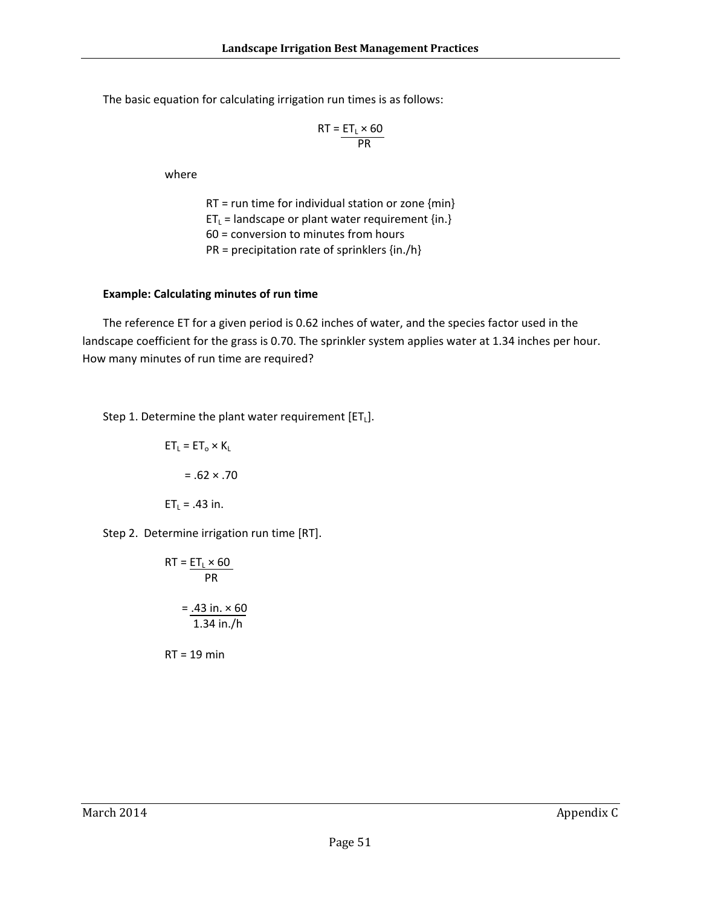The basic equation for calculating irrigation run times is as follows:

$$RT = \frac{ET_L \times 60}{PR}$$

where

$RT$ = run time for individual station or zone {min}
$ET_L$ = landscape or plant water requirement {in.}
60 = conversion to minutes from hours
$PR$ = precipitation rate of sprinklers {in./h}

**Example: Calculating minutes of run time**

The reference ET for a given period is 0.62 inches of water, and the species factor used in the landscape coefficient for the grass is 0.70. The sprinkler system applies water at 1.34 inches per hour. How many minutes of run time are required?

Step 1. Determine the plant water requirement [$ET_L$].

$$ET_L = ET_o \times K_L$$

$$= .62 \times .70$$

$$ET_L = .43 \text{ in.}$$

Step 2. Determine irrigation run time [RT].

$$RT = \frac{ET_L \times 60}{PR}$$

$$= \frac{.43 \text{ in.} \times 60}{1.34 \text{ in./h}}$$

$$RT = 19 \text{ min}$$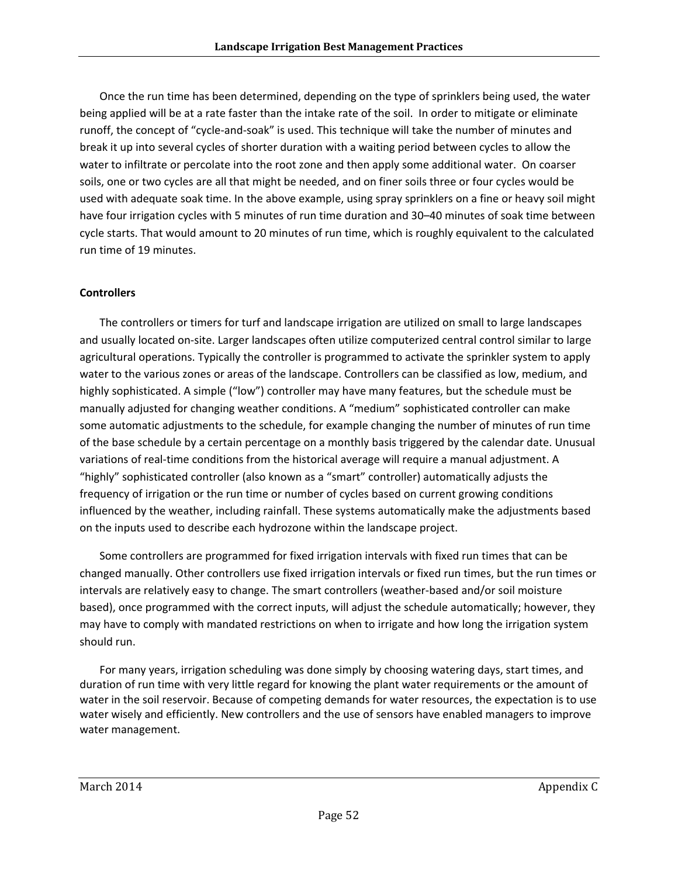Once the run time has been determined, depending on the type of sprinklers being used, the water being applied will be at a rate faster than the intake rate of the soil. In order to mitigate or eliminate runoff, the concept of "cycle-and-soak" is used. This technique will take the number of minutes and break it up into several cycles of shorter duration with a waiting period between cycles to allow the water to infiltrate or percolate into the root zone and then apply some additional water. On coarser soils, one or two cycles are all that might be needed, and on finer soils three or four cycles would be used with adequate soak time. In the above example, using spray sprinklers on a fine or heavy soil might have four irrigation cycles with 5 minutes of run time duration and 30–40 minutes of soak time between cycle starts. That would amount to 20 minutes of run time, which is roughly equivalent to the calculated run time of 19 minutes.

**Controllers**

The controllers or timers for turf and landscape irrigation are utilized on small to large landscapes and usually located on-site. Larger landscapes often utilize computerized central control similar to large agricultural operations. Typically the controller is programmed to activate the sprinkler system to apply water to the various zones or areas of the landscape. Controllers can be classified as low, medium, and highly sophisticated. A simple ("low") controller may have many features, but the schedule must be manually adjusted for changing weather conditions. A "medium" sophisticated controller can make some automatic adjustments to the schedule, for example changing the number of minutes of run time of the base schedule by a certain percentage on a monthly basis triggered by the calendar date. Unusual variations of real-time conditions from the historical average will require a manual adjustment. A "highly" sophisticated controller (also known as a "smart" controller) automatically adjusts the frequency of irrigation or the run time or number of cycles based on current growing conditions influenced by the weather, including rainfall. These systems automatically make the adjustments based on the inputs used to describe each hydrozone within the landscape project.

Some controllers are programmed for fixed irrigation intervals with fixed run times that can be changed manually. Other controllers use fixed irrigation intervals or fixed run times, but the run times or intervals are relatively easy to change. The smart controllers (weather-based and/or soil moisture based), once programmed with the correct inputs, will adjust the schedule automatically; however, they may have to comply with mandated restrictions on when to irrigate and how long the irrigation system should run.

For many years, irrigation scheduling was done simply by choosing watering days, start times, and duration of run time with very little regard for knowing the plant water requirements or the amount of water in the soil reservoir. Because of competing demands for water resources, the expectation is to use water wisely and efficiently. New controllers and the use of sensors have enabled managers to improve water management.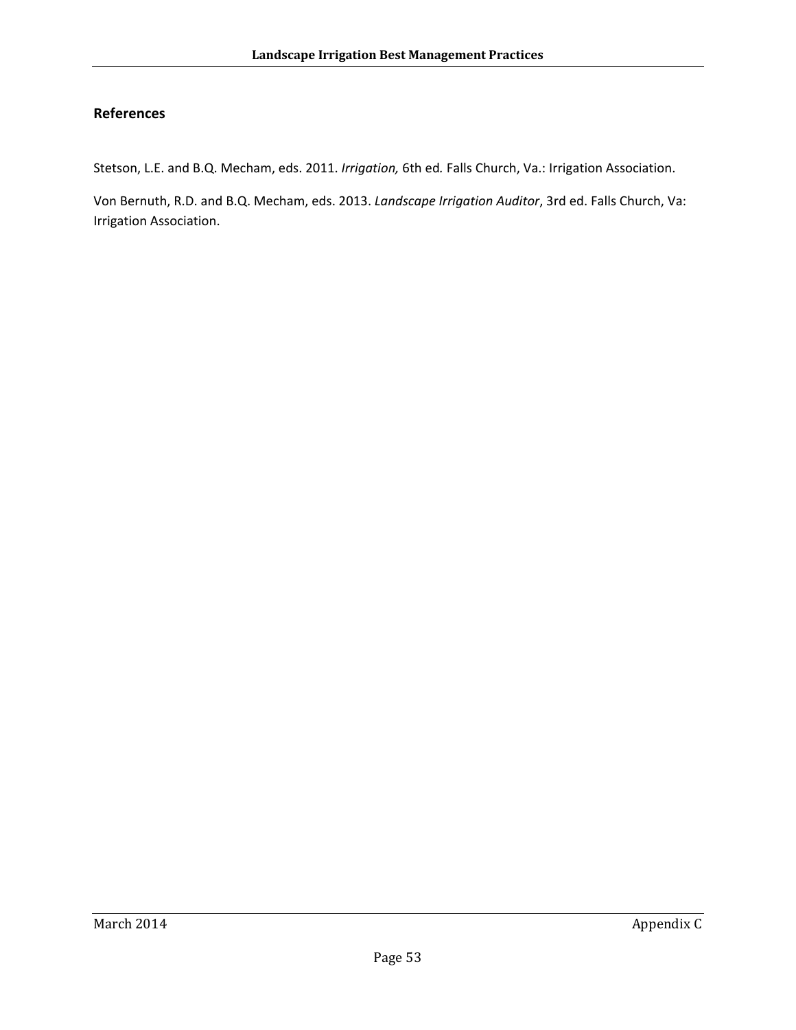## References

Stetson, L.E. and B.Q. Mecham, eds. 2011. *Irrigation,* 6th ed*.* Falls Church, Va.: Irrigation Association.

Von Bernuth, R.D. and B.Q. Mecham, eds. 2013. *Landscape Irrigation Auditor*, 3rd ed. Falls Church, Va: Irrigation Association.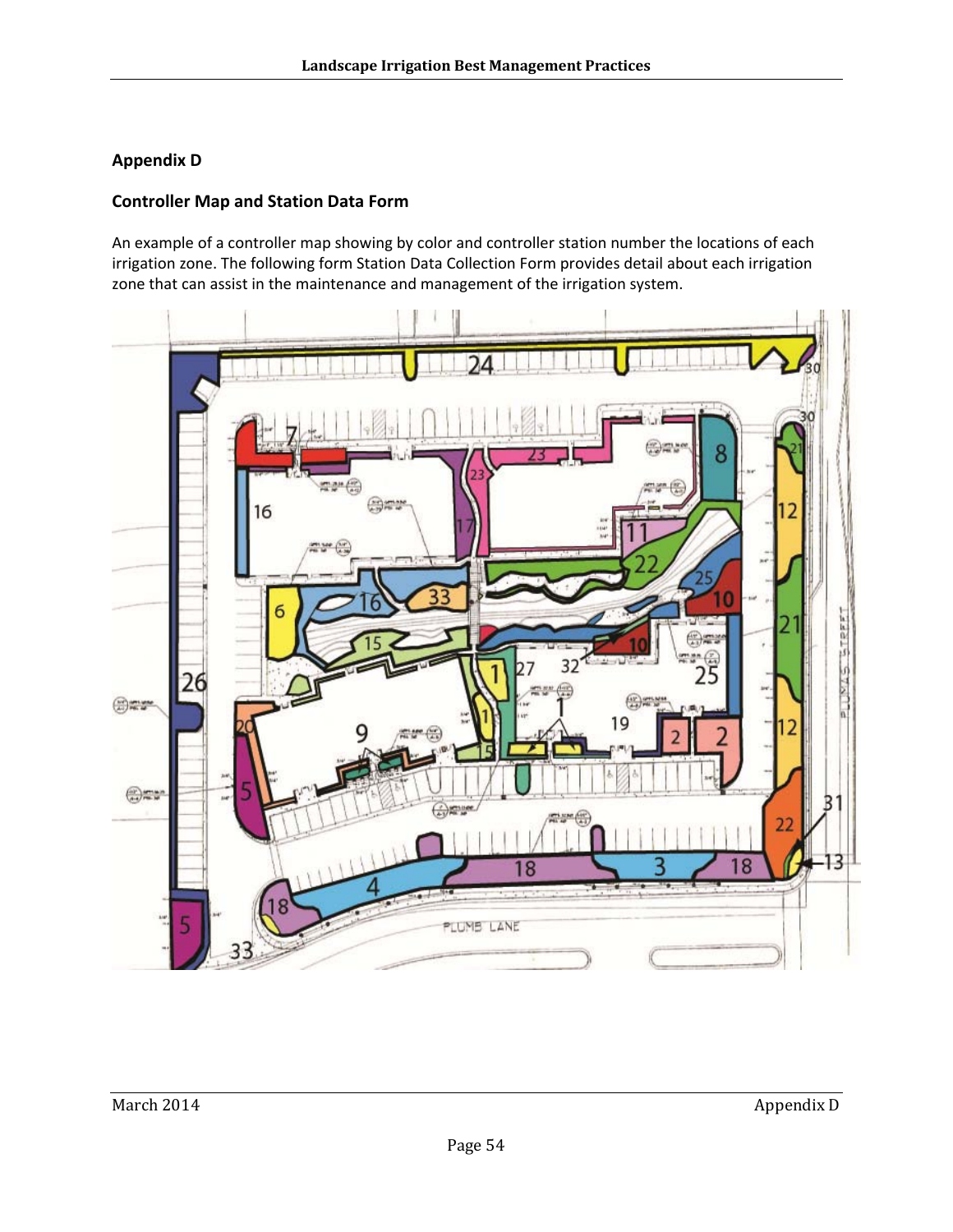## Appendix D

## Controller Map and Station Data Form

An example of a controller map showing by color and controller station number the locations of each irrigation zone. The following form Station Data Collection Form provides detail about each irrigation zone that can assist in the maintenance and management of the irrigation system.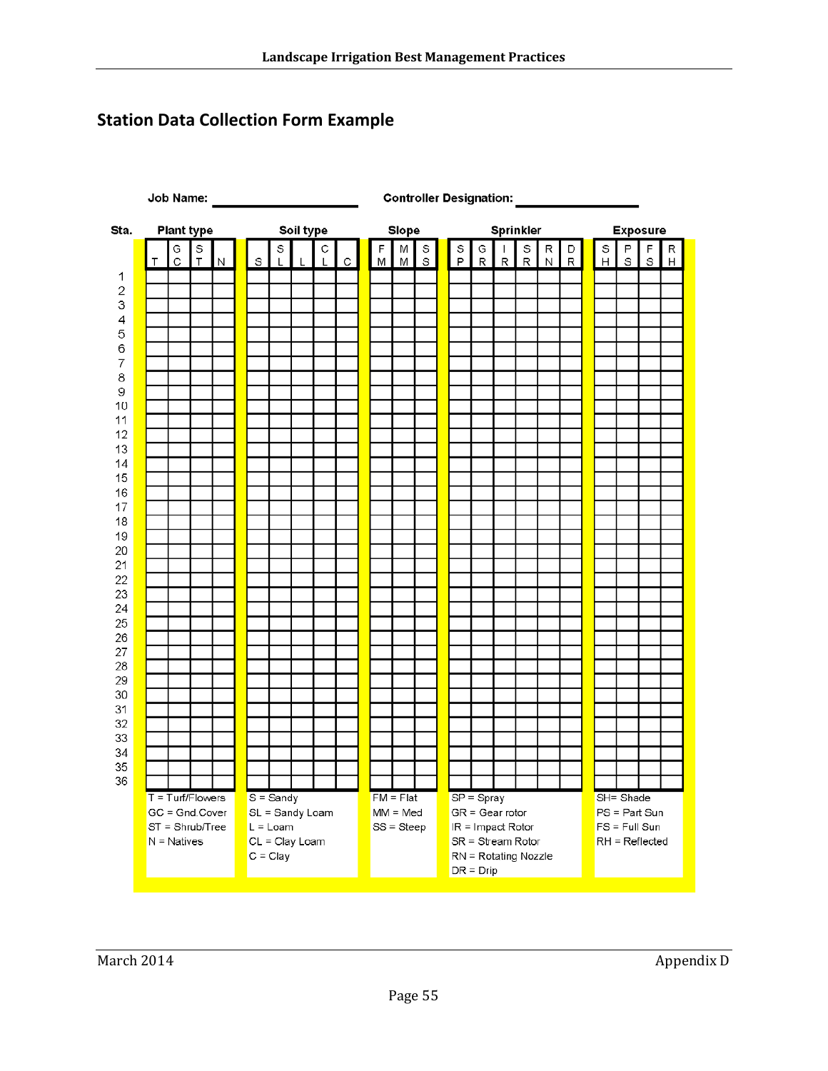## Station Data Collection Form Example

**Job Name:** ______________________ **Controller Designation:** __________________

| Sta. | Plant type | | | | Soil type | | | | | Slope | | | Sprinkler | | | | | | Exposure | | | |
|---|---|---|---|---|---|---|---|---|---|---|---|---|---|---|---|---|---|---|---|---|---|---|
| | T | GC | ST | N | S | SL | L | CL | C | FM | MM | SS | SP | GR | IR | SR | RN | DR | SH | PS | FS | RH |
| 1 | | | | | | | | | | | | | | | | | | | | | | |
| 2 | | | | | | | | | | | | | | | | | | | | | | |
| 3 | | | | | | | | | | | | | | | | | | | | | | |
| 4 | | | | | | | | | | | | | | | | | | | | | | |
| 5 | | | | | | | | | | | | | | | | | | | | | | |
| 6 | | | | | | | | | | | | | | | | | | | | | | |
| 7 | | | | | | | | | | | | | | | | | | | | | | |
| 8 | | | | | | | | | | | | | | | | | | | | | | |
| 9 | | | | | | | | | | | | | | | | | | | | | | |
| 10 | | | | | | | | | | | | | | | | | | | | | | |
| 11 | | | | | | | | | | | | | | | | | | | | | | |
| 12 | | | | | | | | | | | | | | | | | | | | | | |
| 13 | | | | | | | | | | | | | | | | | | | | | | |
| 14 | | | | | | | | | | | | | | | | | | | | | | |
| 15 | | | | | | | | | | | | | | | | | | | | | | |
| 16 | | | | | | | | | | | | | | | | | | | | | | |
| 17 | | | | | | | | | | | | | | | | | | | | | | |
| 18 | | | | | | | | | | | | | | | | | | | | | | |
| 19 | | | | | | | | | | | | | | | | | | | | | | |
| 20 | | | | | | | | | | | | | | | | | | | | | | |
| 21 | | | | | | | | | | | | | | | | | | | | | | |
| 22 | | | | | | | | | | | | | | | | | | | | | | |
| 23 | | | | | | | | | | | | | | | | | | | | | | |
| 24 | | | | | | | | | | | | | | | | | | | | | | |
| 25 | | | | | | | | | | | | | | | | | | | | | | |
| 26 | | | | | | | | | | | | | | | | | | | | | | |
| 27 | | | | | | | | | | | | | | | | | | | | | | |
| 28 | | | | | | | | | | | | | | | | | | | | | | |
| 29 | | | | | | | | | | | | | | | | | | | | | | |
| 30 | | | | | | | | | | | | | | | | | | | | | | |
| 31 | | | | | | | | | | | | | | | | | | | | | | |
| 32 | | | | | | | | | | | | | | | | | | | | | | |
| 33 | | | | | | | | | | | | | | | | | | | | | | |
| 34 | | | | | | | | | | | | | | | | | | | | | | |
| 35 | | | | | | | | | | | | | | | | | | | | | | |
| 36 | | | | | | | | | | | | | | | | | | | | | | |

**Plant type:** T = Turf/Flowers; GC = Gnd.Cover; ST = Shrub/Tree; N = Natives

**Soil type:** S = Sandy; SL = Sandy Loam; L = Loam; CL = Clay Loam; C = Clay

**Slope:** FM = Flat; MM = Med; SS = Steep

**Sprinkler:** SP = Spray; GR = Gear rotor; IR = Impact Rotor; SR = Stream Rotor; RN = Rotating Nozzle; DR = Drip

**Exposure:** SH= Shade; PS = Part Sun; FS = Full Sun; RH = Reflected